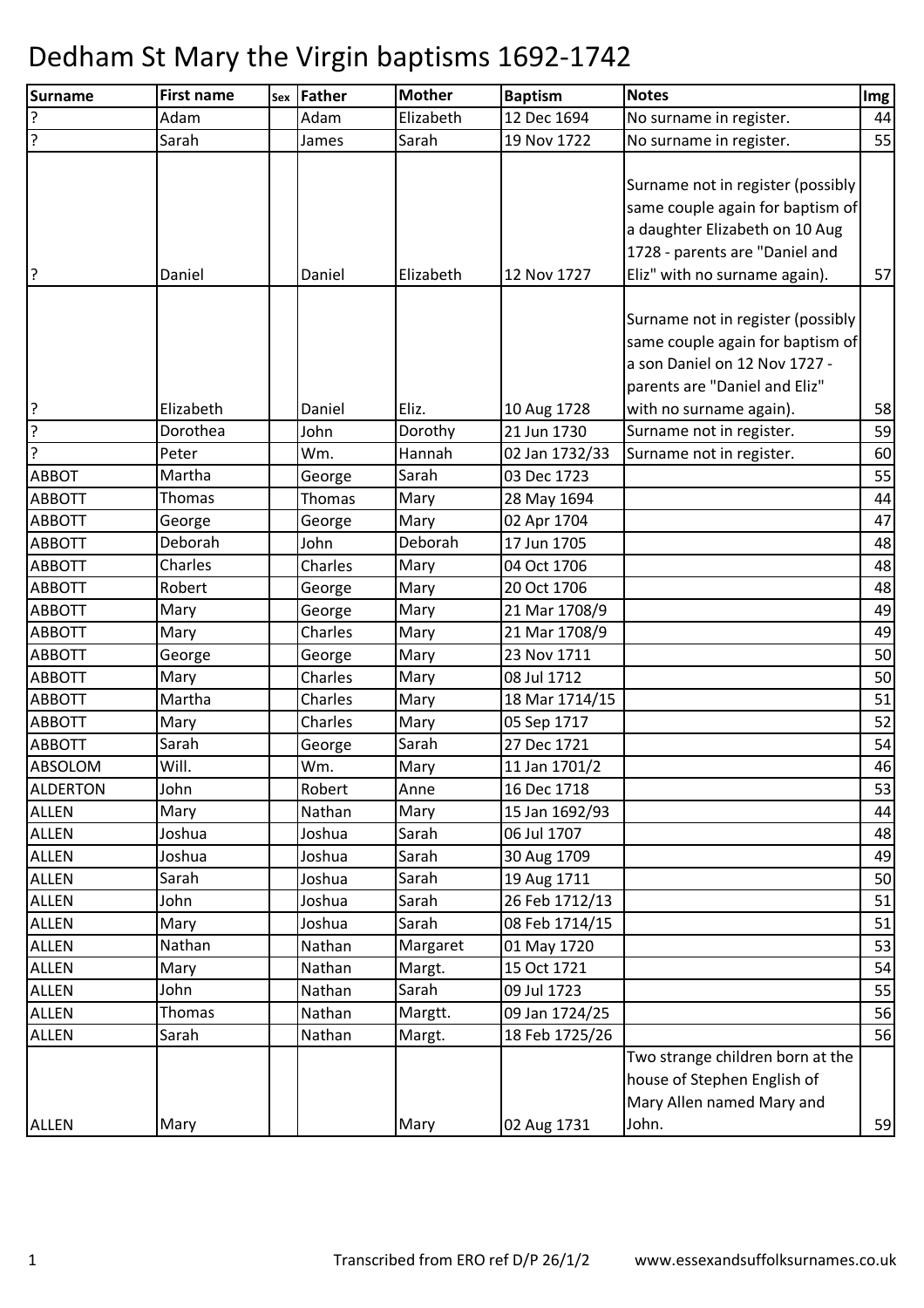# Dedham St Mary the Virgin baptisms 1692-1742

| Surname | First name | Sex | Father | Mother | Baptism | Notes | Img |
|---|---|---|---|---|---|---|---|
| ? | Adam | | Adam | Elizabeth | 12 Dec 1694 | No surname in register. | 44 |
| ? | Sarah | | James | Sarah | 19 Nov 1722 | No surname in register. | 55 |
| ? | Daniel | | Daniel | Elizabeth | 12 Nov 1727 | Surname not in register (possibly same couple again for baptism of a daughter Elizabeth on 10 Aug 1728 - parents are "Daniel and Eliz" with no surname again). | 57 |
| ? | Elizabeth | | Daniel | Eliz. | 10 Aug 1728 | Surname not in register (possibly same couple again for baptism of a son Daniel on 12 Nov 1727 - parents are "Daniel and Eliz" with no surname again). | 58 |
| ? | Dorothea | | John | Dorothy | 21 Jun 1730 | Surname not in register. | 59 |
| ? | Peter | | Wm. | Hannah | 02 Jan 1732/33 | Surname not in register. | 60 |
| ABBOT | Martha | | George | Sarah | 03 Dec 1723 | | 55 |
| ABBOTT | Thomas | | Thomas | Mary | 28 May 1694 | | 44 |
| ABBOTT | George | | George | Mary | 02 Apr 1704 | | 47 |
| ABBOTT | Deborah | | John | Deborah | 17 Jun 1705 | | 48 |
| ABBOTT | Charles | | Charles | Mary | 04 Oct 1706 | | 48 |
| ABBOTT | Robert | | George | Mary | 20 Oct 1706 | | 48 |
| ABBOTT | Mary | | George | Mary | 21 Mar 1708/9 | | 49 |
| ABBOTT | Mary | | Charles | Mary | 21 Mar 1708/9 | | 49 |
| ABBOTT | George | | George | Mary | 23 Nov 1711 | | 50 |
| ABBOTT | Mary | | Charles | Mary | 08 Jul 1712 | | 50 |
| ABBOTT | Martha | | Charles | Mary | 18 Mar 1714/15 | | 51 |
| ABBOTT | Mary | | Charles | Mary | 05 Sep 1717 | | 52 |
| ABBOTT | Sarah | | George | Sarah | 27 Dec 1721 | | 54 |
| ABSOLOM | Will. | | Wm. | Mary | 11 Jan 1701/2 | | 46 |
| ALDERTON | John | | Robert | Anne | 16 Dec 1718 | | 53 |
| ALLEN | Mary | | Nathan | Mary | 15 Jan 1692/93 | | 44 |
| ALLEN | Joshua | | Joshua | Sarah | 06 Jul 1707 | | 48 |
| ALLEN | Joshua | | Joshua | Sarah | 30 Aug 1709 | | 49 |
| ALLEN | Sarah | | Joshua | Sarah | 19 Aug 1711 | | 50 |
| ALLEN | John | | Joshua | Sarah | 26 Feb 1712/13 | | 51 |
| ALLEN | Mary | | Joshua | Sarah | 08 Feb 1714/15 | | 51 |
| ALLEN | Nathan | | Nathan | Margaret | 01 May 1720 | | 53 |
| ALLEN | Mary | | Nathan | Margt. | 15 Oct 1721 | | 54 |
| ALLEN | John | | Nathan | Sarah | 09 Jul 1723 | | 55 |
| ALLEN | Thomas | | Nathan | Margtt. | 09 Jan 1724/25 | | 56 |
| ALLEN | Sarah | | Nathan | Margt. | 18 Feb 1725/26 | | 56 |
| ALLEN | Mary | | | Mary | 02 Aug 1731 | Two strange children born at the house of Stephen English of Mary Allen named Mary and John. | 59 |

Transcribed from ERO ref D/P 26/1/2 www.essexandsuffolksurnames.co.uk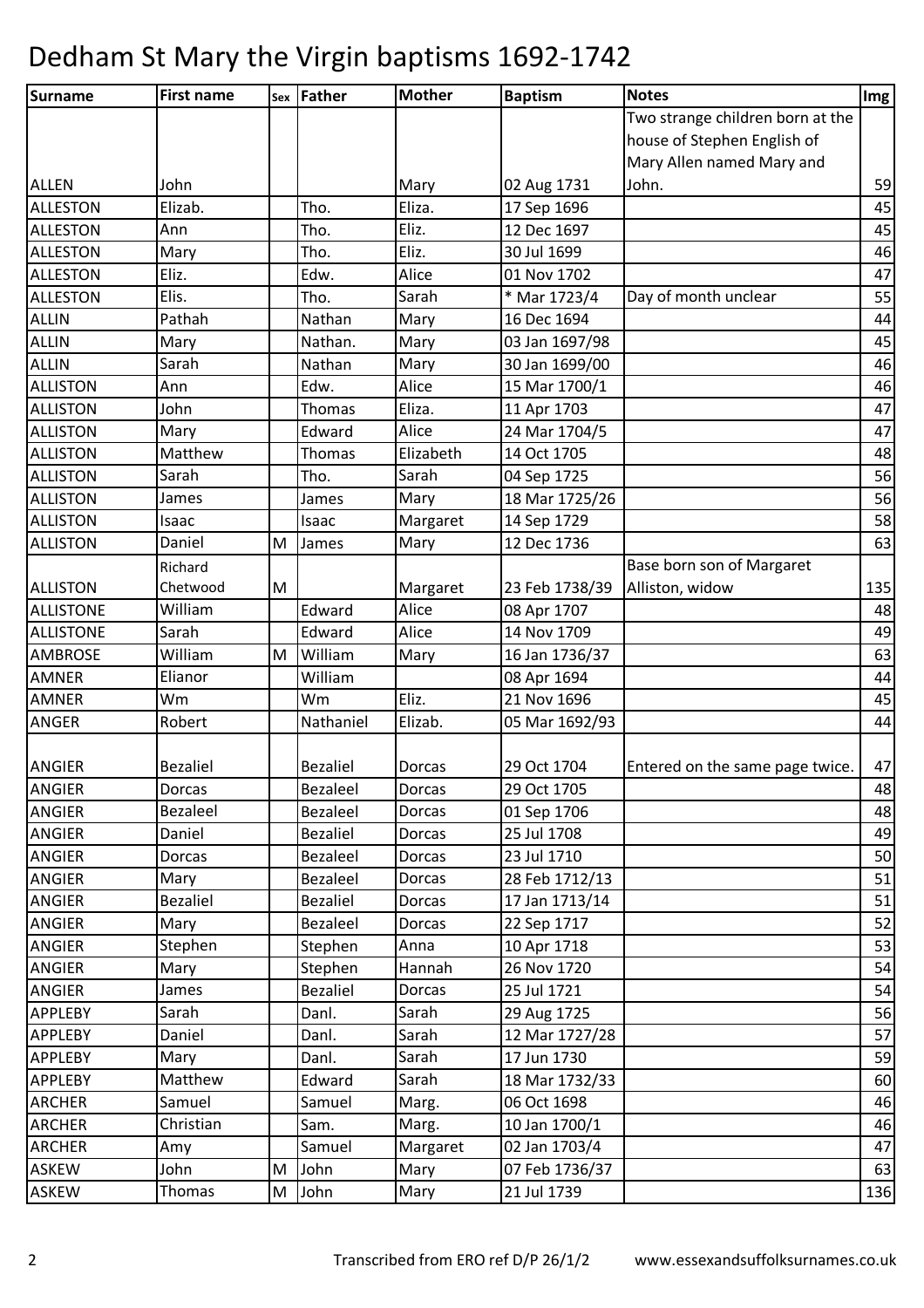# Dedham St Mary the Virgin baptisms 1692-1742

| Surname | First name | Sex | Father | Mother | Baptism | Notes | Img |
|---|---|---|---|---|---|---|---|
| ALLEN | John | | | Mary | 02 Aug 1731 | Two strange children born at the house of Stephen English of Mary Allen named Mary and John. | 59 |
| ALLESTON | Elizab. | | Tho. | Eliza. | 17 Sep 1696 | | 45 |
| ALLESTON | Ann | | Tho. | Eliz. | 12 Dec 1697 | | 45 |
| ALLESTON | Mary | | Tho. | Eliz. | 30 Jul 1699 | | 46 |
| ALLESTON | Eliz. | | Edw. | Alice | 01 Nov 1702 | | 47 |
| ALLESTON | Elis. | | Tho. | Sarah | * Mar 1723/4 | Day of month unclear | 55 |
| ALLIN | Pathah | | Nathan | Mary | 16 Dec 1694 | | 44 |
| ALLIN | Mary | | Nathan. | Mary | 03 Jan 1697/98 | | 45 |
| ALLIN | Sarah | | Nathan | Mary | 30 Jan 1699/00 | | 46 |
| ALLISTON | Ann | | Edw. | Alice | 15 Mar 1700/1 | | 46 |
| ALLISTON | John | | Thomas | Eliza. | 11 Apr 1703 | | 47 |
| ALLISTON | Mary | | Edward | Alice | 24 Mar 1704/5 | | 47 |
| ALLISTON | Matthew | | Thomas | Elizabeth | 14 Oct 1705 | | 48 |
| ALLISTON | Sarah | | Tho. | Sarah | 04 Sep 1725 | | 56 |
| ALLISTON | James | | James | Mary | 18 Mar 1725/26 | | 56 |
| ALLISTON | Isaac | | Isaac | Margaret | 14 Sep 1729 | | 58 |
| ALLISTON | Daniel | M | James | Mary | 12 Dec 1736 | | 63 |
| ALLISTON | Richard Chetwood | M | | Margaret | 23 Feb 1738/39 | Base born son of Margaret Alliston, widow | 135 |
| ALLISTONE | William | | Edward | Alice | 08 Apr 1707 | | 48 |
| ALLISTONE | Sarah | | Edward | Alice | 14 Nov 1709 | | 49 |
| AMBROSE | William | M | William | Mary | 16 Jan 1736/37 | | 63 |
| AMNER | Elianor | | William | | 08 Apr 1694 | | 44 |
| AMNER | Wm | | Wm | Eliz. | 21 Nov 1696 | | 45 |
| ANGER | Robert | | Nathaniel | Elizab. | 05 Mar 1692/93 | | 44 |
| ANGIER | Bezaliel | | Bezaliel | Dorcas | 29 Oct 1704 | Entered on the same page twice. | 47 |
| ANGIER | Dorcas | | Bezaleel | Dorcas | 29 Oct 1705 | | 48 |
| ANGIER | Bezaleel | | Bezaleel | Dorcas | 01 Sep 1706 | | 48 |
| ANGIER | Daniel | | Bezaliel | Dorcas | 25 Jul 1708 | | 49 |
| ANGIER | Dorcas | | Bezaleel | Dorcas | 23 Jul 1710 | | 50 |
| ANGIER | Mary | | Bezaleel | Dorcas | 28 Feb 1712/13 | | 51 |
| ANGIER | Bezaliel | | Bezaliel | Dorcas | 17 Jan 1713/14 | | 51 |
| ANGIER | Mary | | Bezaleel | Dorcas | 22 Sep 1717 | | 52 |
| ANGIER | Stephen | | Stephen | Anna | 10 Apr 1718 | | 53 |
| ANGIER | Mary | | Stephen | Hannah | 26 Nov 1720 | | 54 |
| ANGIER | James | | Bezaliel | Dorcas | 25 Jul 1721 | | 54 |
| APPLEBY | Sarah | | Danl. | Sarah | 29 Aug 1725 | | 56 |
| APPLEBY | Daniel | | Danl. | Sarah | 12 Mar 1727/28 | | 57 |
| APPLEBY | Mary | | Danl. | Sarah | 17 Jun 1730 | | 59 |
| APPLEBY | Matthew | | Edward | Sarah | 18 Mar 1732/33 | | 60 |
| ARCHER | Samuel | | Samuel | Marg. | 06 Oct 1698 | | 46 |
| ARCHER | Christian | | Sam. | Marg. | 10 Jan 1700/1 | | 46 |
| ARCHER | Amy | | Samuel | Margaret | 02 Jan 1703/4 | | 47 |
| ASKEW | John | M | John | Mary | 07 Feb 1736/37 | | 63 |
| ASKEW | Thomas | M | John | Mary | 21 Jul 1739 | | 136 |

Transcribed from ERO ref D/P 26/1/2 www.essexandsuffolksurnames.co.uk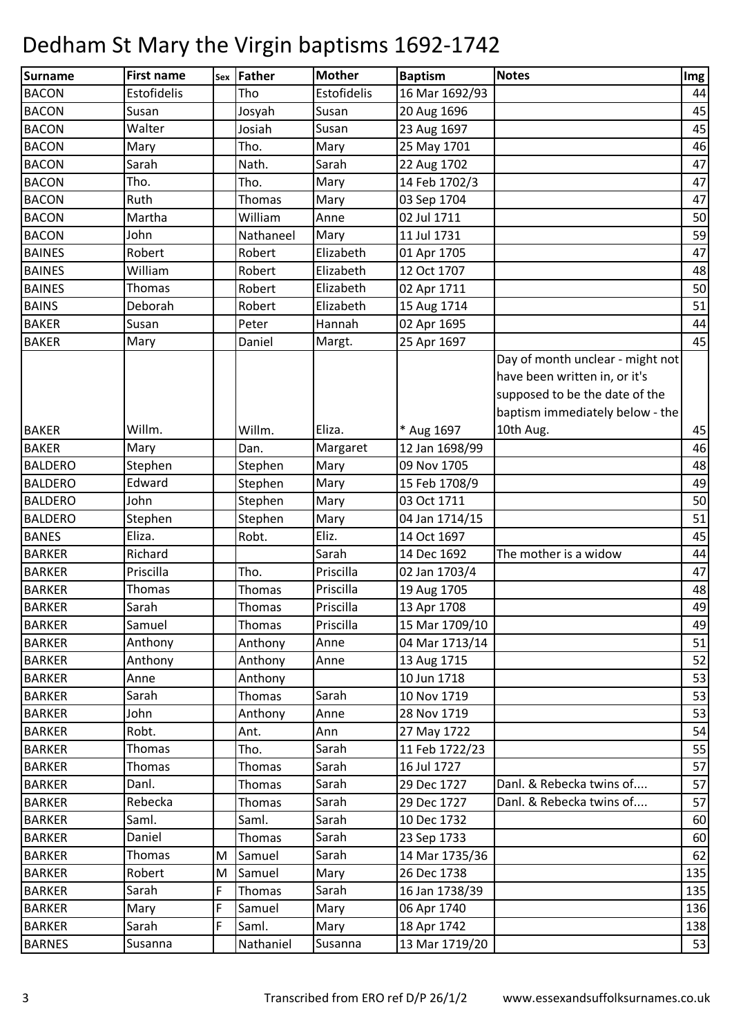# Dedham St Mary the Virgin baptisms 1692-1742

| Surname | First name | Sex | Father | Mother | Baptism | Notes | Img |
|---|---|---|---|---|---|---|---|
| BACON | Estofidelis | | Tho | Estofidelis | 16 Mar 1692/93 | | 44 |
| BACON | Susan | | Josyah | Susan | 20 Aug 1696 | | 45 |
| BACON | Walter | | Josiah | Susan | 23 Aug 1697 | | 45 |
| BACON | Mary | | Tho. | Mary | 25 May 1701 | | 46 |
| BACON | Sarah | | Nath. | Sarah | 22 Aug 1702 | | 47 |
| BACON | Tho. | | Tho. | Mary | 14 Feb 1702/3 | | 47 |
| BACON | Ruth | | Thomas | Mary | 03 Sep 1704 | | 47 |
| BACON | Martha | | William | Anne | 02 Jul 1711 | | 50 |
| BACON | John | | Nathaneel | Mary | 11 Jul 1731 | | 59 |
| BAINES | Robert | | Robert | Elizabeth | 01 Apr 1705 | | 47 |
| BAINES | William | | Robert | Elizabeth | 12 Oct 1707 | | 48 |
| BAINES | Thomas | | Robert | Elizabeth | 02 Apr 1711 | | 50 |
| BAINS | Deborah | | Robert | Elizabeth | 15 Aug 1714 | | 51 |
| BAKER | Susan | | Peter | Hannah | 02 Apr 1695 | | 44 |
| BAKER | Mary | | Daniel | Margt. | 25 Apr 1697 | | 45 |
| BAKER | Willm. | | Willm. | Eliza. | * Aug 1697 | Day of month unclear - might not have been written in, or it's supposed to be the date of the baptism immediately below - the 10th Aug. | 45 |
| BAKER | Mary | | Dan. | Margaret | 12 Jan 1698/99 | | 46 |
| BALDERO | Stephen | | Stephen | Mary | 09 Nov 1705 | | 48 |
| BALDERO | Edward | | Stephen | Mary | 15 Feb 1708/9 | | 49 |
| BALDERO | John | | Stephen | Mary | 03 Oct 1711 | | 50 |
| BALDERO | Stephen | | Stephen | Mary | 04 Jan 1714/15 | | 51 |
| BANES | Eliza. | | Robt. | Eliz. | 14 Oct 1697 | | 45 |
| BARKER | Richard | | | Sarah | 14 Dec 1692 | The mother is a widow | 44 |
| BARKER | Priscilla | | Tho. | Priscilla | 02 Jan 1703/4 | | 47 |
| BARKER | Thomas | | Thomas | Priscilla | 19 Aug 1705 | | 48 |
| BARKER | Sarah | | Thomas | Priscilla | 13 Apr 1708 | | 49 |
| BARKER | Samuel | | Thomas | Priscilla | 15 Mar 1709/10 | | 49 |
| BARKER | Anthony | | Anthony | Anne | 04 Mar 1713/14 | | 51 |
| BARKER | Anthony | | Anthony | Anne | 13 Aug 1715 | | 52 |
| BARKER | Anne | | Anthony | | 10 Jun 1718 | | 53 |
| BARKER | Sarah | | Thomas | Sarah | 10 Nov 1719 | | 53 |
| BARKER | John | | Anthony | Anne | 28 Nov 1719 | | 53 |
| BARKER | Robt. | | Ant. | Ann | 27 May 1722 | | 54 |
| BARKER | Thomas | | Tho. | Sarah | 11 Feb 1722/23 | | 55 |
| BARKER | Thomas | | Thomas | Sarah | 16 Jul 1727 | | 57 |
| BARKER | Danl. | | Thomas | Sarah | 29 Dec 1727 | Danl. & Rebecka twins of.... | 57 |
| BARKER | Rebecka | | Thomas | Sarah | 29 Dec 1727 | Danl. & Rebecka twins of.... | 57 |
| BARKER | Saml. | | Saml. | Sarah | 10 Dec 1732 | | 60 |
| BARKER | Daniel | | Thomas | Sarah | 23 Sep 1733 | | 60 |
| BARKER | Thomas | M | Samuel | Sarah | 14 Mar 1735/36 | | 62 |
| BARKER | Robert | M | Samuel | Mary | 26 Dec 1738 | | 135 |
| BARKER | Sarah | F | Thomas | Sarah | 16 Jan 1738/39 | | 135 |
| BARKER | Mary | F | Samuel | Mary | 06 Apr 1740 | | 136 |
| BARKER | Sarah | F | Saml. | Mary | 18 Apr 1742 | | 138 |
| BARNES | Susanna | | Nathaniel | Susanna | 13 Mar 1719/20 | | 53 |

Transcribed from ERO ref D/P 26/1/2 www.essexandsuffolksurnames.co.uk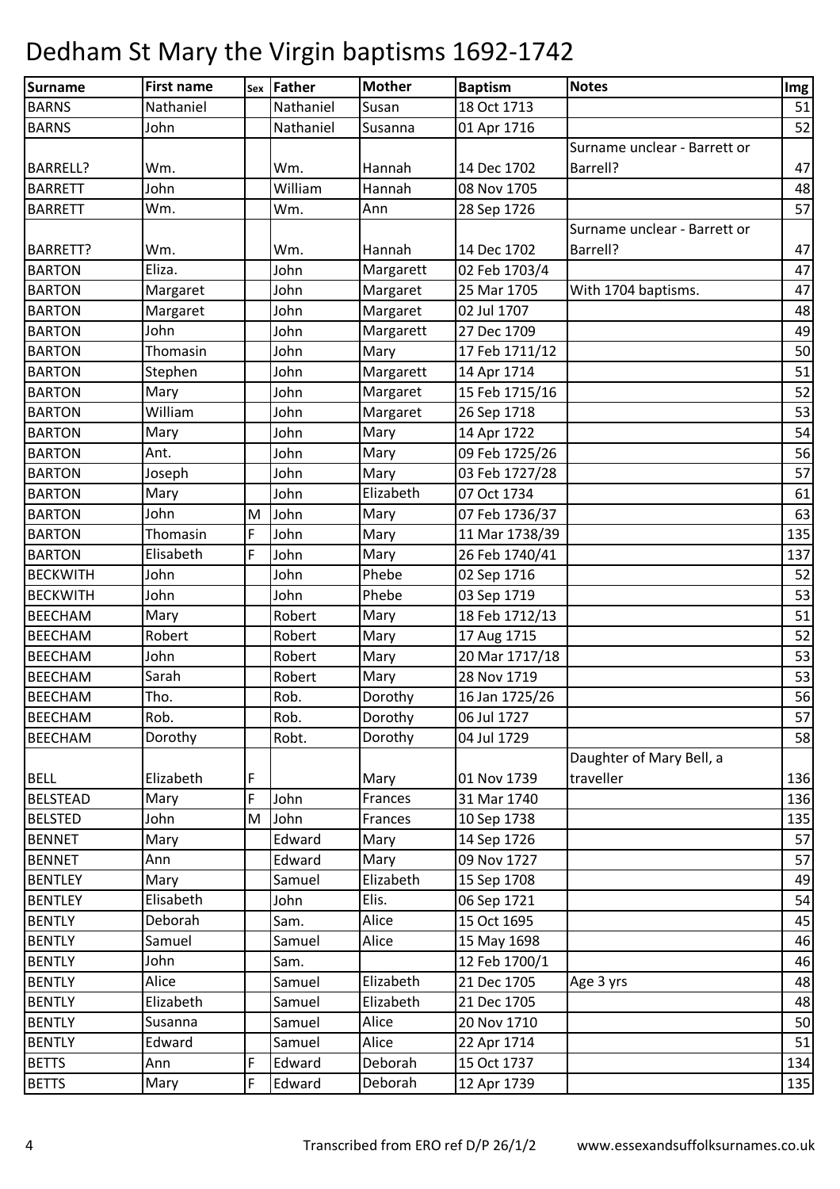# Dedham St Mary the Virgin baptisms 1692-1742

| Surname | First name | Sex | Father | Mother | Baptism | Notes | Img |
|---|---|---|---|---|---|---|---|
| BARNS | Nathaniel | | Nathaniel | Susan | 18 Oct 1713 | | 51 |
| BARNS | John | | Nathaniel | Susanna | 01 Apr 1716 | | 52 |
| BARRELL? | Wm. | | Wm. | Hannah | 14 Dec 1702 | Surname unclear - Barrett or Barrell? | 47 |
| BARRETT | John | | William | Hannah | 08 Nov 1705 | | 48 |
| BARRETT | Wm. | | Wm. | Ann | 28 Sep 1726 | | 57 |
| BARRETT? | Wm. | | Wm. | Hannah | 14 Dec 1702 | Surname unclear - Barrett or Barrell? | 47 |
| BARTON | Eliza. | | John | Margarett | 02 Feb 1703/4 | | 47 |
| BARTON | Margaret | | John | Margaret | 25 Mar 1705 | With 1704 baptisms. | 47 |
| BARTON | Margaret | | John | Margaret | 02 Jul 1707 | | 48 |
| BARTON | John | | John | Margarett | 27 Dec 1709 | | 49 |
| BARTON | Thomasin | | John | Mary | 17 Feb 1711/12 | | 50 |
| BARTON | Stephen | | John | Margarett | 14 Apr 1714 | | 51 |
| BARTON | Mary | | John | Margaret | 15 Feb 1715/16 | | 52 |
| BARTON | William | | John | Margaret | 26 Sep 1718 | | 53 |
| BARTON | Mary | | John | Mary | 14 Apr 1722 | | 54 |
| BARTON | Ant. | | John | Mary | 09 Feb 1725/26 | | 56 |
| BARTON | Joseph | | John | Mary | 03 Feb 1727/28 | | 57 |
| BARTON | Mary | | John | Elizabeth | 07 Oct 1734 | | 61 |
| BARTON | John | M | John | Mary | 07 Feb 1736/37 | | 63 |
| BARTON | Thomasin | F | John | Mary | 11 Mar 1738/39 | | 135 |
| BARTON | Elisabeth | F | John | Mary | 26 Feb 1740/41 | | 137 |
| BECKWITH | John | | John | Phebe | 02 Sep 1716 | | 52 |
| BECKWITH | John | | John | Phebe | 03 Sep 1719 | | 53 |
| BEECHAM | Mary | | Robert | Mary | 18 Feb 1712/13 | | 51 |
| BEECHAM | Robert | | Robert | Mary | 17 Aug 1715 | | 52 |
| BEECHAM | John | | Robert | Mary | 20 Mar 1717/18 | | 53 |
| BEECHAM | Sarah | | Robert | Mary | 28 Nov 1719 | | 53 |
| BEECHAM | Tho. | | Rob. | Dorothy | 16 Jan 1725/26 | | 56 |
| BEECHAM | Rob. | | Rob. | Dorothy | 06 Jul 1727 | | 57 |
| BEECHAM | Dorothy | | Robt. | Dorothy | 04 Jul 1729 | | 58 |
| BELL | Elizabeth | F | | Mary | 01 Nov 1739 | Daughter of Mary Bell, a traveller | 136 |
| BELSTEAD | Mary | F | John | Frances | 31 Mar 1740 | | 136 |
| BELSTED | John | M | John | Frances | 10 Sep 1738 | | 135 |
| BENNET | Mary | | Edward | Mary | 14 Sep 1726 | | 57 |
| BENNET | Ann | | Edward | Mary | 09 Nov 1727 | | 57 |
| BENTLEY | Mary | | Samuel | Elizabeth | 15 Sep 1708 | | 49 |
| BENTLEY | Elisabeth | | John | Elis. | 06 Sep 1721 | | 54 |
| BENTLY | Deborah | | Sam. | Alice | 15 Oct 1695 | | 45 |
| BENTLY | Samuel | | Samuel | Alice | 15 May 1698 | | 46 |
| BENTLY | John | | Sam. | | 12 Feb 1700/1 | | 46 |
| BENTLY | Alice | | Samuel | Elizabeth | 21 Dec 1705 | Age 3 yrs | 48 |
| BENTLY | Elizabeth | | Samuel | Elizabeth | 21 Dec 1705 | | 48 |
| BENTLY | Susanna | | Samuel | Alice | 20 Nov 1710 | | 50 |
| BENTLY | Edward | | Samuel | Alice | 22 Apr 1714 | | 51 |
| BETTS | Ann | F | Edward | Deborah | 15 Oct 1737 | | 134 |
| BETTS | Mary | F | Edward | Deborah | 12 Apr 1739 | | 135 |

Transcribed from ERO ref D/P 26/1/2 www.essexandsuffolksurnames.co.uk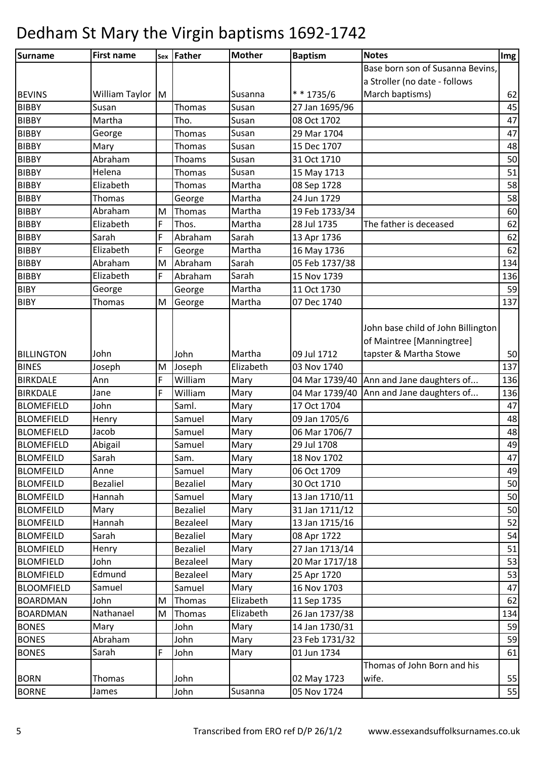# Dedham St Mary the Virgin baptisms 1692-1742

| Surname | First name | Sex | Father | Mother | Baptism | Notes | Img |
|---|---|---|---|---|---|---|---|
| BEVINS | William Taylor | M | | Susanna | * * 1735/6 | Base born son of Susanna Bevins, a Stroller (no date - follows March baptisms) | 62 |
| BIBBY | Susan | | Thomas | Susan | 27 Jan 1695/96 | | 45 |
| BIBBY | Martha | | Tho. | Susan | 08 Oct 1702 | | 47 |
| BIBBY | George | | Thomas | Susan | 29 Mar 1704 | | 47 |
| BIBBY | Mary | | Thomas | Susan | 15 Dec 1707 | | 48 |
| BIBBY | Abraham | | Thoams | Susan | 31 Oct 1710 | | 50 |
| BIBBY | Helena | | Thomas | Susan | 15 May 1713 | | 51 |
| BIBBY | Elizabeth | | Thomas | Martha | 08 Sep 1728 | | 58 |
| BIBBY | Thomas | | George | Martha | 24 Jun 1729 | | 58 |
| BIBBY | Abraham | M | Thomas | Martha | 19 Feb 1733/34 | | 60 |
| BIBBY | Elizabeth | F | Thos. | Martha | 28 Jul 1735 | The father is deceased | 62 |
| BIBBY | Sarah | F | Abraham | Sarah | 13 Apr 1736 | | 62 |
| BIBBY | Elizabeth | F | George | Martha | 16 May 1736 | | 62 |
| BIBBY | Abraham | M | Abraham | Sarah | 05 Feb 1737/38 | | 134 |
| BIBBY | Elizabeth | F | Abraham | Sarah | 15 Nov 1739 | | 136 |
| BIBY | George | | George | Martha | 11 Oct 1730 | | 59 |
| BIBY | Thomas | M | George | Martha | 07 Dec 1740 | | 137 |
| BILLINGTON | John | | John | Martha | 09 Jul 1712 | John base child of John Billington of Maintree [Manningtree] tapster & Martha Stowe | 50 |
| BINES | Joseph | M | Joseph | Elizabeth | 03 Nov 1740 | | 137 |
| BIRKDALE | Ann | F | William | Mary | 04 Mar 1739/40 | Ann and Jane daughters of... | 136 |
| BIRKDALE | Jane | F | William | Mary | 04 Mar 1739/40 | Ann and Jane daughters of... | 136 |
| BLOMEFIELD | John | | Saml. | Mary | 17 Oct 1704 | | 47 |
| BLOMEFIELD | Henry | | Samuel | Mary | 09 Jan 1705/6 | | 48 |
| BLOMEFIELD | Jacob | | Samuel | Mary | 06 Mar 1706/7 | | 48 |
| BLOMEFIELD | Abigail | | Samuel | Mary | 29 Jul 1708 | | 49 |
| BLOMFEILD | Sarah | | Sam. | Mary | 18 Nov 1702 | | 47 |
| BLOMFEILD | Anne | | Samuel | Mary | 06 Oct 1709 | | 49 |
| BLOMFEILD | Bezaliel | | Bezaliel | Mary | 30 Oct 1710 | | 50 |
| BLOMFEILD | Hannah | | Samuel | Mary | 13 Jan 1710/11 | | 50 |
| BLOMFEILD | Mary | | Bezaliel | Mary | 31 Jan 1711/12 | | 50 |
| BLOMFEILD | Hannah | | Bezaleel | Mary | 13 Jan 1715/16 | | 52 |
| BLOMFEILD | Sarah | | Bezaliel | Mary | 08 Apr 1722 | | 54 |
| BLOMFIELD | Henry | | Bezaliel | Mary | 27 Jan 1713/14 | | 51 |
| BLOMFIELD | John | | Bezaleel | Mary | 20 Mar 1717/18 | | 53 |
| BLOMFIELD | Edmund | | Bezaleel | Mary | 25 Apr 1720 | | 53 |
| BLOOMFIELD | Samuel | | Samuel | Mary | 16 Nov 1703 | | 47 |
| BOARDMAN | John | M | Thomas | Elizabeth | 11 Sep 1735 | | 62 |
| BOARDMAN | Nathanael | M | Thomas | Elizabeth | 26 Jan 1737/38 | | 134 |
| BONES | Mary | | John | Mary | 14 Jan 1730/31 | | 59 |
| BONES | Abraham | | John | Mary | 23 Feb 1731/32 | | 59 |
| BONES | Sarah | F | John | Mary | 01 Jun 1734 | | 61 |
| BORN | Thomas | | John | | 02 May 1723 | Thomas of John Born and his wife. | 55 |
| BORNE | James | | John | Susanna | 05 Nov 1724 | | 55 |

Transcribed from ERO ref D/P 26/1/2 www.essexandsuffolksurnames.co.uk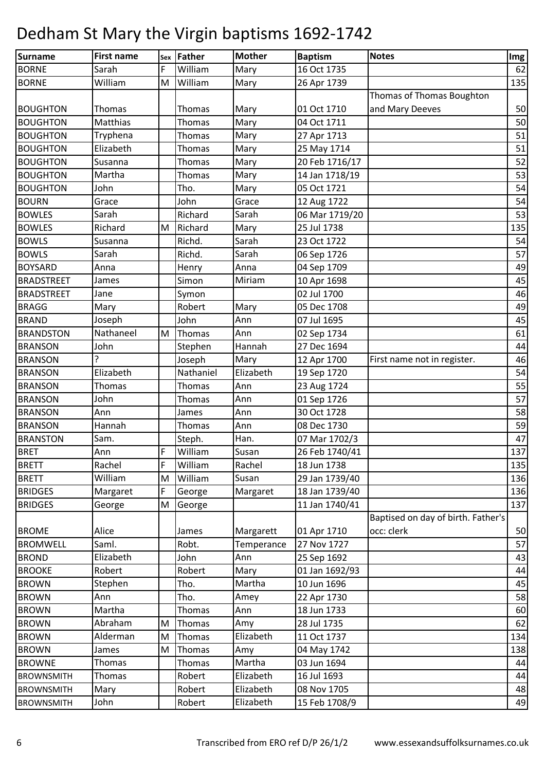# Dedham St Mary the Virgin baptisms 1692-1742

| Surname | First name | Sex | Father | Mother | Baptism | Notes | Img |
|---|---|---|---|---|---|---|---|
| BORNE | Sarah | F | William | Mary | 16 Oct 1735 | | 62 |
| BORNE | William | M | William | Mary | 26 Apr 1739 | | 135 |
| BOUGHTON | Thomas | | Thomas | Mary | 01 Oct 1710 | Thomas of Thomas Boughton and Mary Deeves | 50 |
| BOUGHTON | Matthias | | Thomas | Mary | 04 Oct 1711 | | 50 |
| BOUGHTON | Tryphena | | Thomas | Mary | 27 Apr 1713 | | 51 |
| BOUGHTON | Elizabeth | | Thomas | Mary | 25 May 1714 | | 51 |
| BOUGHTON | Susanna | | Thomas | Mary | 20 Feb 1716/17 | | 52 |
| BOUGHTON | Martha | | Thomas | Mary | 14 Jan 1718/19 | | 53 |
| BOUGHTON | John | | Tho. | Mary | 05 Oct 1721 | | 54 |
| BOURN | Grace | | John | Grace | 12 Aug 1722 | | 54 |
| BOWLES | Sarah | | Richard | Sarah | 06 Mar 1719/20 | | 53 |
| BOWLES | Richard | M | Richard | Mary | 25 Jul 1738 | | 135 |
| BOWLS | Susanna | | Richd. | Sarah | 23 Oct 1722 | | 54 |
| BOWLS | Sarah | | Richd. | Sarah | 06 Sep 1726 | | 57 |
| BOYSARD | Anna | | Henry | Anna | 04 Sep 1709 | | 49 |
| BRADSTREET | James | | Simon | Miriam | 10 Apr 1698 | | 45 |
| BRADSTREET | Jane | | Symon | | 02 Jul 1700 | | 46 |
| BRAGG | Mary | | Robert | Mary | 05 Dec 1708 | | 49 |
| BRAND | Joseph | | John | Ann | 07 Jul 1695 | | 45 |
| BRANDSTON | Nathaneel | M | Thomas | Ann | 02 Sep 1734 | | 61 |
| BRANSON | John | | Stephen | Hannah | 27 Dec 1694 | | 44 |
| BRANSON | ? | | Joseph | Mary | 12 Apr 1700 | First name not in register. | 46 |
| BRANSON | Elizabeth | | Nathaniel | Elizabeth | 19 Sep 1720 | | 54 |
| BRANSON | Thomas | | Thomas | Ann | 23 Aug 1724 | | 55 |
| BRANSON | John | | Thomas | Ann | 01 Sep 1726 | | 57 |
| BRANSON | Ann | | James | Ann | 30 Oct 1728 | | 58 |
| BRANSON | Hannah | | Thomas | Ann | 08 Dec 1730 | | 59 |
| BRANSTON | Sam. | | Steph. | Han. | 07 Mar 1702/3 | | 47 |
| BRET | Ann | F | William | Susan | 26 Feb 1740/41 | | 137 |
| BRETT | Rachel | F | William | Rachel | 18 Jun 1738 | | 135 |
| BRETT | William | M | William | Susan | 29 Jan 1739/40 | | 136 |
| BRIDGES | Margaret | F | George | Margaret | 18 Jan 1739/40 | | 136 |
| BRIDGES | George | M | George | | 11 Jan 1740/41 | | 137 |
| BROME | Alice | | James | Margarett | 01 Apr 1710 | Baptised on day of birth. Father's occ: clerk | 50 |
| BROMWELL | Saml. | | Robt. | Temperance | 27 Nov 1727 | | 57 |
| BROND | Elizabeth | | John | Ann | 25 Sep 1692 | | 43 |
| BROOKE | Robert | | Robert | Mary | 01 Jan 1692/93 | | 44 |
| BROWN | Stephen | | Tho. | Martha | 10 Jun 1696 | | 45 |
| BROWN | Ann | | Tho. | Amey | 22 Apr 1730 | | 58 |
| BROWN | Martha | | Thomas | Ann | 18 Jun 1733 | | 60 |
| BROWN | Abraham | M | Thomas | Amy | 28 Jul 1735 | | 62 |
| BROWN | Alderman | M | Thomas | Elizabeth | 11 Oct 1737 | | 134 |
| BROWN | James | M | Thomas | Amy | 04 May 1742 | | 138 |
| BROWNE | Thomas | | Thomas | Martha | 03 Jun 1694 | | 44 |
| BROWNSMITH | Thomas | | Robert | Elizabeth | 16 Jul 1693 | | 44 |
| BROWNSMITH | Mary | | Robert | Elizabeth | 08 Nov 1705 | | 48 |
| BROWNSMITH | John | | Robert | Elizabeth | 15 Feb 1708/9 | | 49 |

Transcribed from ERO ref D/P 26/1/2 www.essexandsuffolksurnames.co.uk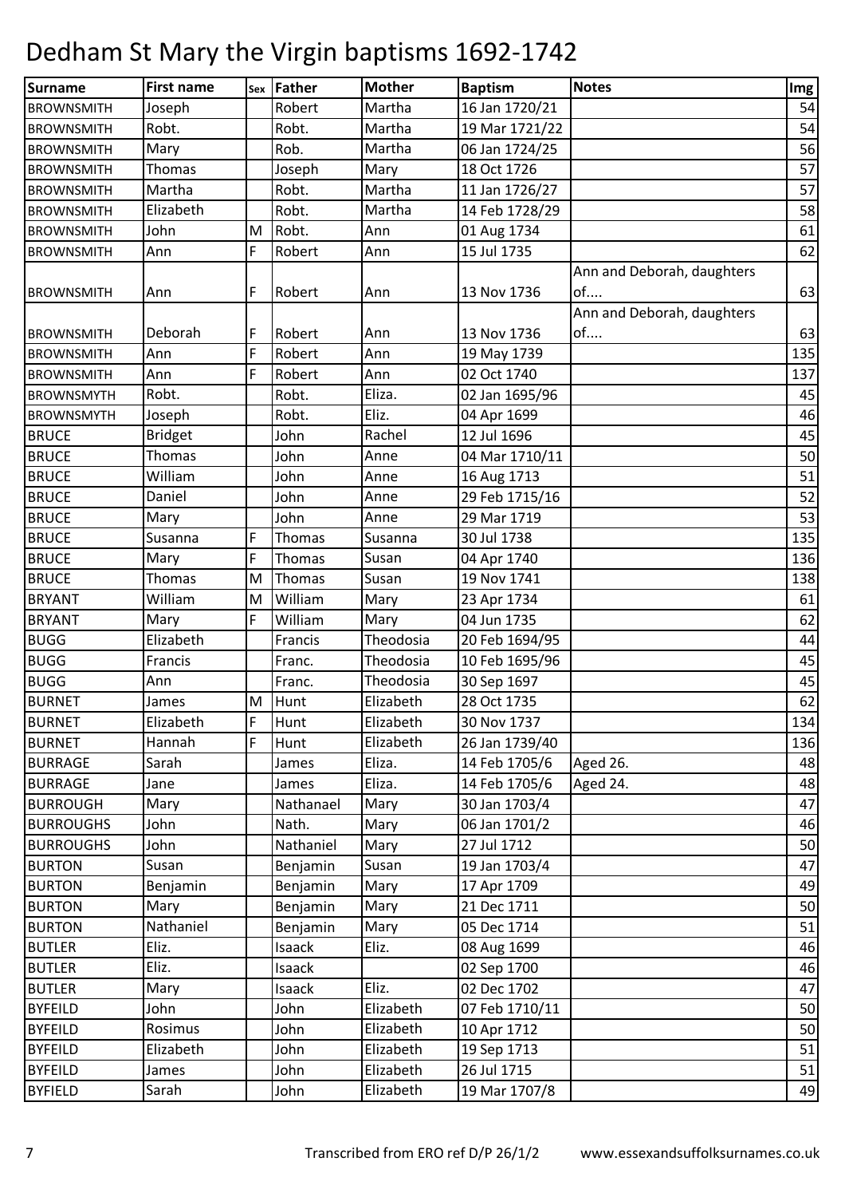# Dedham St Mary the Virgin baptisms 1692-1742

| Surname | First name | Sex | Father | Mother | Baptism | Notes | Img |
|---|---|---|---|---|---|---|---|
| BROWNSMITH | Joseph | | Robert | Martha | 16 Jan 1720/21 | | 54 |
| BROWNSMITH | Robt. | | Robt. | Martha | 19 Mar 1721/22 | | 54 |
| BROWNSMITH | Mary | | Rob. | Martha | 06 Jan 1724/25 | | 56 |
| BROWNSMITH | Thomas | | Joseph | Mary | 18 Oct 1726 | | 57 |
| BROWNSMITH | Martha | | Robt. | Martha | 11 Jan 1726/27 | | 57 |
| BROWNSMITH | Elizabeth | | Robt. | Martha | 14 Feb 1728/29 | | 58 |
| BROWNSMITH | John | M | Robt. | Ann | 01 Aug 1734 | | 61 |
| BROWNSMITH | Ann | F | Robert | Ann | 15 Jul 1735 | | 62 |
| BROWNSMITH | Ann | F | Robert | Ann | 13 Nov 1736 | Ann and Deborah, daughters of.... | 63 |
| BROWNSMITH | Deborah | F | Robert | Ann | 13 Nov 1736 | Ann and Deborah, daughters of.... | 63 |
| BROWNSMITH | Ann | F | Robert | Ann | 19 May 1739 | | 135 |
| BROWNSMITH | Ann | F | Robert | Ann | 02 Oct 1740 | | 137 |
| BROWNSMYTH | Robt. | | Robt. | Eliza. | 02 Jan 1695/96 | | 45 |
| BROWNSMYTH | Joseph | | Robt. | Eliz. | 04 Apr 1699 | | 46 |
| BRUCE | Bridget | | John | Rachel | 12 Jul 1696 | | 45 |
| BRUCE | Thomas | | John | Anne | 04 Mar 1710/11 | | 50 |
| BRUCE | William | | John | Anne | 16 Aug 1713 | | 51 |
| BRUCE | Daniel | | John | Anne | 29 Feb 1715/16 | | 52 |
| BRUCE | Mary | | John | Anne | 29 Mar 1719 | | 53 |
| BRUCE | Susanna | F | Thomas | Susanna | 30 Jul 1738 | | 135 |
| BRUCE | Mary | F | Thomas | Susan | 04 Apr 1740 | | 136 |
| BRUCE | Thomas | M | Thomas | Susan | 19 Nov 1741 | | 138 |
| BRYANT | William | M | William | Mary | 23 Apr 1734 | | 61 |
| BRYANT | Mary | F | William | Mary | 04 Jun 1735 | | 62 |
| BUGG | Elizabeth | | Francis | Theodosia | 20 Feb 1694/95 | | 44 |
| BUGG | Francis | | Franc. | Theodosia | 10 Feb 1695/96 | | 45 |
| BUGG | Ann | | Franc. | Theodosia | 30 Sep 1697 | | 45 |
| BURNET | James | M | Hunt | Elizabeth | 28 Oct 1735 | | 62 |
| BURNET | Elizabeth | F | Hunt | Elizabeth | 30 Nov 1737 | | 134 |
| BURNET | Hannah | F | Hunt | Elizabeth | 26 Jan 1739/40 | | 136 |
| BURRAGE | Sarah | | James | Eliza. | 14 Feb 1705/6 | Aged 26. | 48 |
| BURRAGE | Jane | | James | Eliza. | 14 Feb 1705/6 | Aged 24. | 48 |
| BURROUGH | Mary | | Nathanael | Mary | 30 Jan 1703/4 | | 47 |
| BURROUGHS | John | | Nath. | Mary | 06 Jan 1701/2 | | 46 |
| BURROUGHS | John | | Nathaniel | Mary | 27 Jul 1712 | | 50 |
| BURTON | Susan | | Benjamin | Susan | 19 Jan 1703/4 | | 47 |
| BURTON | Benjamin | | Benjamin | Mary | 17 Apr 1709 | | 49 |
| BURTON | Mary | | Benjamin | Mary | 21 Dec 1711 | | 50 |
| BURTON | Nathaniel | | Benjamin | Mary | 05 Dec 1714 | | 51 |
| BUTLER | Eliz. | | Isaack | Eliz. | 08 Aug 1699 | | 46 |
| BUTLER | Eliz. | | Isaack | | 02 Sep 1700 | | 46 |
| BUTLER | Mary | | Isaack | Eliz. | 02 Dec 1702 | | 47 |
| BYFEILD | John | | John | Elizabeth | 07 Feb 1710/11 | | 50 |
| BYFEILD | Rosimus | | John | Elizabeth | 10 Apr 1712 | | 50 |
| BYFEILD | Elizabeth | | John | Elizabeth | 19 Sep 1713 | | 51 |
| BYFEILD | James | | John | Elizabeth | 26 Jul 1715 | | 51 |
| BYFIELD | Sarah | | John | Elizabeth | 19 Mar 1707/8 | | 49 |

Transcribed from ERO ref D/P 26/1/2 www.essexandsuffolksurnames.co.uk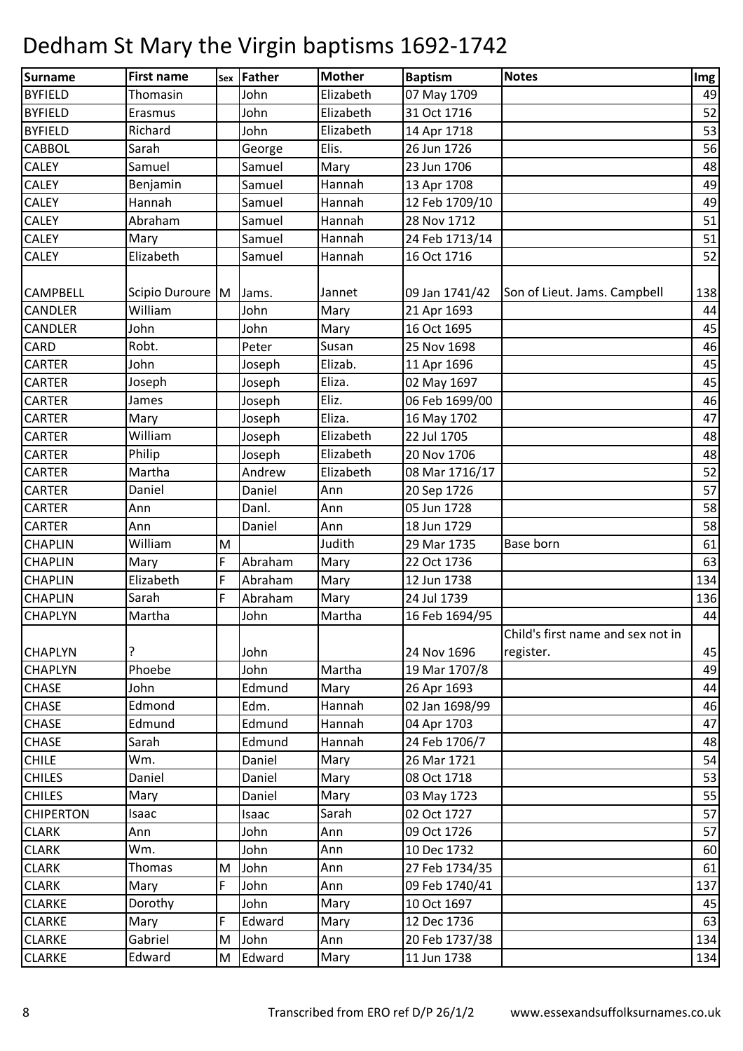# Dedham St Mary the Virgin baptisms 1692-1742

| Surname | First name | Sex | Father | Mother | Baptism | Notes | Img |
|---|---|---|---|---|---|---|---|
| BYFIELD | Thomasin | | John | Elizabeth | 07 May 1709 | | 49 |
| BYFIELD | Erasmus | | John | Elizabeth | 31 Oct 1716 | | 52 |
| BYFIELD | Richard | | John | Elizabeth | 14 Apr 1718 | | 53 |
| CABBOL | Sarah | | George | Elis. | 26 Jun 1726 | | 56 |
| CALEY | Samuel | | Samuel | Mary | 23 Jun 1706 | | 48 |
| CALEY | Benjamin | | Samuel | Hannah | 13 Apr 1708 | | 49 |
| CALEY | Hannah | | Samuel | Hannah | 12 Feb 1709/10 | | 49 |
| CALEY | Abraham | | Samuel | Hannah | 28 Nov 1712 | | 51 |
| CALEY | Mary | | Samuel | Hannah | 24 Feb 1713/14 | | 51 |
| CALEY | Elizabeth | | Samuel | Hannah | 16 Oct 1716 | | 52 |
| CAMPBELL | Scipio Duroure | M | Jams. | Jannet | 09 Jan 1741/42 | Son of Lieut. Jams. Campbell | 138 |
| CANDLER | William | | John | Mary | 21 Apr 1693 | | 44 |
| CANDLER | John | | John | Mary | 16 Oct 1695 | | 45 |
| CARD | Robt. | | Peter | Susan | 25 Nov 1698 | | 46 |
| CARTER | John | | Joseph | Elizab. | 11 Apr 1696 | | 45 |
| CARTER | Joseph | | Joseph | Eliza. | 02 May 1697 | | 45 |
| CARTER | James | | Joseph | Eliz. | 06 Feb 1699/00 | | 46 |
| CARTER | Mary | | Joseph | Eliza. | 16 May 1702 | | 47 |
| CARTER | William | | Joseph | Elizabeth | 22 Jul 1705 | | 48 |
| CARTER | Philip | | Joseph | Elizabeth | 20 Nov 1706 | | 48 |
| CARTER | Martha | | Andrew | Elizabeth | 08 Mar 1716/17 | | 52 |
| CARTER | Daniel | | Daniel | Ann | 20 Sep 1726 | | 57 |
| CARTER | Ann | | Danl. | Ann | 05 Jun 1728 | | 58 |
| CARTER | Ann | | Daniel | Ann | 18 Jun 1729 | | 58 |
| CHAPLIN | William | M | | Judith | 29 Mar 1735 | Base born | 61 |
| CHAPLIN | Mary | F | Abraham | Mary | 22 Oct 1736 | | 63 |
| CHAPLIN | Elizabeth | F | Abraham | Mary | 12 Jun 1738 | | 134 |
| CHAPLIN | Sarah | F | Abraham | Mary | 24 Jul 1739 | | 136 |
| CHAPLYN | Martha | | John | Martha | 16 Feb 1694/95 | | 44 |
| CHAPLYN | ? | | John | | 24 Nov 1696 | Child's first name and sex not in register. | 45 |
| CHAPLYN | Phoebe | | John | Martha | 19 Mar 1707/8 | | 49 |
| CHASE | John | | Edmund | Mary | 26 Apr 1693 | | 44 |
| CHASE | Edmond | | Edm. | Hannah | 02 Jan 1698/99 | | 46 |
| CHASE | Edmund | | Edmund | Hannah | 04 Apr 1703 | | 47 |
| CHASE | Sarah | | Edmund | Hannah | 24 Feb 1706/7 | | 48 |
| CHILE | Wm. | | Daniel | Mary | 26 Mar 1721 | | 54 |
| CHILES | Daniel | | Daniel | Mary | 08 Oct 1718 | | 53 |
| CHILES | Mary | | Daniel | Mary | 03 May 1723 | | 55 |
| CHIPERTON | Isaac | | Isaac | Sarah | 02 Oct 1727 | | 57 |
| CLARK | Ann | | John | Ann | 09 Oct 1726 | | 57 |
| CLARK | Wm. | | John | Ann | 10 Dec 1732 | | 60 |
| CLARK | Thomas | M | John | Ann | 27 Feb 1734/35 | | 61 |
| CLARK | Mary | F | John | Ann | 09 Feb 1740/41 | | 137 |
| CLARKE | Dorothy | | John | Mary | 10 Oct 1697 | | 45 |
| CLARKE | Mary | F | Edward | Mary | 12 Dec 1736 | | 63 |
| CLARKE | Gabriel | M | John | Ann | 20 Feb 1737/38 | | 134 |
| CLARKE | Edward | M | Edward | Mary | 11 Jun 1738 | | 134 |

Transcribed from ERO ref D/P 26/1/2 www.essexandsuffolksurnames.co.uk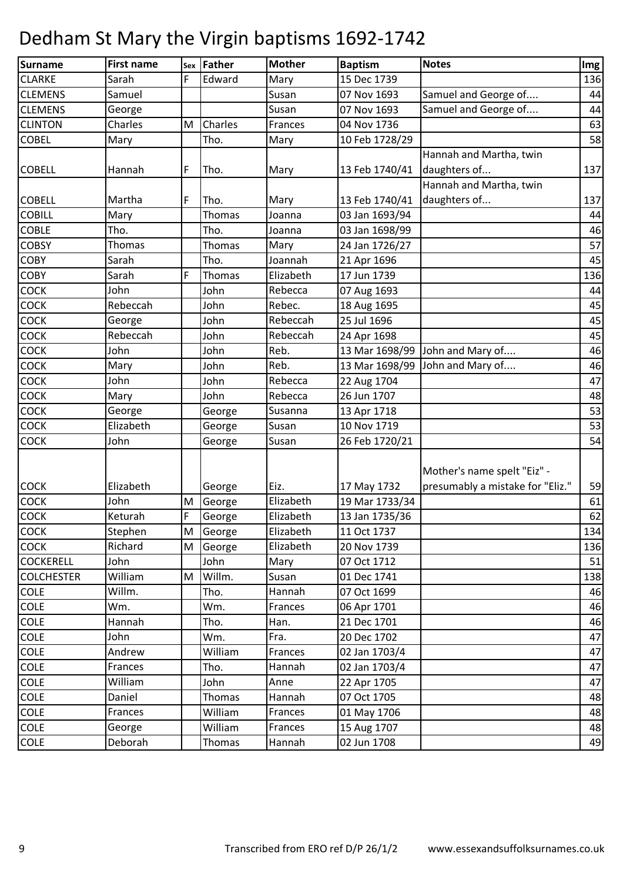# Dedham St Mary the Virgin baptisms 1692-1742

| Surname | First name | Sex | Father | Mother | Baptism | Notes | Img |
|---|---|---|---|---|---|---|---|
| CLARKE | Sarah | F | Edward | Mary | 15 Dec 1739 | | 136 |
| CLEMENS | Samuel | | | Susan | 07 Nov 1693 | Samuel and George of.... | 44 |
| CLEMENS | George | | | Susan | 07 Nov 1693 | Samuel and George of.... | 44 |
| CLINTON | Charles | M | Charles | Frances | 04 Nov 1736 | | 63 |
| COBEL | Mary | | Tho. | Mary | 10 Feb 1728/29 | | 58 |
| COBELL | Hannah | F | Tho. | Mary | 13 Feb 1740/41 | Hannah and Martha, twin daughters of... | 137 |
| COBELL | Martha | F | Tho. | Mary | 13 Feb 1740/41 | Hannah and Martha, twin daughters of... | 137 |
| COBILL | Mary | | Thomas | Joanna | 03 Jan 1693/94 | | 44 |
| COBLE | Tho. | | Tho. | Joanna | 03 Jan 1698/99 | | 46 |
| COBSY | Thomas | | Thomas | Mary | 24 Jan 1726/27 | | 57 |
| COBY | Sarah | | Tho. | Joannah | 21 Apr 1696 | | 45 |
| COBY | Sarah | F | Thomas | Elizabeth | 17 Jun 1739 | | 136 |
| COCK | John | | John | Rebecca | 07 Aug 1693 | | 44 |
| COCK | Rebeccah | | John | Rebec. | 18 Aug 1695 | | 45 |
| COCK | George | | John | Rebeccah | 25 Jul 1696 | | 45 |
| COCK | Rebeccah | | John | Rebeccah | 24 Apr 1698 | | 45 |
| COCK | John | | John | Reb. | 13 Mar 1698/99 | John and Mary of.... | 46 |
| COCK | Mary | | John | Reb. | 13 Mar 1698/99 | John and Mary of.... | 46 |
| COCK | John | | John | Rebecca | 22 Aug 1704 | | 47 |
| COCK | Mary | | John | Rebecca | 26 Jun 1707 | | 48 |
| COCK | George | | George | Susanna | 13 Apr 1718 | | 53 |
| COCK | Elizabeth | | George | Susan | 10 Nov 1719 | | 53 |
| COCK | John | | George | Susan | 26 Feb 1720/21 | | 54 |
| COCK | Elizabeth | | George | Eiz. | 17 May 1732 | Mother's name spelt "Eiz" - presumably a mistake for "Eliz." | 59 |
| COCK | John | M | George | Elizabeth | 19 Mar 1733/34 | | 61 |
| COCK | Keturah | F | George | Elizabeth | 13 Jan 1735/36 | | 62 |
| COCK | Stephen | M | George | Elizabeth | 11 Oct 1737 | | 134 |
| COCK | Richard | M | George | Elizabeth | 20 Nov 1739 | | 136 |
| COCKERELL | John | | John | Mary | 07 Oct 1712 | | 51 |
| COLCHESTER | William | M | Willm. | Susan | 01 Dec 1741 | | 138 |
| COLE | Willm. | | Tho. | Hannah | 07 Oct 1699 | | 46 |
| COLE | Wm. | | Wm. | Frances | 06 Apr 1701 | | 46 |
| COLE | Hannah | | Tho. | Han. | 21 Dec 1701 | | 46 |
| COLE | John | | Wm. | Fra. | 20 Dec 1702 | | 47 |
| COLE | Andrew | | William | Frances | 02 Jan 1703/4 | | 47 |
| COLE | Frances | | Tho. | Hannah | 02 Jan 1703/4 | | 47 |
| COLE | William | | John | Anne | 22 Apr 1705 | | 47 |
| COLE | Daniel | | Thomas | Hannah | 07 Oct 1705 | | 48 |
| COLE | Frances | | William | Frances | 01 May 1706 | | 48 |
| COLE | George | | William | Frances | 15 Aug 1707 | | 48 |
| COLE | Deborah | | Thomas | Hannah | 02 Jun 1708 | | 49 |

Transcribed from ERO ref D/P 26/1/2 www.essexandsuffolksurnames.co.uk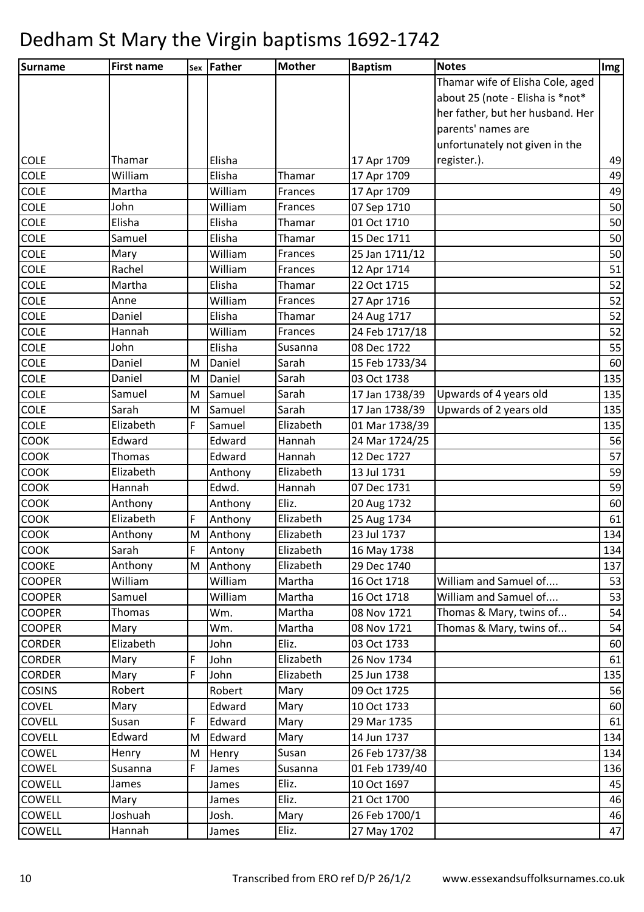# Dedham St Mary the Virgin baptisms 1692-1742

| Surname | First name | Sex | Father | Mother | Baptism | Notes | Img |
|---|---|---|---|---|---|---|---|
| COLE | Thamar | | Elisha | | 17 Apr 1709 | Thamar wife of Elisha Cole, aged about 25 (note - Elisha is *not* her father, but her husband. Her parents' names are unfortunately not given in the register.). | 49 |
| COLE | William | | Elisha | Thamar | 17 Apr 1709 | | 49 |
| COLE | Martha | | William | Frances | 17 Apr 1709 | | 49 |
| COLE | John | | William | Frances | 07 Sep 1710 | | 50 |
| COLE | Elisha | | Elisha | Thamar | 01 Oct 1710 | | 50 |
| COLE | Samuel | | Elisha | Thamar | 15 Dec 1711 | | 50 |
| COLE | Mary | | William | Frances | 25 Jan 1711/12 | | 50 |
| COLE | Rachel | | William | Frances | 12 Apr 1714 | | 51 |
| COLE | Martha | | Elisha | Thamar | 22 Oct 1715 | | 52 |
| COLE | Anne | | William | Frances | 27 Apr 1716 | | 52 |
| COLE | Daniel | | Elisha | Thamar | 24 Aug 1717 | | 52 |
| COLE | Hannah | | William | Frances | 24 Feb 1717/18 | | 52 |
| COLE | John | | Elisha | Susanna | 08 Dec 1722 | | 55 |
| COLE | Daniel | M | Daniel | Sarah | 15 Feb 1733/34 | | 60 |
| COLE | Daniel | M | Daniel | Sarah | 03 Oct 1738 | | 135 |
| COLE | Samuel | M | Samuel | Sarah | 17 Jan 1738/39 | Upwards of 4 years old | 135 |
| COLE | Sarah | M | Samuel | Sarah | 17 Jan 1738/39 | Upwards of 2 years old | 135 |
| COLE | Elizabeth | F | Samuel | Elizabeth | 01 Mar 1738/39 | | 135 |
| COOK | Edward | | Edward | Hannah | 24 Mar 1724/25 | | 56 |
| COOK | Thomas | | Edward | Hannah | 12 Dec 1727 | | 57 |
| COOK | Elizabeth | | Anthony | Elizabeth | 13 Jul 1731 | | 59 |
| COOK | Hannah | | Edwd. | Hannah | 07 Dec 1731 | | 59 |
| COOK | Anthony | | Anthony | Eliz. | 20 Aug 1732 | | 60 |
| COOK | Elizabeth | F | Anthony | Elizabeth | 25 Aug 1734 | | 61 |
| COOK | Anthony | M | Anthony | Elizabeth | 23 Jul 1737 | | 134 |
| COOK | Sarah | F | Antony | Elizabeth | 16 May 1738 | | 134 |
| COOKE | Anthony | M | Anthony | Elizabeth | 29 Dec 1740 | | 137 |
| COOPER | William | | William | Martha | 16 Oct 1718 | William and Samuel of.... | 53 |
| COOPER | Samuel | | William | Martha | 16 Oct 1718 | William and Samuel of.... | 53 |
| COOPER | Thomas | | Wm. | Martha | 08 Nov 1721 | Thomas & Mary, twins of... | 54 |
| COOPER | Mary | | Wm. | Martha | 08 Nov 1721 | Thomas & Mary, twins of... | 54 |
| CORDER | Elizabeth | | John | Eliz. | 03 Oct 1733 | | 60 |
| CORDER | Mary | F | John | Elizabeth | 26 Nov 1734 | | 61 |
| CORDER | Mary | F | John | Elizabeth | 25 Jun 1738 | | 135 |
| COSINS | Robert | | Robert | Mary | 09 Oct 1725 | | 56 |
| COVEL | Mary | | Edward | Mary | 10 Oct 1733 | | 60 |
| COVELL | Susan | F | Edward | Mary | 29 Mar 1735 | | 61 |
| COVELL | Edward | M | Edward | Mary | 14 Jun 1737 | | 134 |
| COWEL | Henry | M | Henry | Susan | 26 Feb 1737/38 | | 134 |
| COWEL | Susanna | F | James | Susanna | 01 Feb 1739/40 | | 136 |
| COWELL | James | | James | Eliz. | 10 Oct 1697 | | 45 |
| COWELL | Mary | | James | Eliz. | 21 Oct 1700 | | 46 |
| COWELL | Joshuah | | Josh. | Mary | 26 Feb 1700/1 | | 46 |
| COWELL | Hannah | | James | Eliz. | 27 May 1702 | | 47 |

Transcribed from ERO ref D/P 26/1/2 www.essexandsuffolksurnames.co.uk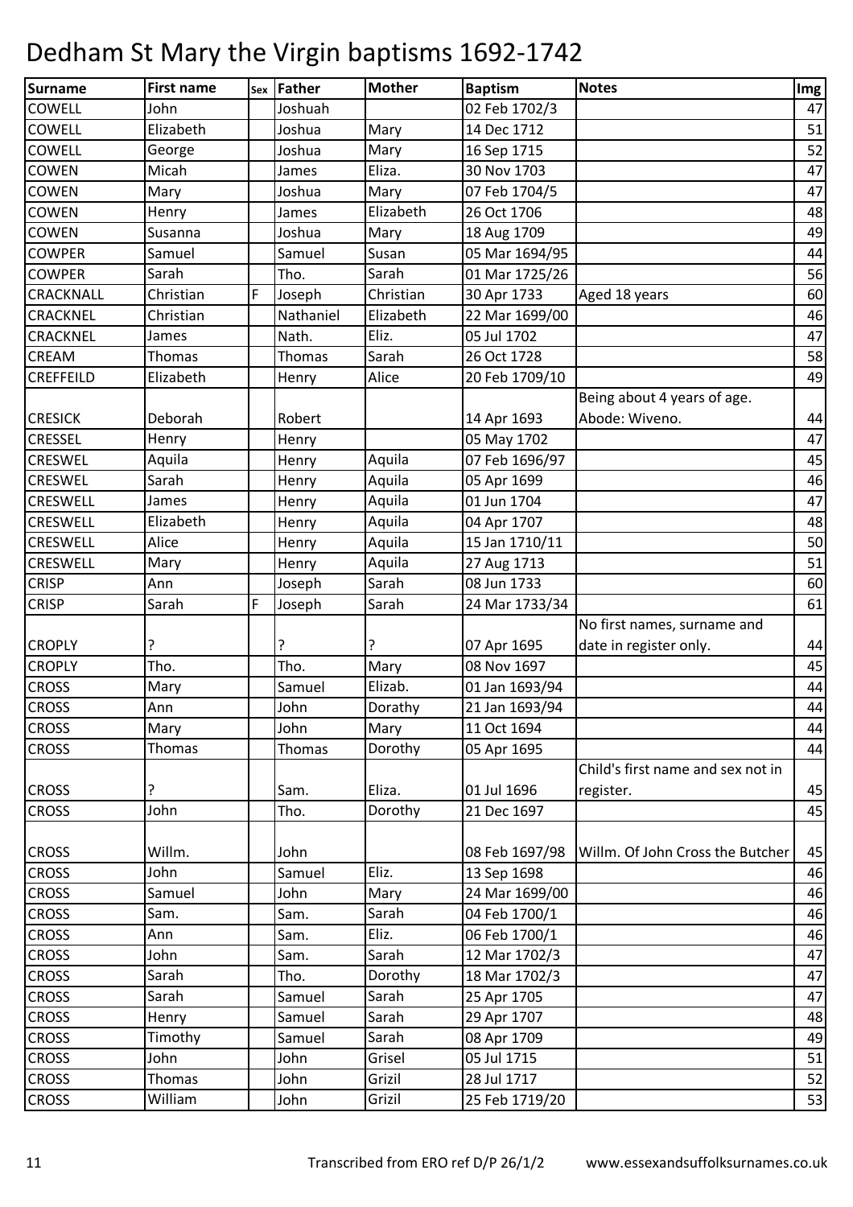# Dedham St Mary the Virgin baptisms 1692-1742

| Surname | First name | Sex | Father | Mother | Baptism | Notes | Img |
|---|---|---|---|---|---|---|---|
| COWELL | John | | Joshuah | | 02 Feb 1702/3 | | 47 |
| COWELL | Elizabeth | | Joshua | Mary | 14 Dec 1712 | | 51 |
| COWELL | George | | Joshua | Mary | 16 Sep 1715 | | 52 |
| COWEN | Micah | | James | Eliza. | 30 Nov 1703 | | 47 |
| COWEN | Mary | | Joshua | Mary | 07 Feb 1704/5 | | 47 |
| COWEN | Henry | | James | Elizabeth | 26 Oct 1706 | | 48 |
| COWEN | Susanna | | Joshua | Mary | 18 Aug 1709 | | 49 |
| COWPER | Samuel | | Samuel | Susan | 05 Mar 1694/95 | | 44 |
| COWPER | Sarah | | Tho. | Sarah | 01 Mar 1725/26 | | 56 |
| CRACKNALL | Christian | F | Joseph | Christian | 30 Apr 1733 | Aged 18 years | 60 |
| CRACKNEL | Christian | | Nathaniel | Elizabeth | 22 Mar 1699/00 | | 46 |
| CRACKNEL | James | | Nath. | Eliz. | 05 Jul 1702 | | 47 |
| CREAM | Thomas | | Thomas | Sarah | 26 Oct 1728 | | 58 |
| CREFFEILD | Elizabeth | | Henry | Alice | 20 Feb 1709/10 | | 49 |
| CRESICK | Deborah | | Robert | | 14 Apr 1693 | Being about 4 years of age. Abode: Wiveno. | 44 |
| CRESSEL | Henry | | Henry | | 05 May 1702 | | 47 |
| CRESWEL | Aquila | | Henry | Aquila | 07 Feb 1696/97 | | 45 |
| CRESWEL | Sarah | | Henry | Aquila | 05 Apr 1699 | | 46 |
| CRESWELL | James | | Henry | Aquila | 01 Jun 1704 | | 47 |
| CRESWELL | Elizabeth | | Henry | Aquila | 04 Apr 1707 | | 48 |
| CRESWELL | Alice | | Henry | Aquila | 15 Jan 1710/11 | | 50 |
| CRESWELL | Mary | | Henry | Aquila | 27 Aug 1713 | | 51 |
| CRISP | Ann | | Joseph | Sarah | 08 Jun 1733 | | 60 |
| CRISP | Sarah | F | Joseph | Sarah | 24 Mar 1733/34 | | 61 |
| CROPLY | ? | | ? | ? | 07 Apr 1695 | No first names, surname and date in register only. | 44 |
| CROPLY | Tho. | | Tho. | Mary | 08 Nov 1697 | | 45 |
| CROSS | Mary | | Samuel | Elizab. | 01 Jan 1693/94 | | 44 |
| CROSS | Ann | | John | Dorathy | 21 Jan 1693/94 | | 44 |
| CROSS | Mary | | John | Mary | 11 Oct 1694 | | 44 |
| CROSS | Thomas | | Thomas | Dorothy | 05 Apr 1695 | | 44 |
| CROSS | ? | | Sam. | Eliza. | 01 Jul 1696 | Child's first name and sex not in register. | 45 |
| CROSS | John | | Tho. | Dorothy | 21 Dec 1697 | | 45 |
| CROSS | Willm. | | John | | 08 Feb 1697/98 | Willm. Of John Cross the Butcher | 45 |
| CROSS | John | | Samuel | Eliz. | 13 Sep 1698 | | 46 |
| CROSS | Samuel | | John | Mary | 24 Mar 1699/00 | | 46 |
| CROSS | Sam. | | Sam. | Sarah | 04 Feb 1700/1 | | 46 |
| CROSS | Ann | | Sam. | Eliz. | 06 Feb 1700/1 | | 46 |
| CROSS | John | | Sam. | Sarah | 12 Mar 1702/3 | | 47 |
| CROSS | Sarah | | Tho. | Dorothy | 18 Mar 1702/3 | | 47 |
| CROSS | Sarah | | Samuel | Sarah | 25 Apr 1705 | | 47 |
| CROSS | Henry | | Samuel | Sarah | 29 Apr 1707 | | 48 |
| CROSS | Timothy | | Samuel | Sarah | 08 Apr 1709 | | 49 |
| CROSS | John | | John | Grisel | 05 Jul 1715 | | 51 |
| CROSS | Thomas | | John | Grizil | 28 Jul 1717 | | 52 |
| CROSS | William | | John | Grizil | 25 Feb 1719/20 | | 53 |

Transcribed from ERO ref D/P 26/1/2    www.essexandsuffolksurnames.co.uk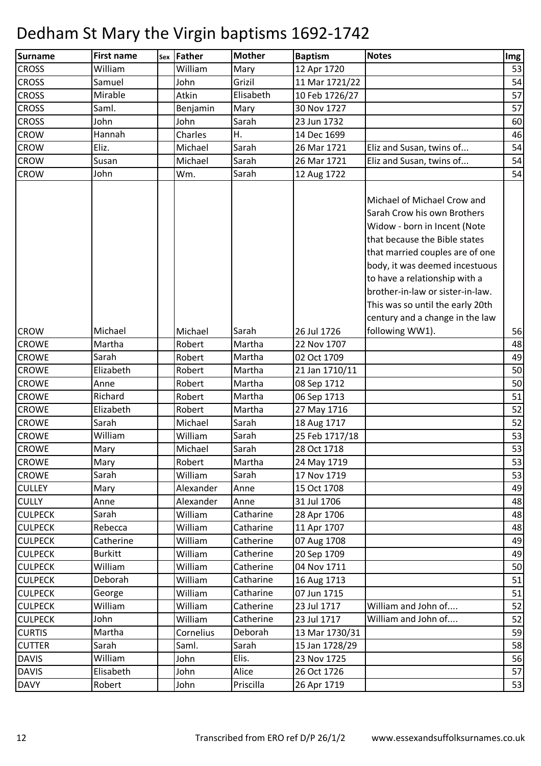# Dedham St Mary the Virgin baptisms 1692-1742

| Surname | First name | Sex | Father | Mother | Baptism | Notes | Img |
|---|---|---|---|---|---|---|---|
| CROSS | William | | William | Mary | 12 Apr 1720 | | 53 |
| CROSS | Samuel | | John | Grizil | 11 Mar 1721/22 | | 54 |
| CROSS | Mirable | | Atkin | Elisabeth | 10 Feb 1726/27 | | 57 |
| CROSS | Saml. | | Benjamin | Mary | 30 Nov 1727 | | 57 |
| CROSS | John | | John | Sarah | 23 Jun 1732 | | 60 |
| CROW | Hannah | | Charles | H. | 14 Dec 1699 | | 46 |
| CROW | Eliz. | | Michael | Sarah | 26 Mar 1721 | Eliz and Susan, twins of... | 54 |
| CROW | Susan | | Michael | Sarah | 26 Mar 1721 | Eliz and Susan, twins of... | 54 |
| CROW | John | | Wm. | Sarah | 12 Aug 1722 | | 54 |
| CROW | Michael | | Michael | Sarah | 26 Jul 1726 | Michael of Michael Crow and Sarah Crow his own Brothers Widow - born in Incent (Note that because the Bible states that married couples are of one body, it was deemed incestuous to have a relationship with a brother-in-law or sister-in-law. This was so until the early 20th century and a change in the law following WW1). | 56 |
| CROWE | Martha | | Robert | Martha | 22 Nov 1707 | | 48 |
| CROWE | Sarah | | Robert | Martha | 02 Oct 1709 | | 49 |
| CROWE | Elizabeth | | Robert | Martha | 21 Jan 1710/11 | | 50 |
| CROWE | Anne | | Robert | Martha | 08 Sep 1712 | | 50 |
| CROWE | Richard | | Robert | Martha | 06 Sep 1713 | | 51 |
| CROWE | Elizabeth | | Robert | Martha | 27 May 1716 | | 52 |
| CROWE | Sarah | | Michael | Sarah | 18 Aug 1717 | | 52 |
| CROWE | William | | William | Sarah | 25 Feb 1717/18 | | 53 |
| CROWE | Mary | | Michael | Sarah | 28 Oct 1718 | | 53 |
| CROWE | Mary | | Robert | Martha | 24 May 1719 | | 53 |
| CROWE | Sarah | | William | Sarah | 17 Nov 1719 | | 53 |
| CULLEY | Mary | | Alexander | Anne | 15 Oct 1708 | | 49 |
| CULLY | Anne | | Alexander | Anne | 31 Jul 1706 | | 48 |
| CULPECK | Sarah | | William | Catharine | 28 Apr 1706 | | 48 |
| CULPECK | Rebecca | | William | Catharine | 11 Apr 1707 | | 48 |
| CULPECK | Catherine | | William | Catherine | 07 Aug 1708 | | 49 |
| CULPECK | Burkitt | | William | Catherine | 20 Sep 1709 | | 49 |
| CULPECK | William | | William | Catherine | 04 Nov 1711 | | 50 |
| CULPECK | Deborah | | William | Catharine | 16 Aug 1713 | | 51 |
| CULPECK | George | | William | Catharine | 07 Jun 1715 | | 51 |
| CULPECK | William | | William | Catherine | 23 Jul 1717 | William and John of.... | 52 |
| CULPECK | John | | William | Catherine | 23 Jul 1717 | William and John of.... | 52 |
| CURTIS | Martha | | Cornelius | Deborah | 13 Mar 1730/31 | | 59 |
| CUTTER | Sarah | | Saml. | Sarah | 15 Jan 1728/29 | | 58 |
| DAVIS | William | | John | Elis. | 23 Nov 1725 | | 56 |
| DAVIS | Elisabeth | | John | Alice | 26 Oct 1726 | | 57 |
| DAVY | Robert | | John | Priscilla | 26 Apr 1719 | | 53 |

Transcribed from ERO ref D/P 26/1/2 www.essexandsuffolksurnames.co.uk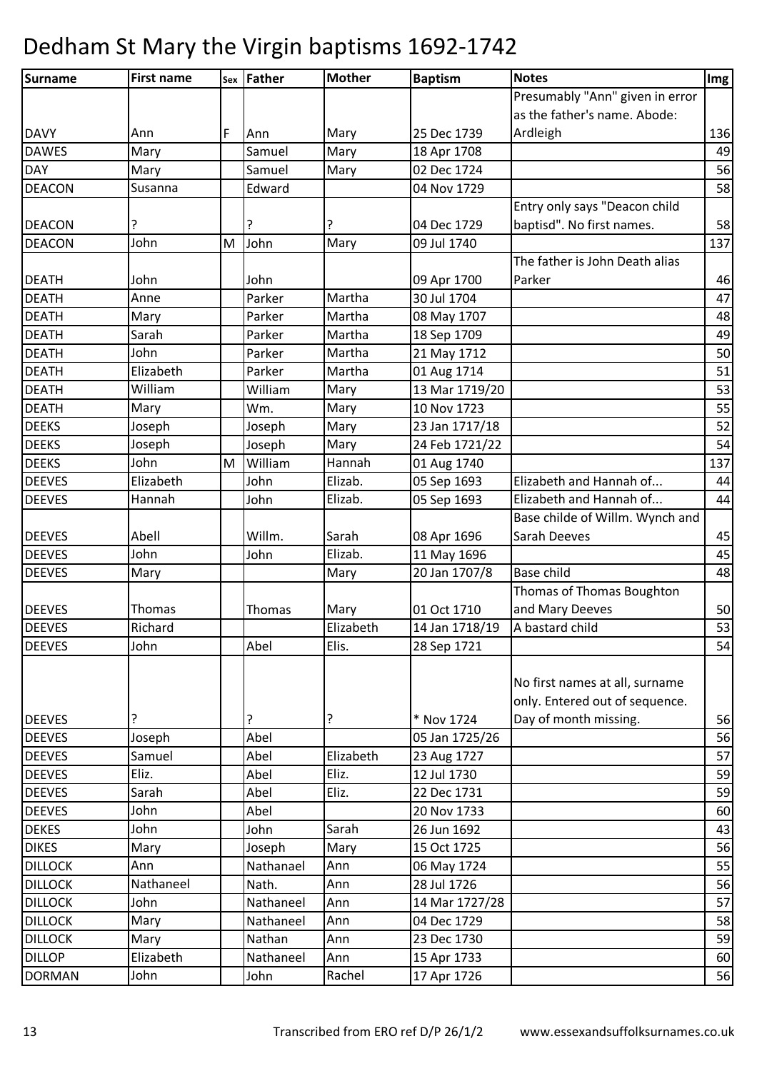# Dedham St Mary the Virgin baptisms 1692-1742

| Surname | First name | Sex | Father | Mother | Baptism | Notes | Img |
|---|---|---|---|---|---|---|---|
| DAVY | Ann | F | Ann | Mary | 25 Dec 1739 | Presumably "Ann" given in error as the father's name. Abode: Ardleigh | 136 |
| DAWES | Mary | | Samuel | Mary | 18 Apr 1708 | | 49 |
| DAY | Mary | | Samuel | Mary | 02 Dec 1724 | | 56 |
| DEACON | Susanna | | Edward | | 04 Nov 1729 | | 58 |
| DEACON | ? | | ? | ? | 04 Dec 1729 | Entry only says "Deacon child baptisd". No first names. | 58 |
| DEACON | John | M | John | Mary | 09 Jul 1740 | | 137 |
| DEATH | John | | John | | 09 Apr 1700 | The father is John Death alias Parker | 46 |
| DEATH | Anne | | Parker | Martha | 30 Jul 1704 | | 47 |
| DEATH | Mary | | Parker | Martha | 08 May 1707 | | 48 |
| DEATH | Sarah | | Parker | Martha | 18 Sep 1709 | | 49 |
| DEATH | John | | Parker | Martha | 21 May 1712 | | 50 |
| DEATH | Elizabeth | | Parker | Martha | 01 Aug 1714 | | 51 |
| DEATH | William | | William | Mary | 13 Mar 1719/20 | | 53 |
| DEATH | Mary | | Wm. | Mary | 10 Nov 1723 | | 55 |
| DEEKS | Joseph | | Joseph | Mary | 23 Jan 1717/18 | | 52 |
| DEEKS | Joseph | | Joseph | Mary | 24 Feb 1721/22 | | 54 |
| DEEKS | John | M | William | Hannah | 01 Aug 1740 | | 137 |
| DEEVES | Elizabeth | | John | Elizab. | 05 Sep 1693 | Elizabeth and Hannah of... | 44 |
| DEEVES | Hannah | | John | Elizab. | 05 Sep 1693 | Elizabeth and Hannah of... | 44 |
| DEEVES | Abell | | Willm. | Sarah | 08 Apr 1696 | Base childe of Willm. Wynch and Sarah Deeves | 45 |
| DEEVES | John | | John | Elizab. | 11 May 1696 | | 45 |
| DEEVES | Mary | | | Mary | 20 Jan 1707/8 | Base child | 48 |
| DEEVES | Thomas | | Thomas | Mary | 01 Oct 1710 | Thomas of Thomas Boughton and Mary Deeves | 50 |
| DEEVES | Richard | | | Elizabeth | 14 Jan 1718/19 | A bastard child | 53 |
| DEEVES | John | | Abel | Elis. | 28 Sep 1721 | | 54 |
| DEEVES | ? | | ? | ? | * Nov 1724 | No first names at all, surname only. Entered out of sequence. Day of month missing. | 56 |
| DEEVES | Joseph | | Abel | | 05 Jan 1725/26 | | 56 |
| DEEVES | Samuel | | Abel | Elizabeth | 23 Aug 1727 | | 57 |
| DEEVES | Eliz. | | Abel | Eliz. | 12 Jul 1730 | | 59 |
| DEEVES | Sarah | | Abel | Eliz. | 22 Dec 1731 | | 59 |
| DEEVES | John | | Abel | | 20 Nov 1733 | | 60 |
| DEKES | John | | John | Sarah | 26 Jun 1692 | | 43 |
| DIKES | Mary | | Joseph | Mary | 15 Oct 1725 | | 56 |
| DILLOCK | Ann | | Nathanael | Ann | 06 May 1724 | | 55 |
| DILLOCK | Nathaneel | | Nath. | Ann | 28 Jul 1726 | | 56 |
| DILLOCK | John | | Nathaneel | Ann | 14 Mar 1727/28 | | 57 |
| DILLOCK | Mary | | Nathaneel | Ann | 04 Dec 1729 | | 58 |
| DILLOCK | Mary | | Nathan | Ann | 23 Dec 1730 | | 59 |
| DILLOP | Elizabeth | | Nathaneel | Ann | 15 Apr 1733 | | 60 |
| DORMAN | John | | John | Rachel | 17 Apr 1726 | | 56 |

Transcribed from ERO ref D/P 26/1/2 www.essexandsuffolksurnames.co.uk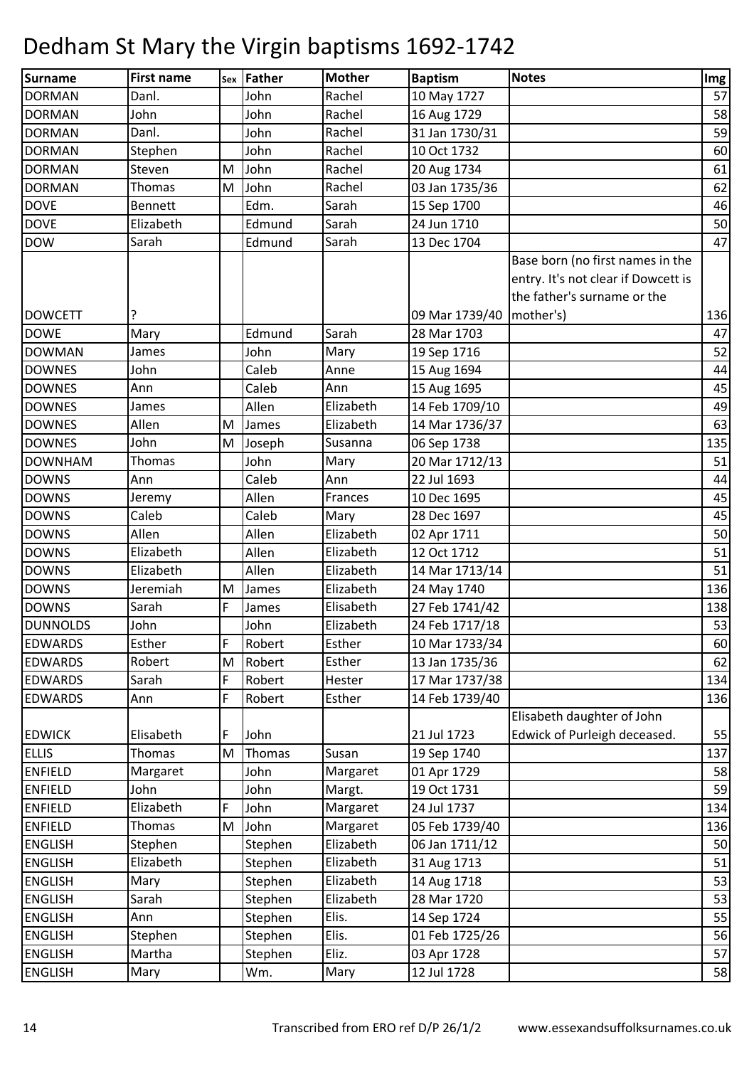# Dedham St Mary the Virgin baptisms 1692-1742

| Surname | First name | Sex | Father | Mother | Baptism | Notes | Img |
|---|---|---|---|---|---|---|---|
| DORMAN | Danl. | | John | Rachel | 10 May 1727 | | 57 |
| DORMAN | John | | John | Rachel | 16 Aug 1729 | | 58 |
| DORMAN | Danl. | | John | Rachel | 31 Jan 1730/31 | | 59 |
| DORMAN | Stephen | | John | Rachel | 10 Oct 1732 | | 60 |
| DORMAN | Steven | M | John | Rachel | 20 Aug 1734 | | 61 |
| DORMAN | Thomas | M | John | Rachel | 03 Jan 1735/36 | | 62 |
| DOVE | Bennett | | Edm. | Sarah | 15 Sep 1700 | | 46 |
| DOVE | Elizabeth | | Edmund | Sarah | 24 Jun 1710 | | 50 |
| DOW | Sarah | | Edmund | Sarah | 13 Dec 1704 | | 47 |
| DOWCETT | ? | | | | 09 Mar 1739/40 | Base born (no first names in the entry. It's not clear if Dowcett is the father's surname or the mother's) | 136 |
| DOWE | Mary | | Edmund | Sarah | 28 Mar 1703 | | 47 |
| DOWMAN | James | | John | Mary | 19 Sep 1716 | | 52 |
| DOWNES | John | | Caleb | Anne | 15 Aug 1694 | | 44 |
| DOWNES | Ann | | Caleb | Ann | 15 Aug 1695 | | 45 |
| DOWNES | James | | Allen | Elizabeth | 14 Feb 1709/10 | | 49 |
| DOWNES | Allen | M | James | Elizabeth | 14 Mar 1736/37 | | 63 |
| DOWNES | John | M | Joseph | Susanna | 06 Sep 1738 | | 135 |
| DOWNHAM | Thomas | | John | Mary | 20 Mar 1712/13 | | 51 |
| DOWNS | Ann | | Caleb | Ann | 22 Jul 1693 | | 44 |
| DOWNS | Jeremy | | Allen | Frances | 10 Dec 1695 | | 45 |
| DOWNS | Caleb | | Caleb | Mary | 28 Dec 1697 | | 45 |
| DOWNS | Allen | | Allen | Elizabeth | 02 Apr 1711 | | 50 |
| DOWNS | Elizabeth | | Allen | Elizabeth | 12 Oct 1712 | | 51 |
| DOWNS | Elizabeth | | Allen | Elizabeth | 14 Mar 1713/14 | | 51 |
| DOWNS | Jeremiah | M | James | Elizabeth | 24 May 1740 | | 136 |
| DOWNS | Sarah | F | James | Elisabeth | 27 Feb 1741/42 | | 138 |
| DUNNOLDS | John | | John | Elizabeth | 24 Feb 1717/18 | | 53 |
| EDWARDS | Esther | F | Robert | Esther | 10 Mar 1733/34 | | 60 |
| EDWARDS | Robert | M | Robert | Esther | 13 Jan 1735/36 | | 62 |
| EDWARDS | Sarah | F | Robert | Hester | 17 Mar 1737/38 | | 134 |
| EDWARDS | Ann | F | Robert | Esther | 14 Feb 1739/40 | | 136 |
| EDWICK | Elisabeth | F | John | | 21 Jul 1723 | Elisabeth daughter of John Edwick of Purleigh deceased. | 55 |
| ELLIS | Thomas | M | Thomas | Susan | 19 Sep 1740 | | 137 |
| ENFIELD | Margaret | | John | Margaret | 01 Apr 1729 | | 58 |
| ENFIELD | John | | John | Margt. | 19 Oct 1731 | | 59 |
| ENFIELD | Elizabeth | F | John | Margaret | 24 Jul 1737 | | 134 |
| ENFIELD | Thomas | M | John | Margaret | 05 Feb 1739/40 | | 136 |
| ENGLISH | Stephen | | Stephen | Elizabeth | 06 Jan 1711/12 | | 50 |
| ENGLISH | Elizabeth | | Stephen | Elizabeth | 31 Aug 1713 | | 51 |
| ENGLISH | Mary | | Stephen | Elizabeth | 14 Aug 1718 | | 53 |
| ENGLISH | Sarah | | Stephen | Elizabeth | 28 Mar 1720 | | 53 |
| ENGLISH | Ann | | Stephen | Elis. | 14 Sep 1724 | | 55 |
| ENGLISH | Stephen | | Stephen | Elis. | 01 Feb 1725/26 | | 56 |
| ENGLISH | Martha | | Stephen | Eliz. | 03 Apr 1728 | | 57 |
| ENGLISH | Mary | | Wm. | Mary | 12 Jul 1728 | | 58 |

Transcribed from ERO ref D/P 26/1/2    www.essexandsuffolksurnames.co.uk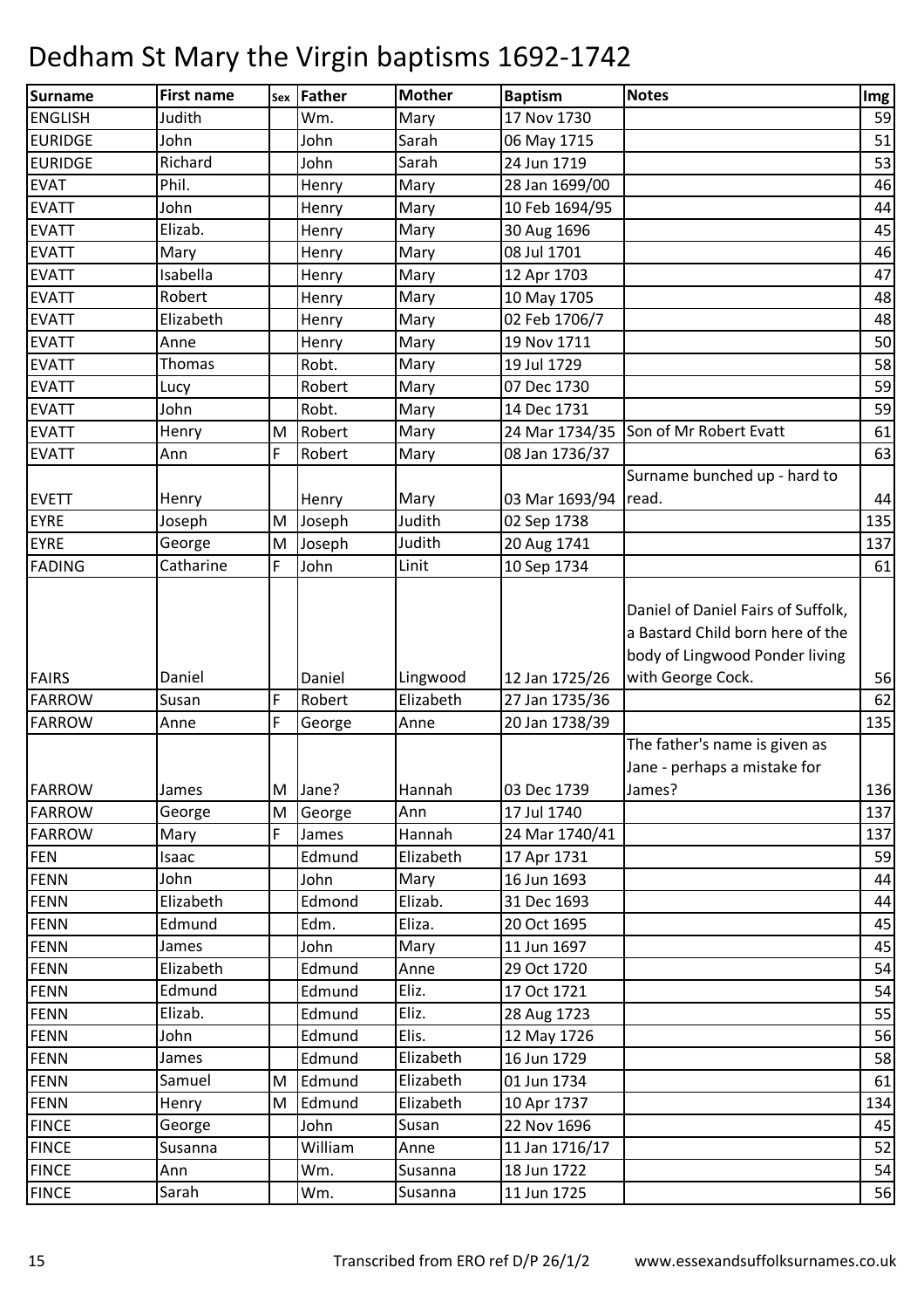# Dedham St Mary the Virgin baptisms 1692-1742

| Surname | First name | Sex | Father | Mother | Baptism | Notes | Img |
|---|---|---|---|---|---|---|---|
| ENGLISH | Judith | | Wm. | Mary | 17 Nov 1730 | | 59 |
| EURIDGE | John | | John | Sarah | 06 May 1715 | | 51 |
| EURIDGE | Richard | | John | Sarah | 24 Jun 1719 | | 53 |
| EVAT | Phil. | | Henry | Mary | 28 Jan 1699/00 | | 46 |
| EVATT | John | | Henry | Mary | 10 Feb 1694/95 | | 44 |
| EVATT | Elizab. | | Henry | Mary | 30 Aug 1696 | | 45 |
| EVATT | Mary | | Henry | Mary | 08 Jul 1701 | | 46 |
| EVATT | Isabella | | Henry | Mary | 12 Apr 1703 | | 47 |
| EVATT | Robert | | Henry | Mary | 10 May 1705 | | 48 |
| EVATT | Elizabeth | | Henry | Mary | 02 Feb 1706/7 | | 48 |
| EVATT | Anne | | Henry | Mary | 19 Nov 1711 | | 50 |
| EVATT | Thomas | | Robt. | Mary | 19 Jul 1729 | | 58 |
| EVATT | Lucy | | Robert | Mary | 07 Dec 1730 | | 59 |
| EVATT | John | | Robt. | Mary | 14 Dec 1731 | | 59 |
| EVATT | Henry | M | Robert | Mary | 24 Mar 1734/35 | Son of Mr Robert Evatt | 61 |
| EVATT | Ann | F | Robert | Mary | 08 Jan 1736/37 | | 63 |
| EVETT | Henry | | Henry | Mary | 03 Mar 1693/94 | Surname bunched up - hard to read. | 44 |
| EYRE | Joseph | M | Joseph | Judith | 02 Sep 1738 | | 135 |
| EYRE | George | M | Joseph | Judith | 20 Aug 1741 | | 137 |
| FADING | Catharine | F | John | Linit | 10 Sep 1734 | | 61 |
| FAIRS | Daniel | | Daniel | Lingwood | 12 Jan 1725/26 | Daniel of Daniel Fairs of Suffolk, a Bastard Child born here of the body of Lingwood Ponder living with George Cock. | 56 |
| FARROW | Susan | F | Robert | Elizabeth | 27 Jan 1735/36 | | 62 |
| FARROW | Anne | F | George | Anne | 20 Jan 1738/39 | | 135 |
| FARROW | James | M | Jane? | Hannah | 03 Dec 1739 | The father's name is given as Jane - perhaps a mistake for James? | 136 |
| FARROW | George | M | George | Ann | 17 Jul 1740 | | 137 |
| FARROW | Mary | F | James | Hannah | 24 Mar 1740/41 | | 137 |
| FEN | Isaac | | Edmund | Elizabeth | 17 Apr 1731 | | 59 |
| FENN | John | | John | Mary | 16 Jun 1693 | | 44 |
| FENN | Elizabeth | | Edmond | Elizab. | 31 Dec 1693 | | 44 |
| FENN | Edmund | | Edm. | Eliza. | 20 Oct 1695 | | 45 |
| FENN | James | | John | Mary | 11 Jun 1697 | | 45 |
| FENN | Elizabeth | | Edmund | Anne | 29 Oct 1720 | | 54 |
| FENN | Edmund | | Edmund | Eliz. | 17 Oct 1721 | | 54 |
| FENN | Elizab. | | Edmund | Eliz. | 28 Aug 1723 | | 55 |
| FENN | John | | Edmund | Elis. | 12 May 1726 | | 56 |
| FENN | James | | Edmund | Elizabeth | 16 Jun 1729 | | 58 |
| FENN | Samuel | M | Edmund | Elizabeth | 01 Jun 1734 | | 61 |
| FENN | Henry | M | Edmund | Elizabeth | 10 Apr 1737 | | 134 |
| FINCE | George | | John | Susan | 22 Nov 1696 | | 45 |
| FINCE | Susanna | | William | Anne | 11 Jan 1716/17 | | 52 |
| FINCE | Ann | | Wm. | Susanna | 18 Jun 1722 | | 54 |
| FINCE | Sarah | | Wm. | Susanna | 11 Jun 1725 | | 56 |

Transcribed from ERO ref D/P 26/1/2 www.essexandsuffolksurnames.co.uk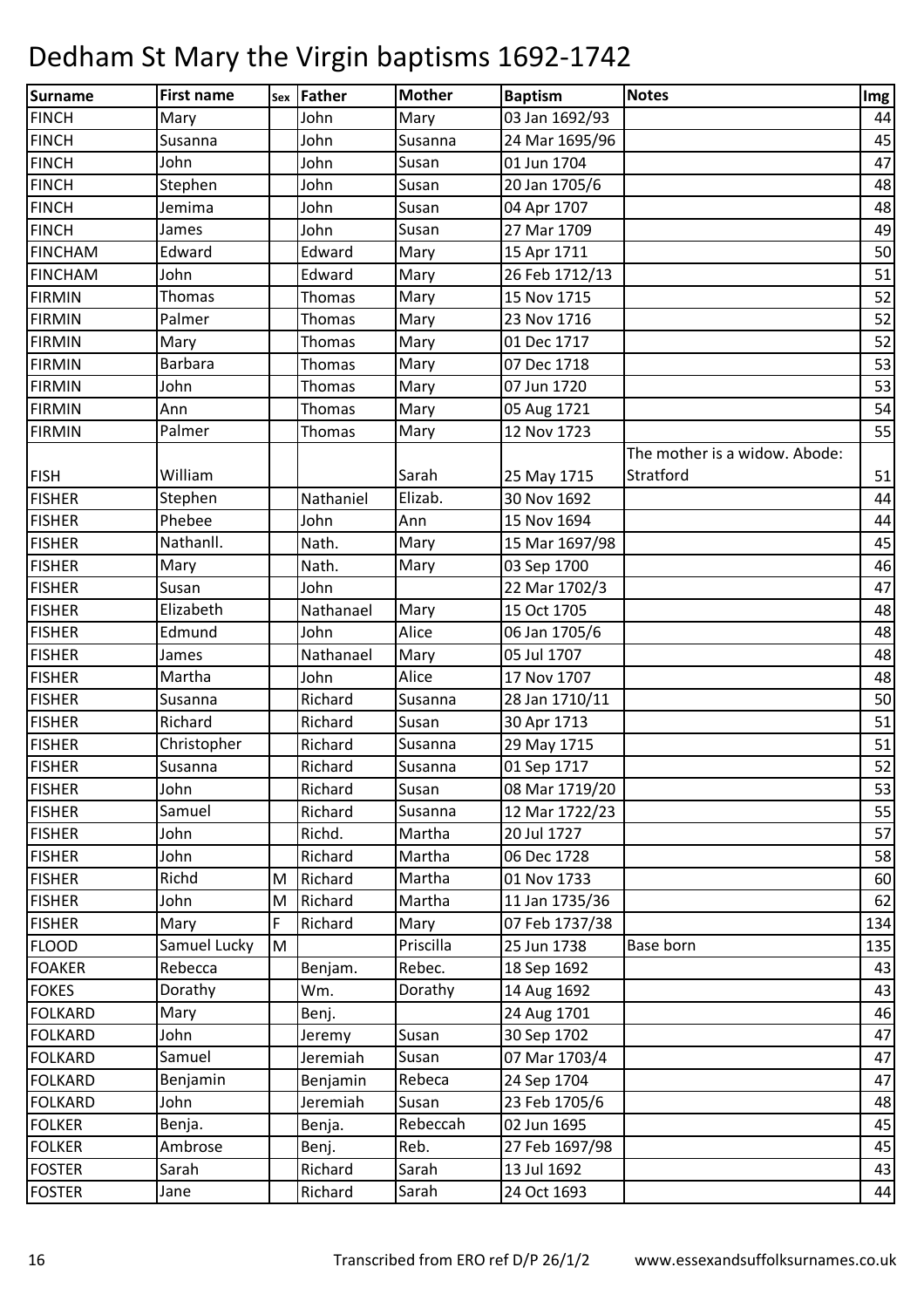# Dedham St Mary the Virgin baptisms 1692-1742

| Surname | First name | Sex | Father | Mother | Baptism | Notes | Img |
|---|---|---|---|---|---|---|---|
| FINCH | Mary | | John | Mary | 03 Jan 1692/93 | | 44 |
| FINCH | Susanna | | John | Susanna | 24 Mar 1695/96 | | 45 |
| FINCH | John | | John | Susan | 01 Jun 1704 | | 47 |
| FINCH | Stephen | | John | Susan | 20 Jan 1705/6 | | 48 |
| FINCH | Jemima | | John | Susan | 04 Apr 1707 | | 48 |
| FINCH | James | | John | Susan | 27 Mar 1709 | | 49 |
| FINCHAM | Edward | | Edward | Mary | 15 Apr 1711 | | 50 |
| FINCHAM | John | | Edward | Mary | 26 Feb 1712/13 | | 51 |
| FIRMIN | Thomas | | Thomas | Mary | 15 Nov 1715 | | 52 |
| FIRMIN | Palmer | | Thomas | Mary | 23 Nov 1716 | | 52 |
| FIRMIN | Mary | | Thomas | Mary | 01 Dec 1717 | | 52 |
| FIRMIN | Barbara | | Thomas | Mary | 07 Dec 1718 | | 53 |
| FIRMIN | John | | Thomas | Mary | 07 Jun 1720 | | 53 |
| FIRMIN | Ann | | Thomas | Mary | 05 Aug 1721 | | 54 |
| FIRMIN | Palmer | | Thomas | Mary | 12 Nov 1723 | | 55 |
| FISH | William | | | Sarah | 25 May 1715 | The mother is a widow. Abode: Stratford | 51 |
| FISHER | Stephen | | Nathaniel | Elizab. | 30 Nov 1692 | | 44 |
| FISHER | Phebee | | John | Ann | 15 Nov 1694 | | 44 |
| FISHER | Nathanll. | | Nath. | Mary | 15 Mar 1697/98 | | 45 |
| FISHER | Mary | | Nath. | Mary | 03 Sep 1700 | | 46 |
| FISHER | Susan | | John | | 22 Mar 1702/3 | | 47 |
| FISHER | Elizabeth | | Nathanael | Mary | 15 Oct 1705 | | 48 |
| FISHER | Edmund | | John | Alice | 06 Jan 1705/6 | | 48 |
| FISHER | James | | Nathanael | Mary | 05 Jul 1707 | | 48 |
| FISHER | Martha | | John | Alice | 17 Nov 1707 | | 48 |
| FISHER | Susanna | | Richard | Susanna | 28 Jan 1710/11 | | 50 |
| FISHER | Richard | | Richard | Susan | 30 Apr 1713 | | 51 |
| FISHER | Christopher | | Richard | Susanna | 29 May 1715 | | 51 |
| FISHER | Susanna | | Richard | Susanna | 01 Sep 1717 | | 52 |
| FISHER | John | | Richard | Susan | 08 Mar 1719/20 | | 53 |
| FISHER | Samuel | | Richard | Susanna | 12 Mar 1722/23 | | 55 |
| FISHER | John | | Richd. | Martha | 20 Jul 1727 | | 57 |
| FISHER | John | | Richard | Martha | 06 Dec 1728 | | 58 |
| FISHER | Richd | M | Richard | Martha | 01 Nov 1733 | | 60 |
| FISHER | John | M | Richard | Martha | 11 Jan 1735/36 | | 62 |
| FISHER | Mary | F | Richard | Mary | 07 Feb 1737/38 | | 134 |
| FLOOD | Samuel Lucky | M | | Priscilla | 25 Jun 1738 | Base born | 135 |
| FOAKER | Rebecca | | Benjam. | Rebec. | 18 Sep 1692 | | 43 |
| FOKES | Dorathy | | Wm. | Dorathy | 14 Aug 1692 | | 43 |
| FOLKARD | Mary | | Benj. | | 24 Aug 1701 | | 46 |
| FOLKARD | John | | Jeremy | Susan | 30 Sep 1702 | | 47 |
| FOLKARD | Samuel | | Jeremiah | Susan | 07 Mar 1703/4 | | 47 |
| FOLKARD | Benjamin | | Benjamin | Rebeca | 24 Sep 1704 | | 47 |
| FOLKARD | John | | Jeremiah | Susan | 23 Feb 1705/6 | | 48 |
| FOLKER | Benja. | | Benja. | Rebeccah | 02 Jun 1695 | | 45 |
| FOLKER | Ambrose | | Benj. | Reb. | 27 Feb 1697/98 | | 45 |
| FOSTER | Sarah | | Richard | Sarah | 13 Jul 1692 | | 43 |
| FOSTER | Jane | | Richard | Sarah | 24 Oct 1693 | | 44 |

Transcribed from ERO ref D/P 26/1/2 www.essexandsuffolksurnames.co.uk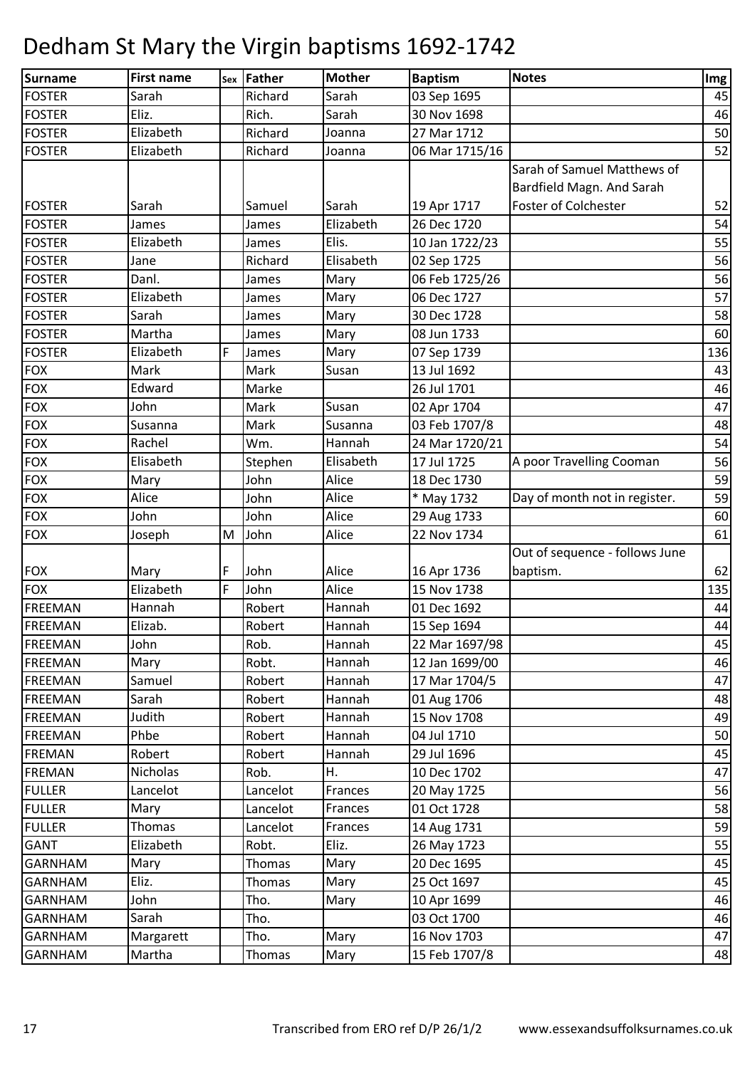# Dedham St Mary the Virgin baptisms 1692-1742

| Surname | First name | Sex | Father | Mother | Baptism | Notes | Img |
|---|---|---|---|---|---|---|---|
| FOSTER | Sarah | | Richard | Sarah | 03 Sep 1695 | | 45 |
| FOSTER | Eliz. | | Rich. | Sarah | 30 Nov 1698 | | 46 |
| FOSTER | Elizabeth | | Richard | Joanna | 27 Mar 1712 | | 50 |
| FOSTER | Elizabeth | | Richard | Joanna | 06 Mar 1715/16 | | 52 |
| FOSTER | Sarah | | Samuel | Sarah | 19 Apr 1717 | Sarah of Samuel Matthews of Bardfield Magn. And Sarah Foster of Colchester | 52 |
| FOSTER | James | | James | Elizabeth | 26 Dec 1720 | | 54 |
| FOSTER | Elizabeth | | James | Elis. | 10 Jan 1722/23 | | 55 |
| FOSTER | Jane | | Richard | Elisabeth | 02 Sep 1725 | | 56 |
| FOSTER | Danl. | | James | Mary | 06 Feb 1725/26 | | 56 |
| FOSTER | Elizabeth | | James | Mary | 06 Dec 1727 | | 57 |
| FOSTER | Sarah | | James | Mary | 30 Dec 1728 | | 58 |
| FOSTER | Martha | | James | Mary | 08 Jun 1733 | | 60 |
| FOSTER | Elizabeth | F | James | Mary | 07 Sep 1739 | | 136 |
| FOX | Mark | | Mark | Susan | 13 Jul 1692 | | 43 |
| FOX | Edward | | Marke | | 26 Jul 1701 | | 46 |
| FOX | John | | Mark | Susan | 02 Apr 1704 | | 47 |
| FOX | Susanna | | Mark | Susanna | 03 Feb 1707/8 | | 48 |
| FOX | Rachel | | Wm. | Hannah | 24 Mar 1720/21 | | 54 |
| FOX | Elisabeth | | Stephen | Elisabeth | 17 Jul 1725 | A poor Travelling Cooman | 56 |
| FOX | Mary | | John | Alice | 18 Dec 1730 | | 59 |
| FOX | Alice | | John | Alice | * May 1732 | Day of month not in register. | 59 |
| FOX | John | | John | Alice | 29 Aug 1733 | | 60 |
| FOX | Joseph | M | John | Alice | 22 Nov 1734 | | 61 |
| FOX | Mary | F | John | Alice | 16 Apr 1736 | Out of sequence - follows June baptism. | 62 |
| FOX | Elizabeth | F | John | Alice | 15 Nov 1738 | | 135 |
| FREEMAN | Hannah | | Robert | Hannah | 01 Dec 1692 | | 44 |
| FREEMAN | Elizab. | | Robert | Hannah | 15 Sep 1694 | | 44 |
| FREEMAN | John | | Rob. | Hannah | 22 Mar 1697/98 | | 45 |
| FREEMAN | Mary | | Robt. | Hannah | 12 Jan 1699/00 | | 46 |
| FREEMAN | Samuel | | Robert | Hannah | 17 Mar 1704/5 | | 47 |
| FREEMAN | Sarah | | Robert | Hannah | 01 Aug 1706 | | 48 |
| FREEMAN | Judith | | Robert | Hannah | 15 Nov 1708 | | 49 |
| FREEMAN | Phbe | | Robert | Hannah | 04 Jul 1710 | | 50 |
| FREMAN | Robert | | Robert | Hannah | 29 Jul 1696 | | 45 |
| FREMAN | Nicholas | | Rob. | H. | 10 Dec 1702 | | 47 |
| FULLER | Lancelot | | Lancelot | Frances | 20 May 1725 | | 56 |
| FULLER | Mary | | Lancelot | Frances | 01 Oct 1728 | | 58 |
| FULLER | Thomas | | Lancelot | Frances | 14 Aug 1731 | | 59 |
| GANT | Elizabeth | | Robt. | Eliz. | 26 May 1723 | | 55 |
| GARNHAM | Mary | | Thomas | Mary | 20 Dec 1695 | | 45 |
| GARNHAM | Eliz. | | Thomas | Mary | 25 Oct 1697 | | 45 |
| GARNHAM | John | | Tho. | Mary | 10 Apr 1699 | | 46 |
| GARNHAM | Sarah | | Tho. | | 03 Oct 1700 | | 46 |
| GARNHAM | Margarett | | Tho. | Mary | 16 Nov 1703 | | 47 |
| GARNHAM | Martha | | Thomas | Mary | 15 Feb 1707/8 | | 48 |

Transcribed from ERO ref D/P 26/1/2 www.essexandsuffolksurnames.co.uk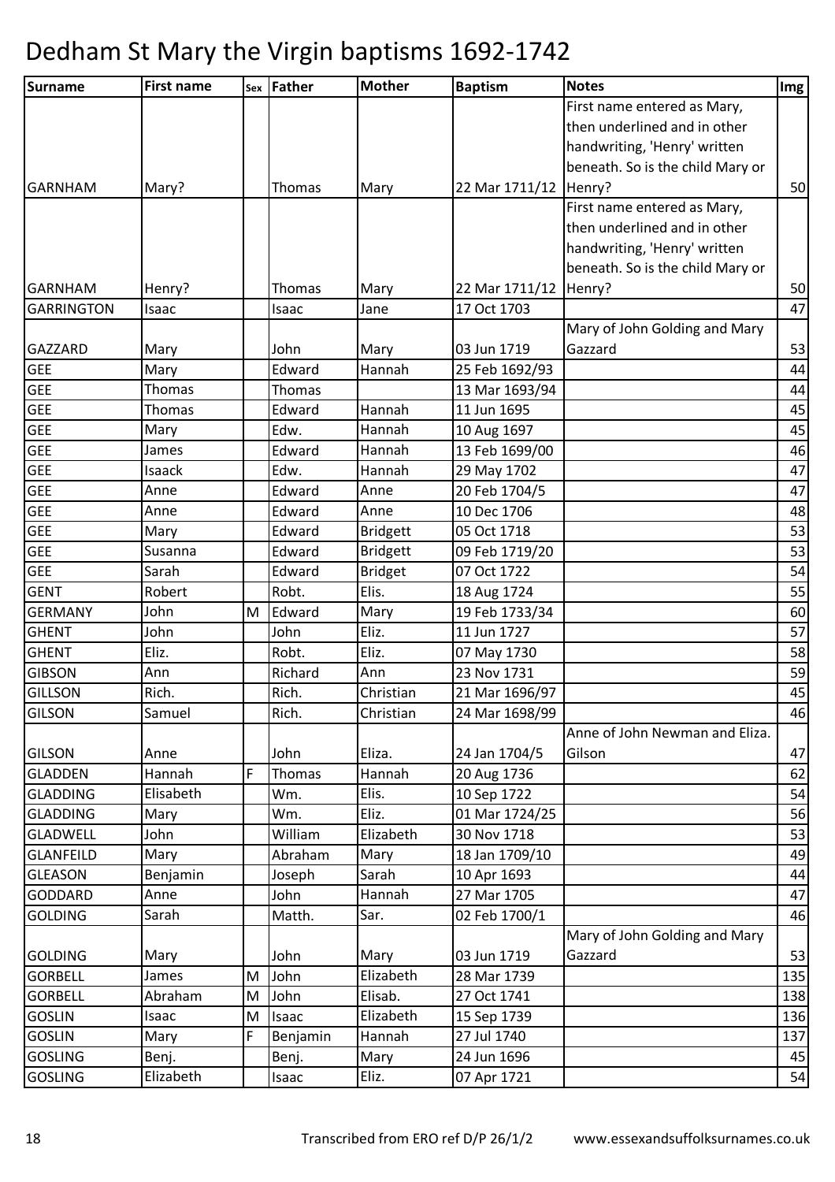# Dedham St Mary the Virgin baptisms 1692-1742

| Surname | First name | Sex | Father | Mother | Baptism | Notes | Img |
|---|---|---|---|---|---|---|---|
| GARNHAM | Mary? | | Thomas | Mary | 22 Mar 1711/12 | First name entered as Mary, then underlined and in other handwriting, 'Henry' written beneath. So is the child Mary or Henry? | 50 |
| GARNHAM | Henry? | | Thomas | Mary | 22 Mar 1711/12 | First name entered as Mary, then underlined and in other handwriting, 'Henry' written beneath. So is the child Mary or Henry? | 50 |
| GARRINGTON | Isaac | | Isaac | Jane | 17 Oct 1703 | | 47 |
| GAZZARD | Mary | | John | Mary | 03 Jun 1719 | Mary of John Golding and Mary Gazzard | 53 |
| GEE | Mary | | Edward | Hannah | 25 Feb 1692/93 | | 44 |
| GEE | Thomas | | Thomas | | 13 Mar 1693/94 | | 44 |
| GEE | Thomas | | Edward | Hannah | 11 Jun 1695 | | 45 |
| GEE | Mary | | Edw. | Hannah | 10 Aug 1697 | | 45 |
| GEE | James | | Edward | Hannah | 13 Feb 1699/00 | | 46 |
| GEE | Isaack | | Edw. | Hannah | 29 May 1702 | | 47 |
| GEE | Anne | | Edward | Anne | 20 Feb 1704/5 | | 47 |
| GEE | Anne | | Edward | Anne | 10 Dec 1706 | | 48 |
| GEE | Mary | | Edward | Bridgett | 05 Oct 1718 | | 53 |
| GEE | Susanna | | Edward | Bridgett | 09 Feb 1719/20 | | 53 |
| GEE | Sarah | | Edward | Bridget | 07 Oct 1722 | | 54 |
| GENT | Robert | | Robt. | Elis. | 18 Aug 1724 | | 55 |
| GERMANY | John | M | Edward | Mary | 19 Feb 1733/34 | | 60 |
| GHENT | John | | John | Eliz. | 11 Jun 1727 | | 57 |
| GHENT | Eliz. | | Robt. | Eliz. | 07 May 1730 | | 58 |
| GIBSON | Ann | | Richard | Ann | 23 Nov 1731 | | 59 |
| GILLSON | Rich. | | Rich. | Christian | 21 Mar 1696/97 | | 45 |
| GILSON | Samuel | | Rich. | Christian | 24 Mar 1698/99 | | 46 |
| GILSON | Anne | | John | Eliza. | 24 Jan 1704/5 | Anne of John Newman and Eliza. Gilson | 47 |
| GLADDEN | Hannah | F | Thomas | Hannah | 20 Aug 1736 | | 62 |
| GLADDING | Elisabeth | | Wm. | Elis. | 10 Sep 1722 | | 54 |
| GLADDING | Mary | | Wm. | Eliz. | 01 Mar 1724/25 | | 56 |
| GLADWELL | John | | William | Elizabeth | 30 Nov 1718 | | 53 |
| GLANFEILD | Mary | | Abraham | Mary | 18 Jan 1709/10 | | 49 |
| GLEASON | Benjamin | | Joseph | Sarah | 10 Apr 1693 | | 44 |
| GODDARD | Anne | | John | Hannah | 27 Mar 1705 | | 47 |
| GOLDING | Sarah | | Matth. | Sar. | 02 Feb 1700/1 | | 46 |
| GOLDING | Mary | | John | Mary | 03 Jun 1719 | Mary of John Golding and Mary Gazzard | 53 |
| GORBELL | James | M | John | Elizabeth | 28 Mar 1739 | | 135 |
| GORBELL | Abraham | M | John | Elisab. | 27 Oct 1741 | | 138 |
| GOSLIN | Isaac | M | Isaac | Elizabeth | 15 Sep 1739 | | 136 |
| GOSLIN | Mary | F | Benjamin | Hannah | 27 Jul 1740 | | 137 |
| GOSLING | Benj. | | Benj. | Mary | 24 Jun 1696 | | 45 |
| GOSLING | Elizabeth | | Isaac | Eliz. | 07 Apr 1721 | | 54 |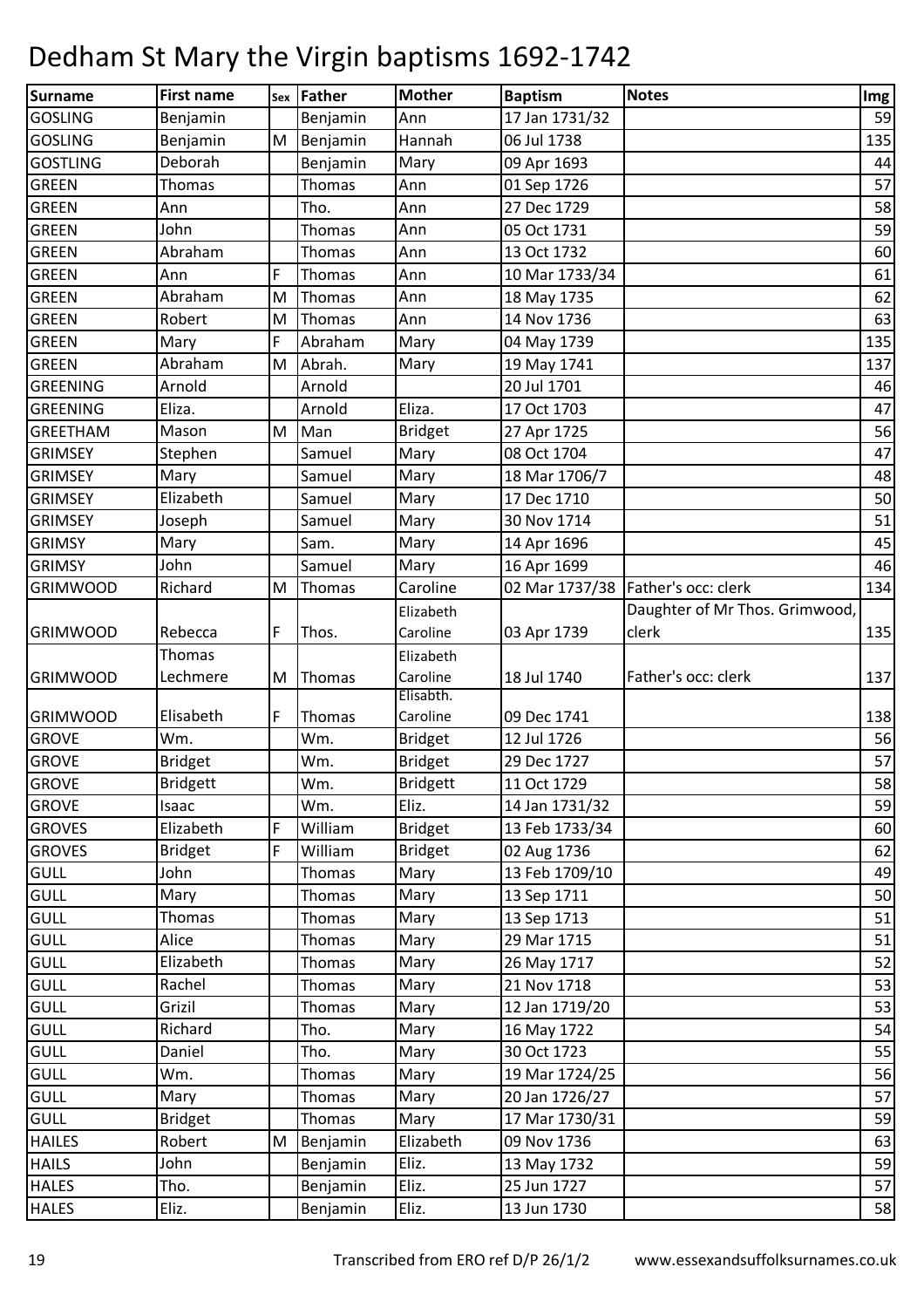# Dedham St Mary the Virgin baptisms 1692-1742

| Surname | First name | Sex | Father | Mother | Baptism | Notes | Img |
|---|---|---|---|---|---|---|---|
| GOSLING | Benjamin | | Benjamin | Ann | 17 Jan 1731/32 | | 59 |
| GOSLING | Benjamin | M | Benjamin | Hannah | 06 Jul 1738 | | 135 |
| GOSTLING | Deborah | | Benjamin | Mary | 09 Apr 1693 | | 44 |
| GREEN | Thomas | | Thomas | Ann | 01 Sep 1726 | | 57 |
| GREEN | Ann | | Tho. | Ann | 27 Dec 1729 | | 58 |
| GREEN | John | | Thomas | Ann | 05 Oct 1731 | | 59 |
| GREEN | Abraham | | Thomas | Ann | 13 Oct 1732 | | 60 |
| GREEN | Ann | F | Thomas | Ann | 10 Mar 1733/34 | | 61 |
| GREEN | Abraham | M | Thomas | Ann | 18 May 1735 | | 62 |
| GREEN | Robert | M | Thomas | Ann | 14 Nov 1736 | | 63 |
| GREEN | Mary | F | Abraham | Mary | 04 May 1739 | | 135 |
| GREEN | Abraham | M | Abrah. | Mary | 19 May 1741 | | 137 |
| GREENING | Arnold | | Arnold | | 20 Jul 1701 | | 46 |
| GREENING | Eliza. | | Arnold | Eliza. | 17 Oct 1703 | | 47 |
| GREETHAM | Mason | M | Man | Bridget | 27 Apr 1725 | | 56 |
| GRIMSEY | Stephen | | Samuel | Mary | 08 Oct 1704 | | 47 |
| GRIMSEY | Mary | | Samuel | Mary | 18 Mar 1706/7 | | 48 |
| GRIMSEY | Elizabeth | | Samuel | Mary | 17 Dec 1710 | | 50 |
| GRIMSEY | Joseph | | Samuel | Mary | 30 Nov 1714 | | 51 |
| GRIMSY | Mary | | Sam. | Mary | 14 Apr 1696 | | 45 |
| GRIMSY | John | | Samuel | Mary | 16 Apr 1699 | | 46 |
| GRIMWOOD | Richard | M | Thomas | Caroline | 02 Mar 1737/38 | Father's occ: clerk | 134 |
| GRIMWOOD | Rebecca | F | Thos. | Elizabeth Caroline | 03 Apr 1739 | Daughter of Mr Thos. Grimwood, clerk | 135 |
| GRIMWOOD | Thomas Lechmere | M | Thomas | Elizabeth Caroline | 18 Jul 1740 | Father's occ: clerk | 137 |
| GRIMWOOD | Elisabeth | F | Thomas | Elisabth. Caroline | 09 Dec 1741 | | 138 |
| GROVE | Wm. | | Wm. | Bridget | 12 Jul 1726 | | 56 |
| GROVE | Bridget | | Wm. | Bridget | 29 Dec 1727 | | 57 |
| GROVE | Bridgett | | Wm. | Bridgett | 11 Oct 1729 | | 58 |
| GROVE | Isaac | | Wm. | Eliz. | 14 Jan 1731/32 | | 59 |
| GROVES | Elizabeth | F | William | Bridget | 13 Feb 1733/34 | | 60 |
| GROVES | Bridget | F | William | Bridget | 02 Aug 1736 | | 62 |
| GULL | John | | Thomas | Mary | 13 Feb 1709/10 | | 49 |
| GULL | Mary | | Thomas | Mary | 13 Sep 1711 | | 50 |
| GULL | Thomas | | Thomas | Mary | 13 Sep 1713 | | 51 |
| GULL | Alice | | Thomas | Mary | 29 Mar 1715 | | 51 |
| GULL | Elizabeth | | Thomas | Mary | 26 May 1717 | | 52 |
| GULL | Rachel | | Thomas | Mary | 21 Nov 1718 | | 53 |
| GULL | Grizil | | Thomas | Mary | 12 Jan 1719/20 | | 53 |
| GULL | Richard | | Tho. | Mary | 16 May 1722 | | 54 |
| GULL | Daniel | | Tho. | Mary | 30 Oct 1723 | | 55 |
| GULL | Wm. | | Thomas | Mary | 19 Mar 1724/25 | | 56 |
| GULL | Mary | | Thomas | Mary | 20 Jan 1726/27 | | 57 |
| GULL | Bridget | | Thomas | Mary | 17 Mar 1730/31 | | 59 |
| HAILES | Robert | M | Benjamin | Elizabeth | 09 Nov 1736 | | 63 |
| HAILS | John | | Benjamin | Eliz. | 13 May 1732 | | 59 |
| HALES | Tho. | | Benjamin | Eliz. | 25 Jun 1727 | | 57 |
| HALES | Eliz. | | Benjamin | Eliz. | 13 Jun 1730 | | 58 |

Transcribed from ERO ref D/P 26/1/2 www.essexandsuffolksurnames.co.uk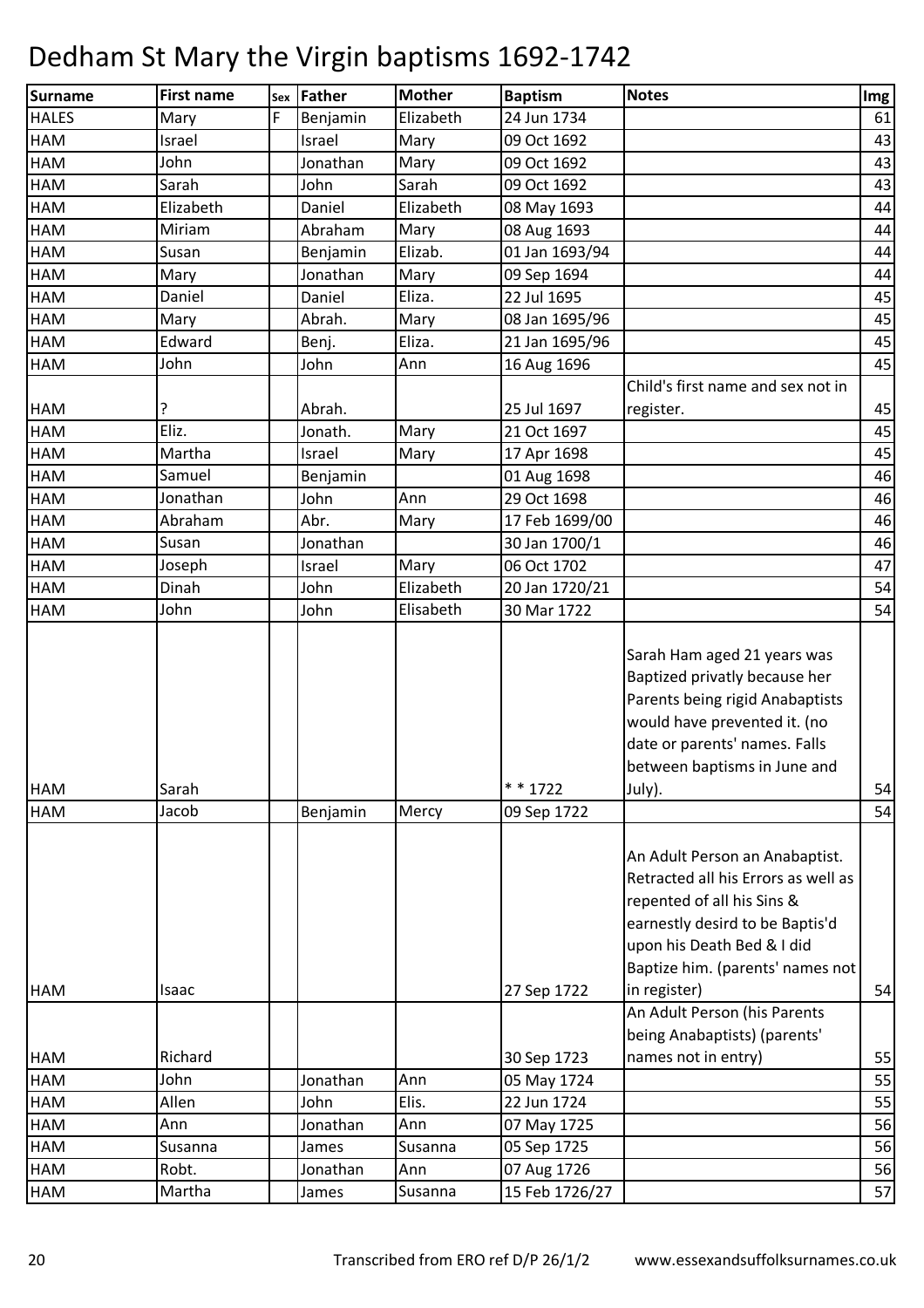# Dedham St Mary the Virgin baptisms 1692-1742

| Surname | First name | Sex | Father | Mother | Baptism | Notes | Img |
|---|---|---|---|---|---|---|---|
| HALES | Mary | F | Benjamin | Elizabeth | 24 Jun 1734 | | 61 |
| HAM | Israel | | Israel | Mary | 09 Oct 1692 | | 43 |
| HAM | John | | Jonathan | Mary | 09 Oct 1692 | | 43 |
| HAM | Sarah | | John | Sarah | 09 Oct 1692 | | 43 |
| HAM | Elizabeth | | Daniel | Elizabeth | 08 May 1693 | | 44 |
| HAM | Miriam | | Abraham | Mary | 08 Aug 1693 | | 44 |
| HAM | Susan | | Benjamin | Elizab. | 01 Jan 1693/94 | | 44 |
| HAM | Mary | | Jonathan | Mary | 09 Sep 1694 | | 44 |
| HAM | Daniel | | Daniel | Eliza. | 22 Jul 1695 | | 45 |
| HAM | Mary | | Abrah. | Mary | 08 Jan 1695/96 | | 45 |
| HAM | Edward | | Benj. | Eliza. | 21 Jan 1695/96 | | 45 |
| HAM | John | | John | Ann | 16 Aug 1696 | | 45 |
| HAM | ? | | Abrah. | | 25 Jul 1697 | Child's first name and sex not in register. | 45 |
| HAM | Eliz. | | Jonath. | Mary | 21 Oct 1697 | | 45 |
| HAM | Martha | | Israel | Mary | 17 Apr 1698 | | 45 |
| HAM | Samuel | | Benjamin | | 01 Aug 1698 | | 46 |
| HAM | Jonathan | | John | Ann | 29 Oct 1698 | | 46 |
| HAM | Abraham | | Abr. | Mary | 17 Feb 1699/00 | | 46 |
| HAM | Susan | | Jonathan | | 30 Jan 1700/1 | | 46 |
| HAM | Joseph | | Israel | Mary | 06 Oct 1702 | | 47 |
| HAM | Dinah | | John | Elizabeth | 20 Jan 1720/21 | | 54 |
| HAM | John | | John | Elisabeth | 30 Mar 1722 | | 54 |
| HAM | Sarah | | | | * * 1722 | Sarah Ham aged 21 years was Baptized privatly because her Parents being rigid Anabaptists would have prevented it. (no date or parents' names. Falls between baptisms in June and July). | 54 |
| HAM | Jacob | | Benjamin | Mercy | 09 Sep 1722 | | 54 |
| HAM | Isaac | | | | 27 Sep 1722 | An Adult Person an Anabaptist. Retracted all his Errors as well as repented of all his Sins & earnestly desird to be Baptis'd upon his Death Bed & I did Baptize him. (parents' names not in register) | 54 |
| HAM | Richard | | | | 30 Sep 1723 | An Adult Person (his Parents being Anabaptists) (parents' names not in entry) | 55 |
| HAM | John | | Jonathan | Ann | 05 May 1724 | | 55 |
| HAM | Allen | | John | Elis. | 22 Jun 1724 | | 55 |
| HAM | Ann | | Jonathan | Ann | 07 May 1725 | | 56 |
| HAM | Susanna | | James | Susanna | 05 Sep 1725 | | 56 |
| HAM | Robt. | | Jonathan | Ann | 07 Aug 1726 | | 56 |
| HAM | Martha | | James | Susanna | 15 Feb 1726/27 | | 57 |

Transcribed from ERO ref D/P 26/1/2 www.essexandsuffolksurnames.co.uk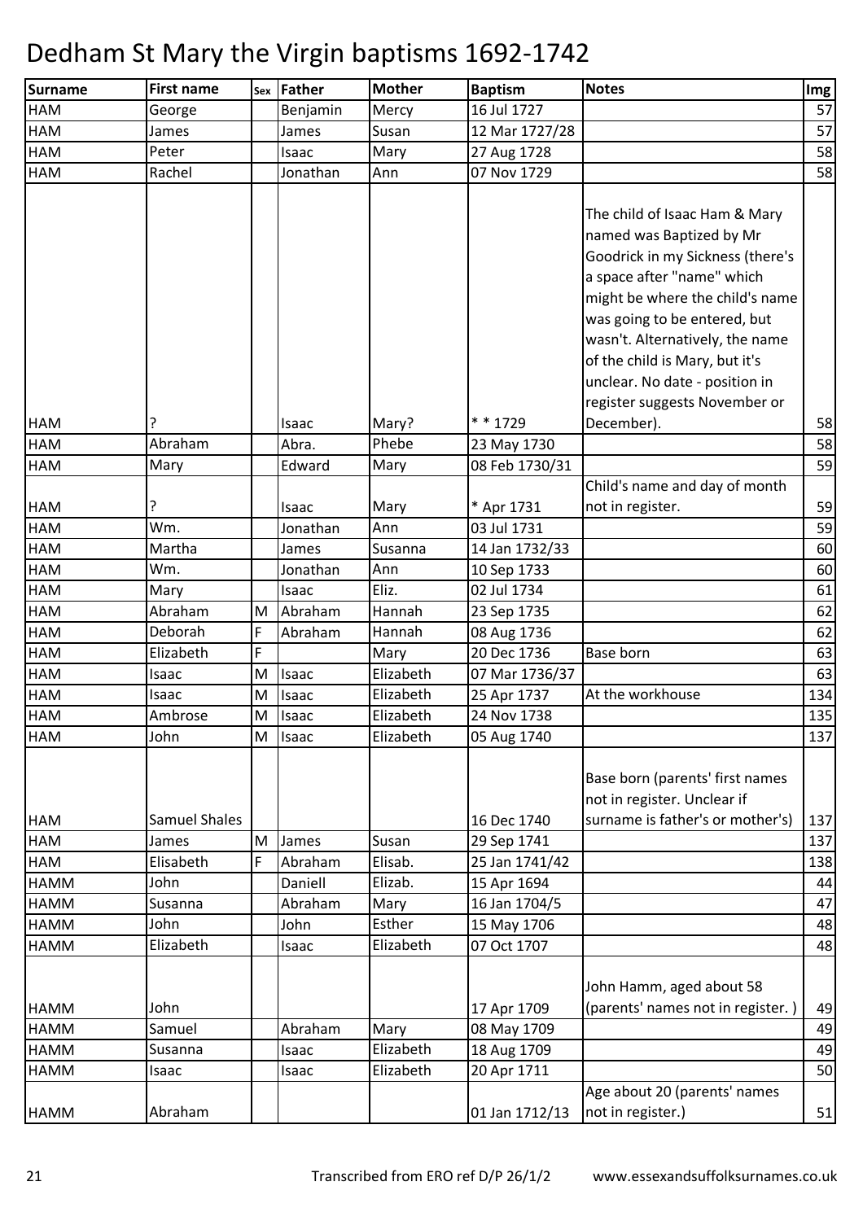# Dedham St Mary the Virgin baptisms 1692-1742

| Surname | First name | Sex | Father | Mother | Baptism | Notes | Img |
|---|---|---|---|---|---|---|---|
| HAM | George | | Benjamin | Mercy | 16 Jul 1727 | | 57 |
| HAM | James | | James | Susan | 12 Mar 1727/28 | | 57 |
| HAM | Peter | | Isaac | Mary | 27 Aug 1728 | | 58 |
| HAM | Rachel | | Jonathan | Ann | 07 Nov 1729 | | 58 |
| HAM | ? | | Isaac | Mary? | * * 1729 | The child of Isaac Ham & Mary named was Baptized by Mr Goodrick in my Sickness (there's a space after "name" which might be where the child's name was going to be entered, but wasn't. Alternatively, the name of the child is Mary, but it's unclear. No date - position in register suggests November or December). | 58 |
| HAM | Abraham | | Abra. | Phebe | 23 May 1730 | | 58 |
| HAM | Mary | | Edward | Mary | 08 Feb 1730/31 | | 59 |
| HAM | ? | | Isaac | Mary | * Apr 1731 | Child's name and day of month not in register. | 59 |
| HAM | Wm. | | Jonathan | Ann | 03 Jul 1731 | | 59 |
| HAM | Martha | | James | Susanna | 14 Jan 1732/33 | | 60 |
| HAM | Wm. | | Jonathan | Ann | 10 Sep 1733 | | 60 |
| HAM | Mary | | Isaac | Eliz. | 02 Jul 1734 | | 61 |
| HAM | Abraham | M | Abraham | Hannah | 23 Sep 1735 | | 62 |
| HAM | Deborah | F | Abraham | Hannah | 08 Aug 1736 | | 62 |
| HAM | Elizabeth | F | | Mary | 20 Dec 1736 | Base born | 63 |
| HAM | Isaac | M | Isaac | Elizabeth | 07 Mar 1736/37 | | 63 |
| HAM | Isaac | M | Isaac | Elizabeth | 25 Apr 1737 | At the workhouse | 134 |
| HAM | Ambrose | M | Isaac | Elizabeth | 24 Nov 1738 | | 135 |
| HAM | John | M | Isaac | Elizabeth | 05 Aug 1740 | | 137 |
| HAM | Samuel Shales | | | | 16 Dec 1740 | Base born (parents' first names not in register. Unclear if surname is father's or mother's) | 137 |
| HAM | James | M | James | Susan | 29 Sep 1741 | | 137 |
| HAM | Elisabeth | F | Abraham | Elisab. | 25 Jan 1741/42 | | 138 |
| HAMM | John | | Daniell | Elizab. | 15 Apr 1694 | | 44 |
| HAMM | Susanna | | Abraham | Mary | 16 Jan 1704/5 | | 47 |
| HAMM | John | | John | Esther | 15 May 1706 | | 48 |
| HAMM | Elizabeth | | Isaac | Elizabeth | 07 Oct 1707 | | 48 |
| HAMM | John | | | | 17 Apr 1709 | John Hamm, aged about 58 (parents' names not in register. ) | 49 |
| HAMM | Samuel | | Abraham | Mary | 08 May 1709 | | 49 |
| HAMM | Susanna | | Isaac | Elizabeth | 18 Aug 1709 | | 49 |
| HAMM | Isaac | | Isaac | Elizabeth | 20 Apr 1711 | | 50 |
| HAMM | Abraham | | | | 01 Jan 1712/13 | Age about 20 (parents' names not in register.) | 51 |

Transcribed from ERO ref D/P 26/1/2 www.essexandsuffolksurnames.co.uk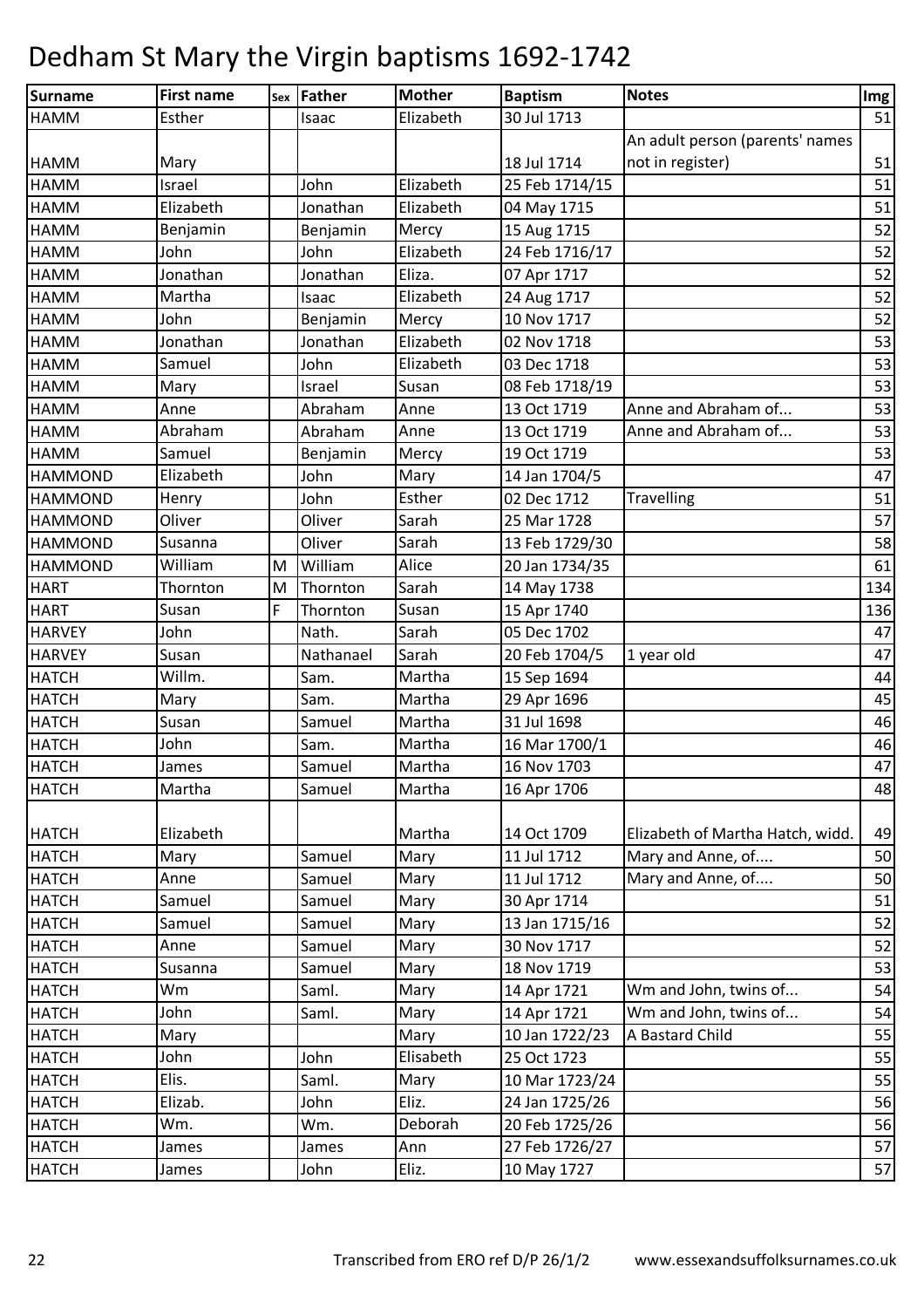# Dedham St Mary the Virgin baptisms 1692-1742

| Surname | First name | Sex | Father | Mother | Baptism | Notes | Img |
|---|---|---|---|---|---|---|---|
| HAMM | Esther | | Isaac | Elizabeth | 30 Jul 1713 | | 51 |
| HAMM | Mary | | | | 18 Jul 1714 | An adult person (parents' names not in register) | 51 |
| HAMM | Israel | | John | Elizabeth | 25 Feb 1714/15 | | 51 |
| HAMM | Elizabeth | | Jonathan | Elizabeth | 04 May 1715 | | 51 |
| HAMM | Benjamin | | Benjamin | Mercy | 15 Aug 1715 | | 52 |
| HAMM | John | | John | Elizabeth | 24 Feb 1716/17 | | 52 |
| HAMM | Jonathan | | Jonathan | Eliza. | 07 Apr 1717 | | 52 |
| HAMM | Martha | | Isaac | Elizabeth | 24 Aug 1717 | | 52 |
| HAMM | John | | Benjamin | Mercy | 10 Nov 1717 | | 52 |
| HAMM | Jonathan | | Jonathan | Elizabeth | 02 Nov 1718 | | 53 |
| HAMM | Samuel | | John | Elizabeth | 03 Dec 1718 | | 53 |
| HAMM | Mary | | Israel | Susan | 08 Feb 1718/19 | | 53 |
| HAMM | Anne | | Abraham | Anne | 13 Oct 1719 | Anne and Abraham of... | 53 |
| HAMM | Abraham | | Abraham | Anne | 13 Oct 1719 | Anne and Abraham of... | 53 |
| HAMM | Samuel | | Benjamin | Mercy | 19 Oct 1719 | | 53 |
| HAMMOND | Elizabeth | | John | Mary | 14 Jan 1704/5 | | 47 |
| HAMMOND | Henry | | John | Esther | 02 Dec 1712 | Travelling | 51 |
| HAMMOND | Oliver | | Oliver | Sarah | 25 Mar 1728 | | 57 |
| HAMMOND | Susanna | | Oliver | Sarah | 13 Feb 1729/30 | | 58 |
| HAMMOND | William | M | William | Alice | 20 Jan 1734/35 | | 61 |
| HART | Thornton | M | Thornton | Sarah | 14 May 1738 | | 134 |
| HART | Susan | F | Thornton | Susan | 15 Apr 1740 | | 136 |
| HARVEY | John | | Nath. | Sarah | 05 Dec 1702 | | 47 |
| HARVEY | Susan | | Nathanael | Sarah | 20 Feb 1704/5 | 1 year old | 47 |
| HATCH | Willm. | | Sam. | Martha | 15 Sep 1694 | | 44 |
| HATCH | Mary | | Sam. | Martha | 29 Apr 1696 | | 45 |
| HATCH | Susan | | Samuel | Martha | 31 Jul 1698 | | 46 |
| HATCH | John | | Sam. | Martha | 16 Mar 1700/1 | | 46 |
| HATCH | James | | Samuel | Martha | 16 Nov 1703 | | 47 |
| HATCH | Martha | | Samuel | Martha | 16 Apr 1706 | | 48 |
| HATCH | Elizabeth | | | Martha | 14 Oct 1709 | Elizabeth of Martha Hatch, widd. | 49 |
| HATCH | Mary | | Samuel | Mary | 11 Jul 1712 | Mary and Anne, of.... | 50 |
| HATCH | Anne | | Samuel | Mary | 11 Jul 1712 | Mary and Anne, of.... | 50 |
| HATCH | Samuel | | Samuel | Mary | 30 Apr 1714 | | 51 |
| HATCH | Samuel | | Samuel | Mary | 13 Jan 1715/16 | | 52 |
| HATCH | Anne | | Samuel | Mary | 30 Nov 1717 | | 52 |
| HATCH | Susanna | | Samuel | Mary | 18 Nov 1719 | | 53 |
| HATCH | Wm | | Saml. | Mary | 14 Apr 1721 | Wm and John, twins of... | 54 |
| HATCH | John | | Saml. | Mary | 14 Apr 1721 | Wm and John, twins of... | 54 |
| HATCH | Mary | | | Mary | 10 Jan 1722/23 | A Bastard Child | 55 |
| HATCH | John | | John | Elisabeth | 25 Oct 1723 | | 55 |
| HATCH | Elis. | | Saml. | Mary | 10 Mar 1723/24 | | 55 |
| HATCH | Elizab. | | John | Eliz. | 24 Jan 1725/26 | | 56 |
| HATCH | Wm. | | Wm. | Deborah | 20 Feb 1725/26 | | 56 |
| HATCH | James | | James | Ann | 27 Feb 1726/27 | | 57 |
| HATCH | James | | John | Eliz. | 10 May 1727 | | 57 |

Transcribed from ERO ref D/P 26/1/2 www.essexandsuffolksurnames.co.uk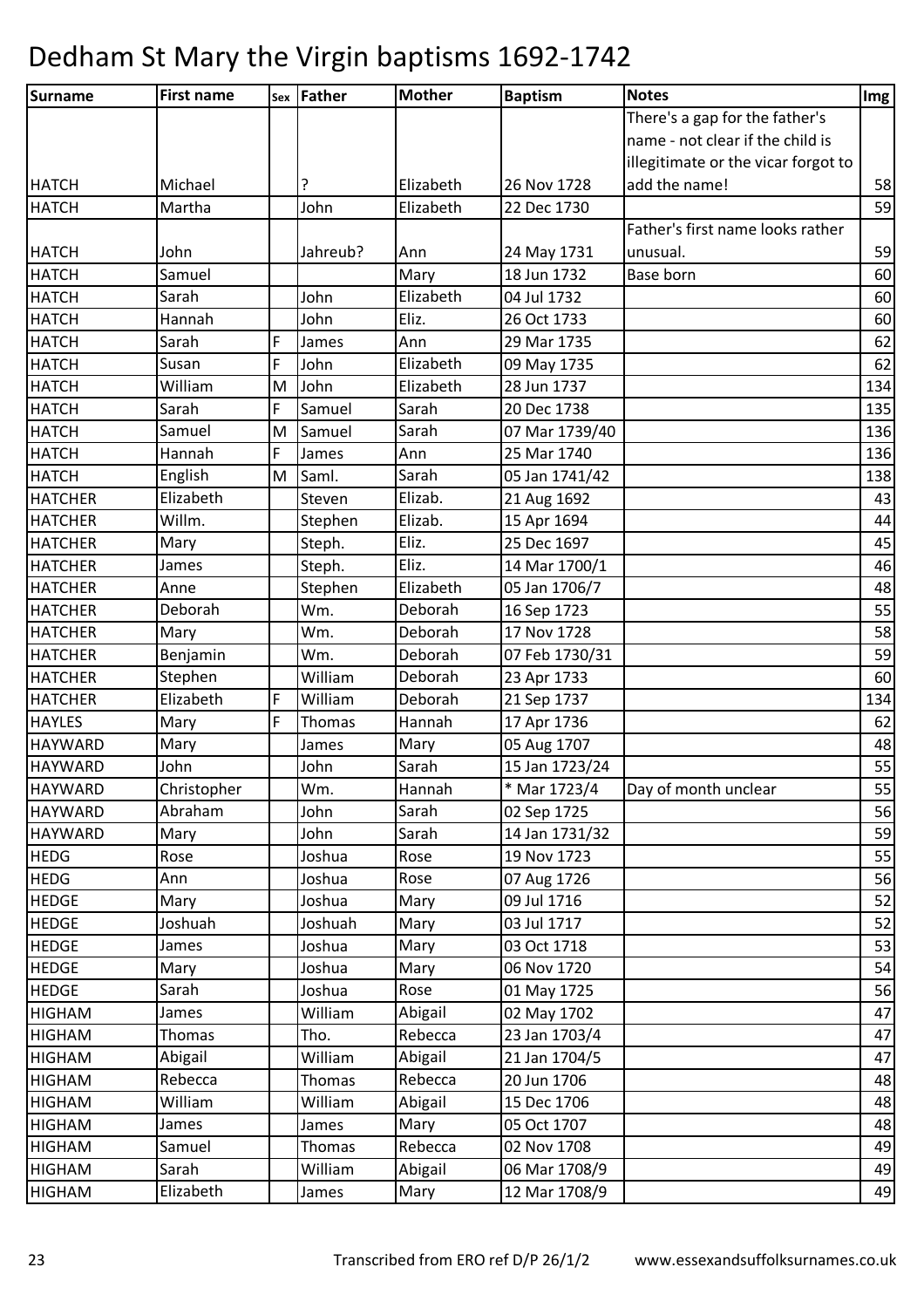# Dedham St Mary the Virgin baptisms 1692-1742

| Surname | First name | Sex | Father | Mother | Baptism | Notes | Img |
|---|---|---|---|---|---|---|---|
| HATCH | Michael | | ? | Elizabeth | 26 Nov 1728 | There's a gap for the father's name - not clear if the child is illegitimate or the vicar forgot to add the name! | 58 |
| HATCH | Martha | | John | Elizabeth | 22 Dec 1730 | | 59 |
| HATCH | John | | Jahreub? | Ann | 24 May 1731 | Father's first name looks rather unusual. | 59 |
| HATCH | Samuel | | | Mary | 18 Jun 1732 | Base born | 60 |
| HATCH | Sarah | | John | Elizabeth | 04 Jul 1732 | | 60 |
| HATCH | Hannah | | John | Eliz. | 26 Oct 1733 | | 60 |
| HATCH | Sarah | F | James | Ann | 29 Mar 1735 | | 62 |
| HATCH | Susan | F | John | Elizabeth | 09 May 1735 | | 62 |
| HATCH | William | M | John | Elizabeth | 28 Jun 1737 | | 134 |
| HATCH | Sarah | F | Samuel | Sarah | 20 Dec 1738 | | 135 |
| HATCH | Samuel | M | Samuel | Sarah | 07 Mar 1739/40 | | 136 |
| HATCH | Hannah | F | James | Ann | 25 Mar 1740 | | 136 |
| HATCH | English | M | Saml. | Sarah | 05 Jan 1741/42 | | 138 |
| HATCHER | Elizabeth | | Steven | Elizab. | 21 Aug 1692 | | 43 |
| HATCHER | Willm. | | Stephen | Elizab. | 15 Apr 1694 | | 44 |
| HATCHER | Mary | | Steph. | Eliz. | 25 Dec 1697 | | 45 |
| HATCHER | James | | Steph. | Eliz. | 14 Mar 1700/1 | | 46 |
| HATCHER | Anne | | Stephen | Elizabeth | 05 Jan 1706/7 | | 48 |
| HATCHER | Deborah | | Wm. | Deborah | 16 Sep 1723 | | 55 |
| HATCHER | Mary | | Wm. | Deborah | 17 Nov 1728 | | 58 |
| HATCHER | Benjamin | | Wm. | Deborah | 07 Feb 1730/31 | | 59 |
| HATCHER | Stephen | | William | Deborah | 23 Apr 1733 | | 60 |
| HATCHER | Elizabeth | F | William | Deborah | 21 Sep 1737 | | 134 |
| HAYLES | Mary | F | Thomas | Hannah | 17 Apr 1736 | | 62 |
| HAYWARD | Mary | | James | Mary | 05 Aug 1707 | | 48 |
| HAYWARD | John | | John | Sarah | 15 Jan 1723/24 | | 55 |
| HAYWARD | Christopher | | Wm. | Hannah | * Mar 1723/4 | Day of month unclear | 55 |
| HAYWARD | Abraham | | John | Sarah | 02 Sep 1725 | | 56 |
| HAYWARD | Mary | | John | Sarah | 14 Jan 1731/32 | | 59 |
| HEDG | Rose | | Joshua | Rose | 19 Nov 1723 | | 55 |
| HEDG | Ann | | Joshua | Rose | 07 Aug 1726 | | 56 |
| HEDGE | Mary | | Joshua | Mary | 09 Jul 1716 | | 52 |
| HEDGE | Joshuah | | Joshuah | Mary | 03 Jul 1717 | | 52 |
| HEDGE | James | | Joshua | Mary | 03 Oct 1718 | | 53 |
| HEDGE | Mary | | Joshua | Mary | 06 Nov 1720 | | 54 |
| HEDGE | Sarah | | Joshua | Rose | 01 May 1725 | | 56 |
| HIGHAM | James | | William | Abigail | 02 May 1702 | | 47 |
| HIGHAM | Thomas | | Tho. | Rebecca | 23 Jan 1703/4 | | 47 |
| HIGHAM | Abigail | | William | Abigail | 21 Jan 1704/5 | | 47 |
| HIGHAM | Rebecca | | Thomas | Rebecca | 20 Jun 1706 | | 48 |
| HIGHAM | William | | William | Abigail | 15 Dec 1706 | | 48 |
| HIGHAM | James | | James | Mary | 05 Oct 1707 | | 48 |
| HIGHAM | Samuel | | Thomas | Rebecca | 02 Nov 1708 | | 49 |
| HIGHAM | Sarah | | William | Abigail | 06 Mar 1708/9 | | 49 |
| HIGHAM | Elizabeth | | James | Mary | 12 Mar 1708/9 | | 49 |

Transcribed from ERO ref D/P 26/1/2 www.essexandsuffolksurnames.co.uk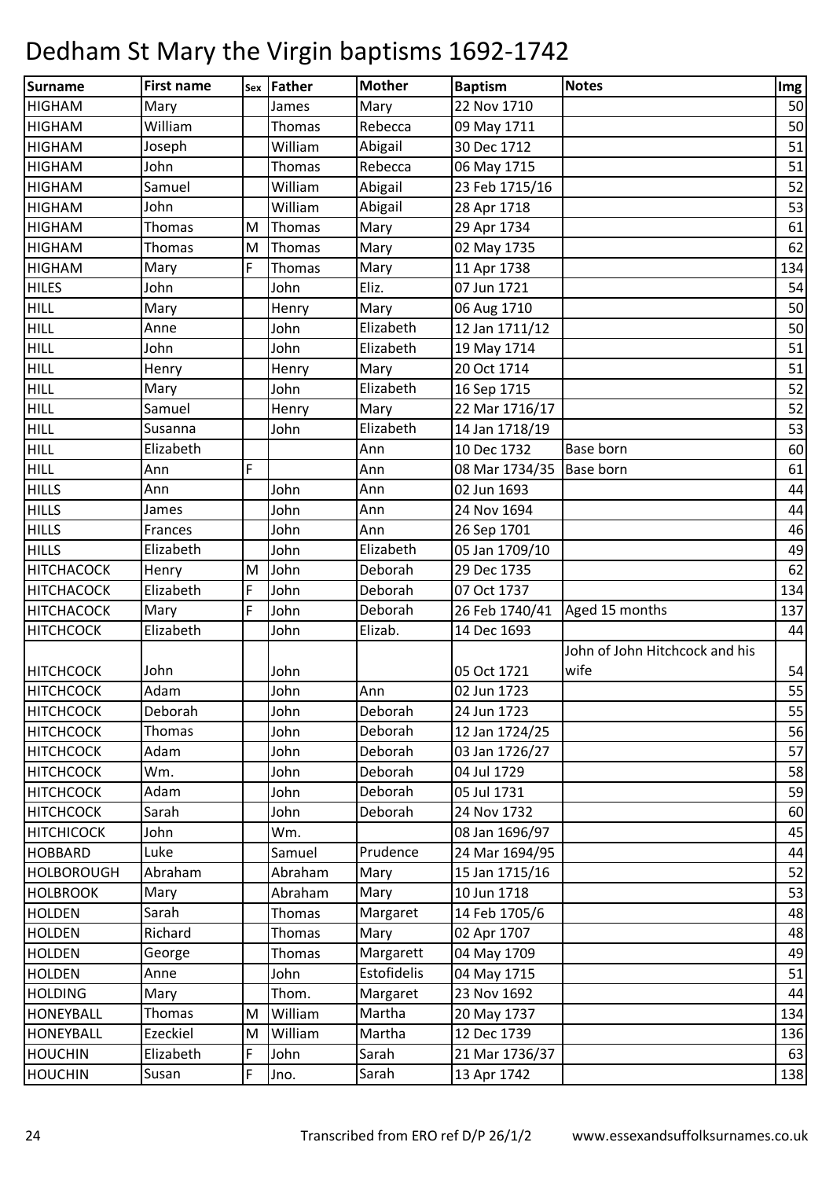# Dedham St Mary the Virgin baptisms 1692-1742

| Surname | First name | Sex | Father | Mother | Baptism | Notes | Img |
|---|---|---|---|---|---|---|---|
| HIGHAM | Mary | | James | Mary | 22 Nov 1710 | | 50 |
| HIGHAM | William | | Thomas | Rebecca | 09 May 1711 | | 50 |
| HIGHAM | Joseph | | William | Abigail | 30 Dec 1712 | | 51 |
| HIGHAM | John | | Thomas | Rebecca | 06 May 1715 | | 51 |
| HIGHAM | Samuel | | William | Abigail | 23 Feb 1715/16 | | 52 |
| HIGHAM | John | | William | Abigail | 28 Apr 1718 | | 53 |
| HIGHAM | Thomas | M | Thomas | Mary | 29 Apr 1734 | | 61 |
| HIGHAM | Thomas | M | Thomas | Mary | 02 May 1735 | | 62 |
| HIGHAM | Mary | F | Thomas | Mary | 11 Apr 1738 | | 134 |
| HILES | John | | John | Eliz. | 07 Jun 1721 | | 54 |
| HILL | Mary | | Henry | Mary | 06 Aug 1710 | | 50 |
| HILL | Anne | | John | Elizabeth | 12 Jan 1711/12 | | 50 |
| HILL | John | | John | Elizabeth | 19 May 1714 | | 51 |
| HILL | Henry | | Henry | Mary | 20 Oct 1714 | | 51 |
| HILL | Mary | | John | Elizabeth | 16 Sep 1715 | | 52 |
| HILL | Samuel | | Henry | Mary | 22 Mar 1716/17 | | 52 |
| HILL | Susanna | | John | Elizabeth | 14 Jan 1718/19 | | 53 |
| HILL | Elizabeth | | | Ann | 10 Dec 1732 | Base born | 60 |
| HILL | Ann | F | | Ann | 08 Mar 1734/35 | Base born | 61 |
| HILLS | Ann | | John | Ann | 02 Jun 1693 | | 44 |
| HILLS | James | | John | Ann | 24 Nov 1694 | | 44 |
| HILLS | Frances | | John | Ann | 26 Sep 1701 | | 46 |
| HILLS | Elizabeth | | John | Elizabeth | 05 Jan 1709/10 | | 49 |
| HITCHACOCK | Henry | M | John | Deborah | 29 Dec 1735 | | 62 |
| HITCHACOCK | Elizabeth | F | John | Deborah | 07 Oct 1737 | | 134 |
| HITCHACOCK | Mary | F | John | Deborah | 26 Feb 1740/41 | Aged 15 months | 137 |
| HITCHCOCK | Elizabeth | | John | Elizab. | 14 Dec 1693 | | 44 |
| HITCHCOCK | John | | John | | 05 Oct 1721 | John of John Hitchcock and his wife | 54 |
| HITCHCOCK | Adam | | John | Ann | 02 Jun 1723 | | 55 |
| HITCHCOCK | Deborah | | John | Deborah | 24 Jun 1723 | | 55 |
| HITCHCOCK | Thomas | | John | Deborah | 12 Jan 1724/25 | | 56 |
| HITCHCOCK | Adam | | John | Deborah | 03 Jan 1726/27 | | 57 |
| HITCHCOCK | Wm. | | John | Deborah | 04 Jul 1729 | | 58 |
| HITCHCOCK | Adam | | John | Deborah | 05 Jul 1731 | | 59 |
| HITCHCOCK | Sarah | | John | Deborah | 24 Nov 1732 | | 60 |
| HITCHICOCK | John | | Wm. | | 08 Jan 1696/97 | | 45 |
| HOBBARD | Luke | | Samuel | Prudence | 24 Mar 1694/95 | | 44 |
| HOLBOROUGH | Abraham | | Abraham | Mary | 15 Jan 1715/16 | | 52 |
| HOLBROOK | Mary | | Abraham | Mary | 10 Jun 1718 | | 53 |
| HOLDEN | Sarah | | Thomas | Margaret | 14 Feb 1705/6 | | 48 |
| HOLDEN | Richard | | Thomas | Mary | 02 Apr 1707 | | 48 |
| HOLDEN | George | | Thomas | Margarett | 04 May 1709 | | 49 |
| HOLDEN | Anne | | John | Estofidelis | 04 May 1715 | | 51 |
| HOLDING | Mary | | Thom. | Margaret | 23 Nov 1692 | | 44 |
| HONEYBALL | Thomas | M | William | Martha | 20 May 1737 | | 134 |
| HONEYBALL | Ezeckiel | M | William | Martha | 12 Dec 1739 | | 136 |
| HOUCHIN | Elizabeth | F | John | Sarah | 21 Mar 1736/37 | | 63 |
| HOUCHIN | Susan | F | Jno. | Sarah | 13 Apr 1742 | | 138 |

Transcribed from ERO ref D/P 26/1/2 www.essexandsuffolksurnames.co.uk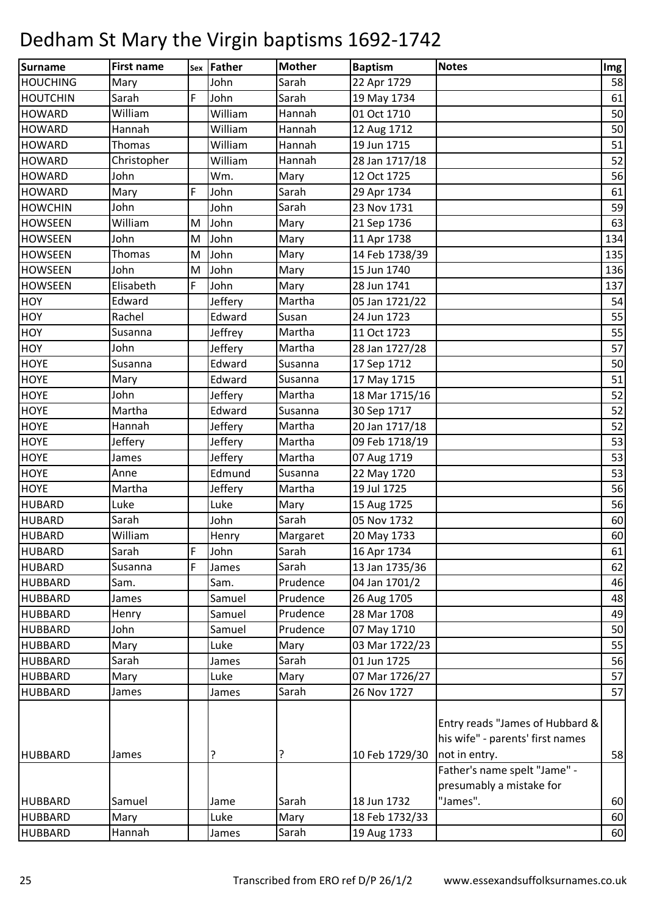# Dedham St Mary the Virgin baptisms 1692-1742

| Surname | First name | Sex | Father | Mother | Baptism | Notes | Img |
|---|---|---|---|---|---|---|---|
| HOUCHING | Mary | | John | Sarah | 22 Apr 1729 | | 58 |
| HOUTCHIN | Sarah | F | John | Sarah | 19 May 1734 | | 61 |
| HOWARD | William | | William | Hannah | 01 Oct 1710 | | 50 |
| HOWARD | Hannah | | William | Hannah | 12 Aug 1712 | | 50 |
| HOWARD | Thomas | | William | Hannah | 19 Jun 1715 | | 51 |
| HOWARD | Christopher | | William | Hannah | 28 Jan 1717/18 | | 52 |
| HOWARD | John | | Wm. | Mary | 12 Oct 1725 | | 56 |
| HOWARD | Mary | F | John | Sarah | 29 Apr 1734 | | 61 |
| HOWCHIN | John | | John | Sarah | 23 Nov 1731 | | 59 |
| HOWSEEN | William | M | John | Mary | 21 Sep 1736 | | 63 |
| HOWSEEN | John | M | John | Mary | 11 Apr 1738 | | 134 |
| HOWSEEN | Thomas | M | John | Mary | 14 Feb 1738/39 | | 135 |
| HOWSEEN | John | M | John | Mary | 15 Jun 1740 | | 136 |
| HOWSEEN | Elisabeth | F | John | Mary | 28 Jun 1741 | | 137 |
| HOY | Edward | | Jeffery | Martha | 05 Jan 1721/22 | | 54 |
| HOY | Rachel | | Edward | Susan | 24 Jun 1723 | | 55 |
| HOY | Susanna | | Jeffrey | Martha | 11 Oct 1723 | | 55 |
| HOY | John | | Jeffery | Martha | 28 Jan 1727/28 | | 57 |
| HOYE | Susanna | | Edward | Susanna | 17 Sep 1712 | | 50 |
| HOYE | Mary | | Edward | Susanna | 17 May 1715 | | 51 |
| HOYE | John | | Jeffery | Martha | 18 Mar 1715/16 | | 52 |
| HOYE | Martha | | Edward | Susanna | 30 Sep 1717 | | 52 |
| HOYE | Hannah | | Jeffery | Martha | 20 Jan 1717/18 | | 52 |
| HOYE | Jeffery | | Jeffery | Martha | 09 Feb 1718/19 | | 53 |
| HOYE | James | | Jeffery | Martha | 07 Aug 1719 | | 53 |
| HOYE | Anne | | Edmund | Susanna | 22 May 1720 | | 53 |
| HOYE | Martha | | Jeffery | Martha | 19 Jul 1725 | | 56 |
| HUBARD | Luke | | Luke | Mary | 15 Aug 1725 | | 56 |
| HUBARD | Sarah | | John | Sarah | 05 Nov 1732 | | 60 |
| HUBARD | William | | Henry | Margaret | 20 May 1733 | | 60 |
| HUBARD | Sarah | F | John | Sarah | 16 Apr 1734 | | 61 |
| HUBARD | Susanna | F | James | Sarah | 13 Jan 1735/36 | | 62 |
| HUBBARD | Sam. | | Sam. | Prudence | 04 Jan 1701/2 | | 46 |
| HUBBARD | James | | Samuel | Prudence | 26 Aug 1705 | | 48 |
| HUBBARD | Henry | | Samuel | Prudence | 28 Mar 1708 | | 49 |
| HUBBARD | John | | Samuel | Prudence | 07 May 1710 | | 50 |
| HUBBARD | Mary | | Luke | Mary | 03 Mar 1722/23 | | 55 |
| HUBBARD | Sarah | | James | Sarah | 01 Jun 1725 | | 56 |
| HUBBARD | Mary | | Luke | Mary | 07 Mar 1726/27 | | 57 |
| HUBBARD | James | | James | Sarah | 26 Nov 1727 | | 57 |
| HUBBARD | James | | ? | ? | 10 Feb 1729/30 | Entry reads "James of Hubbard & his wife" - parents' first names not in entry. | 58 |
| HUBBARD | Samuel | | Jame | Sarah | 18 Jun 1732 | Father's name spelt "Jame" - presumably a mistake for "James". | 60 |
| HUBBARD | Mary | | Luke | Mary | 18 Feb 1732/33 | | 60 |
| HUBBARD | Hannah | | James | Sarah | 19 Aug 1733 | | 60 |

Transcribed from ERO ref D/P 26/1/2 www.essexandsuffolksurnames.co.uk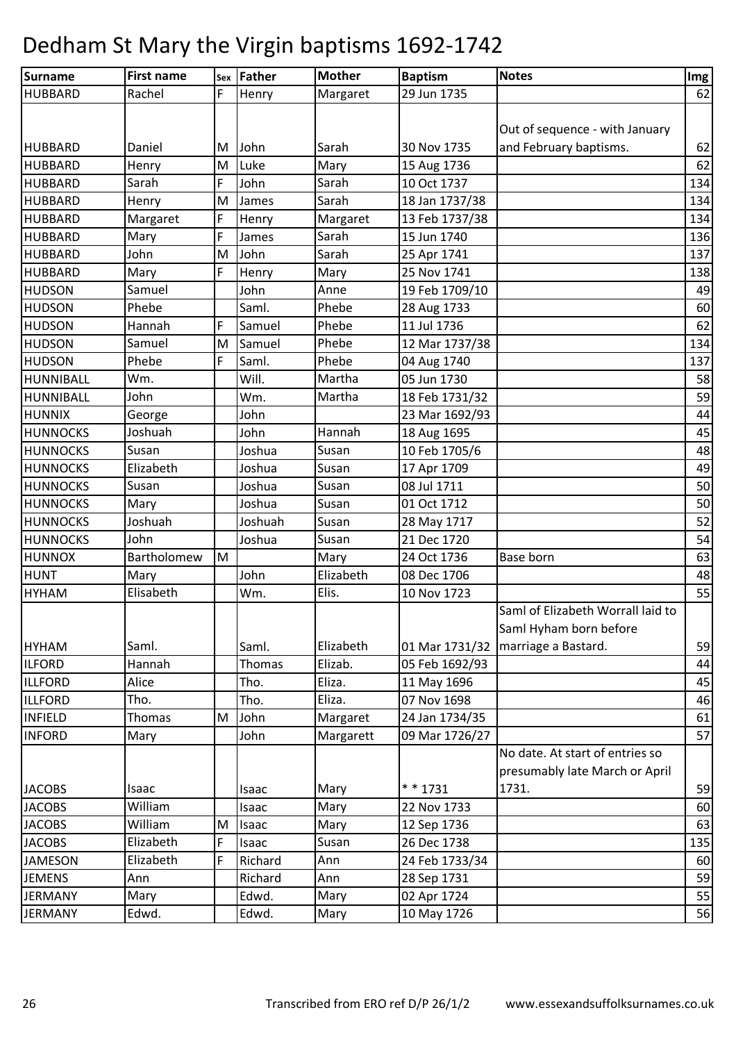# Dedham St Mary the Virgin baptisms 1692-1742

| Surname | First name | Sex | Father | Mother | Baptism | Notes | Img |
|---|---|---|---|---|---|---|---|
| HUBBARD | Rachel | F | Henry | Margaret | 29 Jun 1735 | | 62 |
| HUBBARD | Daniel | M | John | Sarah | 30 Nov 1735 | Out of sequence - with January and February baptisms. | 62 |
| HUBBARD | Henry | M | Luke | Mary | 15 Aug 1736 | | 62 |
| HUBBARD | Sarah | F | John | Sarah | 10 Oct 1737 | | 134 |
| HUBBARD | Henry | M | James | Sarah | 18 Jan 1737/38 | | 134 |
| HUBBARD | Margaret | F | Henry | Margaret | 13 Feb 1737/38 | | 134 |
| HUBBARD | Mary | F | James | Sarah | 15 Jun 1740 | | 136 |
| HUBBARD | John | M | John | Sarah | 25 Apr 1741 | | 137 |
| HUBBARD | Mary | F | Henry | Mary | 25 Nov 1741 | | 138 |
| HUDSON | Samuel | | John | Anne | 19 Feb 1709/10 | | 49 |
| HUDSON | Phebe | | Saml. | Phebe | 28 Aug 1733 | | 60 |
| HUDSON | Hannah | F | Samuel | Phebe | 11 Jul 1736 | | 62 |
| HUDSON | Samuel | M | Samuel | Phebe | 12 Mar 1737/38 | | 134 |
| HUDSON | Phebe | F | Saml. | Phebe | 04 Aug 1740 | | 137 |
| HUNNIBALL | Wm. | | Will. | Martha | 05 Jun 1730 | | 58 |
| HUNNIBALL | John | | Wm. | Martha | 18 Feb 1731/32 | | 59 |
| HUNNIX | George | | John | | 23 Mar 1692/93 | | 44 |
| HUNNOCKS | Joshuah | | John | Hannah | 18 Aug 1695 | | 45 |
| HUNNOCKS | Susan | | Joshua | Susan | 10 Feb 1705/6 | | 48 |
| HUNNOCKS | Elizabeth | | Joshua | Susan | 17 Apr 1709 | | 49 |
| HUNNOCKS | Susan | | Joshua | Susan | 08 Jul 1711 | | 50 |
| HUNNOCKS | Mary | | Joshua | Susan | 01 Oct 1712 | | 50 |
| HUNNOCKS | Joshuah | | Joshuah | Susan | 28 May 1717 | | 52 |
| HUNNOCKS | John | | Joshua | Susan | 21 Dec 1720 | | 54 |
| HUNNOX | Bartholomew | M | | Mary | 24 Oct 1736 | Base born | 63 |
| HUNT | Mary | | John | Elizabeth | 08 Dec 1706 | | 48 |
| HYHAM | Elisabeth | | Wm. | Elis. | 10 Nov 1723 | | 55 |
| HYHAM | Saml. | | Saml. | Elizabeth | 01 Mar 1731/32 | Saml of Elizabeth Worrall laid to Saml Hyham born before marriage a Bastard. | 59 |
| ILFORD | Hannah | | Thomas | Elizab. | 05 Feb 1692/93 | | 44 |
| ILLFORD | Alice | | Tho. | Eliza. | 11 May 1696 | | 45 |
| ILLFORD | Tho. | | Tho. | Eliza. | 07 Nov 1698 | | 46 |
| INFIELD | Thomas | M | John | Margaret | 24 Jan 1734/35 | | 61 |
| INFORD | Mary | | John | Margarett | 09 Mar 1726/27 | | 57 |
| JACOBS | Isaac | | Isaac | Mary | * * 1731 | No date. At start of entries so presumably late March or April 1731. | 59 |
| JACOBS | William | | Isaac | Mary | 22 Nov 1733 | | 60 |
| JACOBS | William | M | Isaac | Mary | 12 Sep 1736 | | 63 |
| JACOBS | Elizabeth | F | Isaac | Susan | 26 Dec 1738 | | 135 |
| JAMESON | Elizabeth | F | Richard | Ann | 24 Feb 1733/34 | | 60 |
| JEMENS | Ann | | Richard | Ann | 28 Sep 1731 | | 59 |
| JERMANY | Mary | | Edwd. | Mary | 02 Apr 1724 | | 55 |
| JERMANY | Edwd. | | Edwd. | Mary | 10 May 1726 | | 56 |

Transcribed from ERO ref D/P 26/1/2 www.essexandsuffolksurnames.co.uk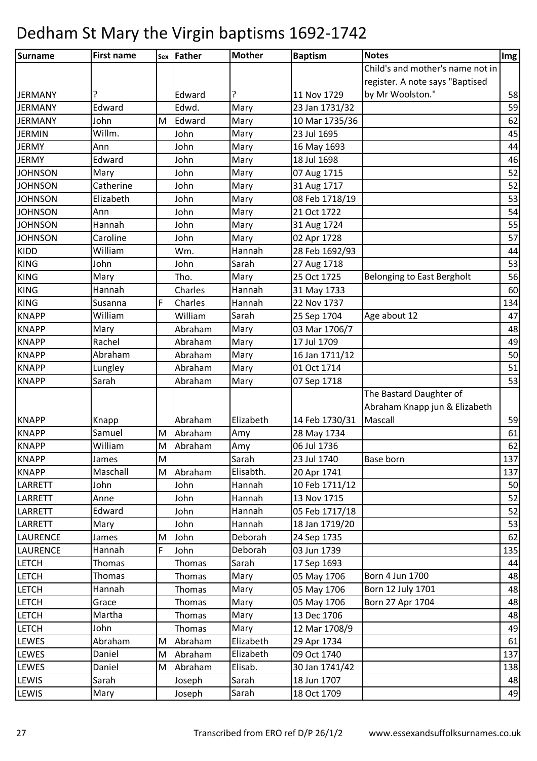# Dedham St Mary the Virgin baptisms 1692-1742

| Surname | First name | Sex | Father | Mother | Baptism | Notes | Img |
|---|---|---|---|---|---|---|---|
| JERMANY | ? | | Edward | ? | 11 Nov 1729 | Child's and mother's name not in register. A note says "Baptised by Mr Woolston." | 58 |
| JERMANY | Edward | | Edwd. | Mary | 23 Jan 1731/32 | | 59 |
| JERMANY | John | M | Edward | Mary | 10 Mar 1735/36 | | 62 |
| JERMIN | Willm. | | John | Mary | 23 Jul 1695 | | 45 |
| JERMY | Ann | | John | Mary | 16 May 1693 | | 44 |
| JERMY | Edward | | John | Mary | 18 Jul 1698 | | 46 |
| JOHNSON | Mary | | John | Mary | 07 Aug 1715 | | 52 |
| JOHNSON | Catherine | | John | Mary | 31 Aug 1717 | | 52 |
| JOHNSON | Elizabeth | | John | Mary | 08 Feb 1718/19 | | 53 |
| JOHNSON | Ann | | John | Mary | 21 Oct 1722 | | 54 |
| JOHNSON | Hannah | | John | Mary | 31 Aug 1724 | | 55 |
| JOHNSON | Caroline | | John | Mary | 02 Apr 1728 | | 57 |
| KIDD | William | | Wm. | Hannah | 28 Feb 1692/93 | | 44 |
| KING | John | | John | Sarah | 27 Aug 1718 | | 53 |
| KING | Mary | | Tho. | Mary | 25 Oct 1725 | Belonging to East Bergholt | 56 |
| KING | Hannah | | Charles | Hannah | 31 May 1733 | | 60 |
| KING | Susanna | F | Charles | Hannah | 22 Nov 1737 | | 134 |
| KNAPP | William | | William | Sarah | 25 Sep 1704 | Age about 12 | 47 |
| KNAPP | Mary | | Abraham | Mary | 03 Mar 1706/7 | | 48 |
| KNAPP | Rachel | | Abraham | Mary | 17 Jul 1709 | | 49 |
| KNAPP | Abraham | | Abraham | Mary | 16 Jan 1711/12 | | 50 |
| KNAPP | Lungley | | Abraham | Mary | 01 Oct 1714 | | 51 |
| KNAPP | Sarah | | Abraham | Mary | 07 Sep 1718 | | 53 |
| KNAPP | Knapp | | Abraham | Elizabeth | 14 Feb 1730/31 | The Bastard Daughter of Abraham Knapp jun & Elizabeth Mascall | 59 |
| KNAPP | Samuel | M | Abraham | Amy | 28 May 1734 | | 61 |
| KNAPP | William | M | Abraham | Amy | 06 Jul 1736 | | 62 |
| KNAPP | James | M | | Sarah | 23 Jul 1740 | Base born | 137 |
| KNAPP | Maschall | M | Abraham | Elisabth. | 20 Apr 1741 | | 137 |
| LARRETT | John | | John | Hannah | 10 Feb 1711/12 | | 50 |
| LARRETT | Anne | | John | Hannah | 13 Nov 1715 | | 52 |
| LARRETT | Edward | | John | Hannah | 05 Feb 1717/18 | | 52 |
| LARRETT | Mary | | John | Hannah | 18 Jan 1719/20 | | 53 |
| LAURENCE | James | M | John | Deborah | 24 Sep 1735 | | 62 |
| LAURENCE | Hannah | F | John | Deborah | 03 Jun 1739 | | 135 |
| LETCH | Thomas | | Thomas | Sarah | 17 Sep 1693 | | 44 |
| LETCH | Thomas | | Thomas | Mary | 05 May 1706 | Born 4 Jun 1700 | 48 |
| LETCH | Hannah | | Thomas | Mary | 05 May 1706 | Born 12 July 1701 | 48 |
| LETCH | Grace | | Thomas | Mary | 05 May 1706 | Born 27 Apr 1704 | 48 |
| LETCH | Martha | | Thomas | Mary | 13 Dec 1706 | | 48 |
| LETCH | John | | Thomas | Mary | 12 Mar 1708/9 | | 49 |
| LEWES | Abraham | M | Abraham | Elizabeth | 29 Apr 1734 | | 61 |
| LEWES | Daniel | M | Abraham | Elizabeth | 09 Oct 1740 | | 137 |
| LEWES | Daniel | M | Abraham | Elisab. | 30 Jan 1741/42 | | 138 |
| LEWIS | Sarah | | Joseph | Sarah | 18 Jun 1707 | | 48 |
| LEWIS | Mary | | Joseph | Sarah | 18 Oct 1709 | | 49 |

Transcribed from ERO ref D/P 26/1/2 www.essexandsuffolksurnames.co.uk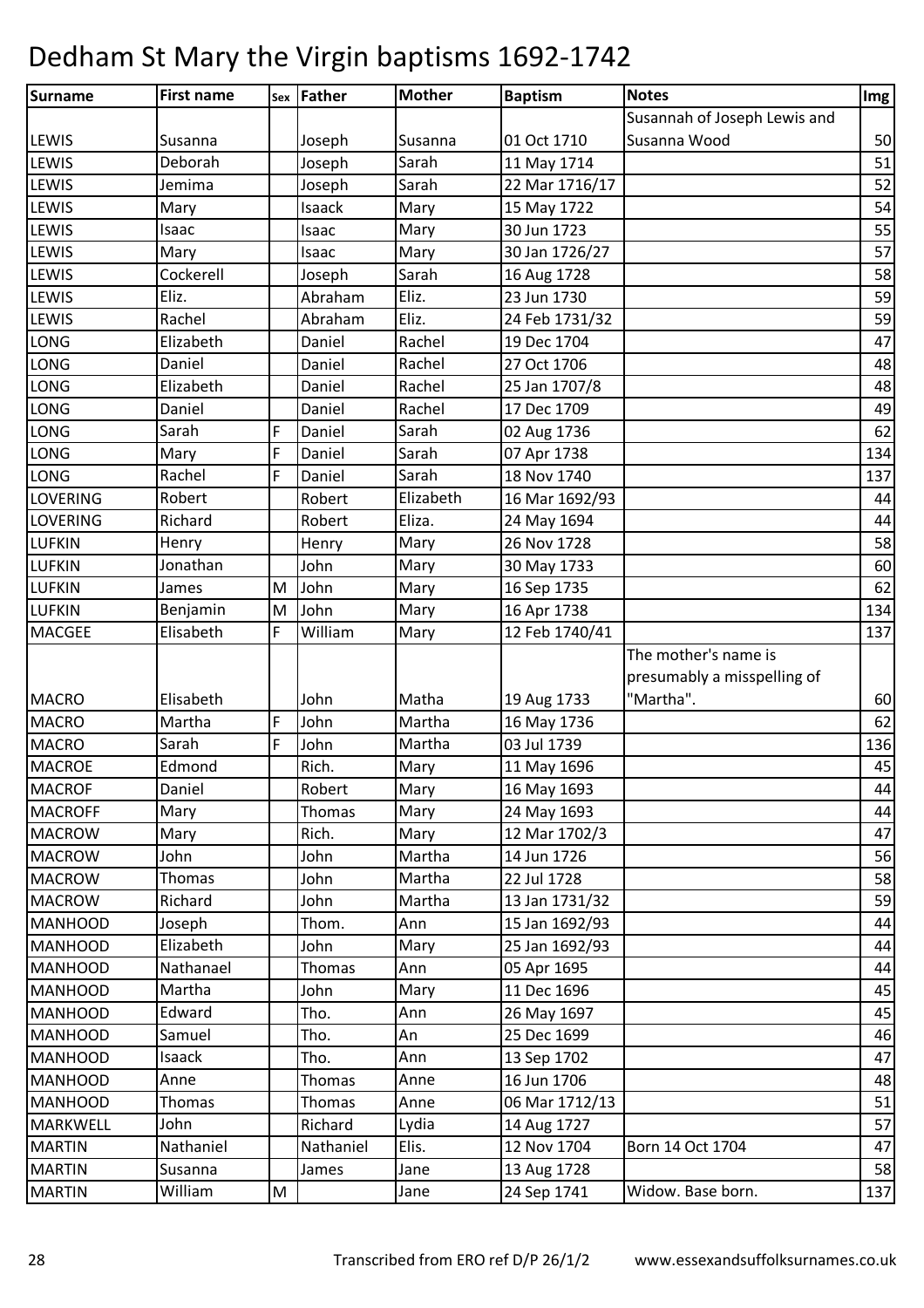# Dedham St Mary the Virgin baptisms 1692-1742

| Surname | First name | Sex | Father | Mother | Baptism | Notes | Img |
|---|---|---|---|---|---|---|---|
| LEWIS | Susanna | | Joseph | Susanna | 01 Oct 1710 | Susannah of Joseph Lewis and Susanna Wood | 50 |
| LEWIS | Deborah | | Joseph | Sarah | 11 May 1714 | | 51 |
| LEWIS | Jemima | | Joseph | Sarah | 22 Mar 1716/17 | | 52 |
| LEWIS | Mary | | Isaack | Mary | 15 May 1722 | | 54 |
| LEWIS | Isaac | | Isaac | Mary | 30 Jun 1723 | | 55 |
| LEWIS | Mary | | Isaac | Mary | 30 Jan 1726/27 | | 57 |
| LEWIS | Cockerell | | Joseph | Sarah | 16 Aug 1728 | | 58 |
| LEWIS | Eliz. | | Abraham | Eliz. | 23 Jun 1730 | | 59 |
| LEWIS | Rachel | | Abraham | Eliz. | 24 Feb 1731/32 | | 59 |
| LONG | Elizabeth | | Daniel | Rachel | 19 Dec 1704 | | 47 |
| LONG | Daniel | | Daniel | Rachel | 27 Oct 1706 | | 48 |
| LONG | Elizabeth | | Daniel | Rachel | 25 Jan 1707/8 | | 48 |
| LONG | Daniel | | Daniel | Rachel | 17 Dec 1709 | | 49 |
| LONG | Sarah | F | Daniel | Sarah | 02 Aug 1736 | | 62 |
| LONG | Mary | F | Daniel | Sarah | 07 Apr 1738 | | 134 |
| LONG | Rachel | F | Daniel | Sarah | 18 Nov 1740 | | 137 |
| LOVERING | Robert | | Robert | Elizabeth | 16 Mar 1692/93 | | 44 |
| LOVERING | Richard | | Robert | Eliza. | 24 May 1694 | | 44 |
| LUFKIN | Henry | | Henry | Mary | 26 Nov 1728 | | 58 |
| LUFKIN | Jonathan | | John | Mary | 30 May 1733 | | 60 |
| LUFKIN | James | M | John | Mary | 16 Sep 1735 | | 62 |
| LUFKIN | Benjamin | M | John | Mary | 16 Apr 1738 | | 134 |
| MACGEE | Elisabeth | F | William | Mary | 12 Feb 1740/41 | | 137 |
| MACRO | Elisabeth | | John | Matha | 19 Aug 1733 | The mother's name is presumably a misspelling of "Martha". | 60 |
| MACRO | Martha | F | John | Martha | 16 May 1736 | | 62 |
| MACRO | Sarah | F | John | Martha | 03 Jul 1739 | | 136 |
| MACROE | Edmond | | Rich. | Mary | 11 May 1696 | | 45 |
| MACROF | Daniel | | Robert | Mary | 16 May 1693 | | 44 |
| MACROFF | Mary | | Thomas | Mary | 24 May 1693 | | 44 |
| MACROW | Mary | | Rich. | Mary | 12 Mar 1702/3 | | 47 |
| MACROW | John | | John | Martha | 14 Jun 1726 | | 56 |
| MACROW | Thomas | | John | Martha | 22 Jul 1728 | | 58 |
| MACROW | Richard | | John | Martha | 13 Jan 1731/32 | | 59 |
| MANHOOD | Joseph | | Thom. | Ann | 15 Jan 1692/93 | | 44 |
| MANHOOD | Elizabeth | | John | Mary | 25 Jan 1692/93 | | 44 |
| MANHOOD | Nathanael | | Thomas | Ann | 05 Apr 1695 | | 44 |
| MANHOOD | Martha | | John | Mary | 11 Dec 1696 | | 45 |
| MANHOOD | Edward | | Tho. | Ann | 26 May 1697 | | 45 |
| MANHOOD | Samuel | | Tho. | An | 25 Dec 1699 | | 46 |
| MANHOOD | Isaack | | Tho. | Ann | 13 Sep 1702 | | 47 |
| MANHOOD | Anne | | Thomas | Anne | 16 Jun 1706 | | 48 |
| MANHOOD | Thomas | | Thomas | Anne | 06 Mar 1712/13 | | 51 |
| MARKWELL | John | | Richard | Lydia | 14 Aug 1727 | | 57 |
| MARTIN | Nathaniel | | Nathaniel | Elis. | 12 Nov 1704 | Born 14 Oct 1704 | 47 |
| MARTIN | Susanna | | James | Jane | 13 Aug 1728 | | 58 |
| MARTIN | William | M | | Jane | 24 Sep 1741 | Widow. Base born. | 137 |

Transcribed from ERO ref D/P 26/1/2 www.essexandsuffolksurnames.co.uk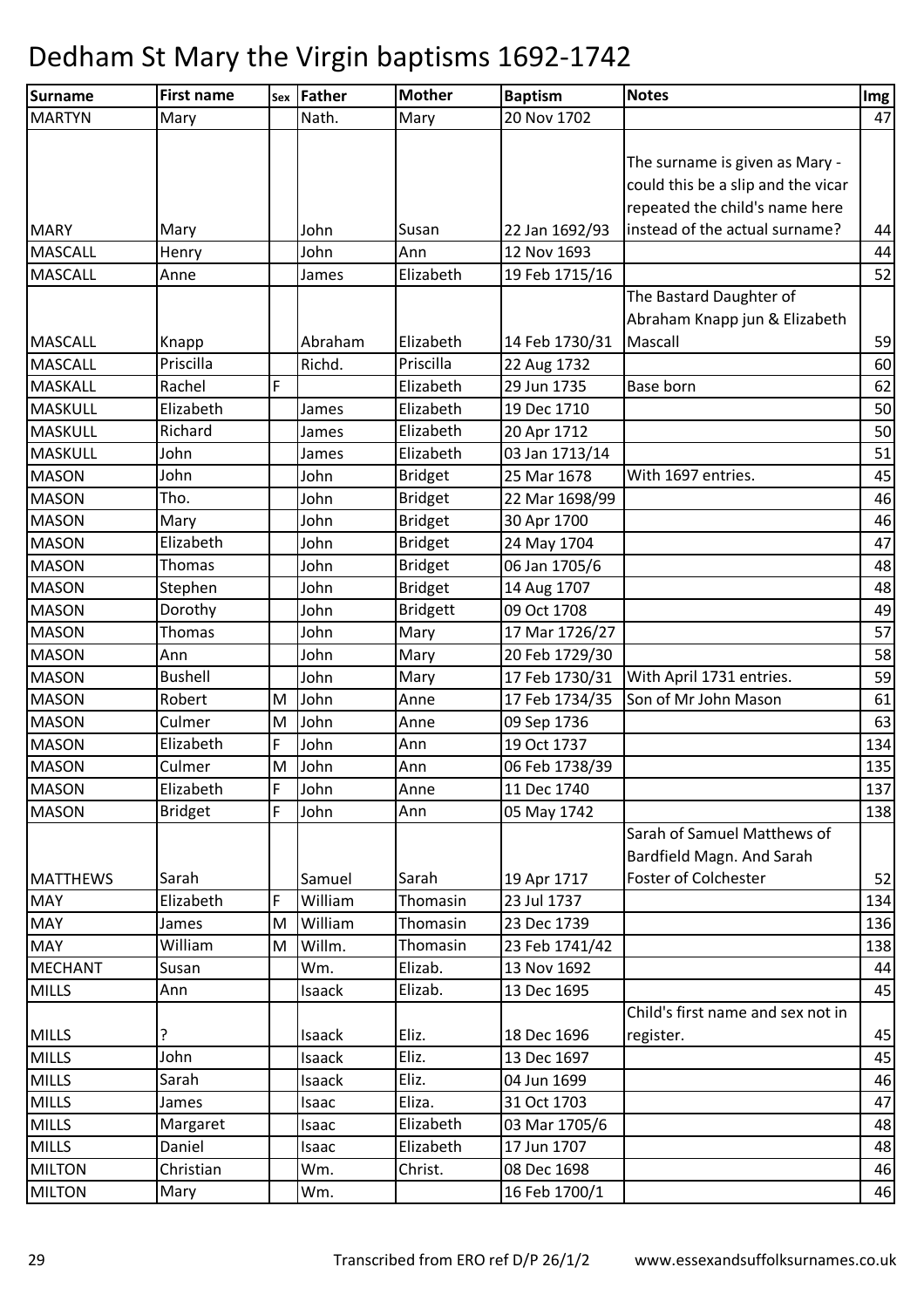# Dedham St Mary the Virgin baptisms 1692-1742

| Surname | First name | Sex | Father | Mother | Baptism | Notes | Img |
|---|---|---|---|---|---|---|---|
| MARTYN | Mary | | Nath. | Mary | 20 Nov 1702 | | 47 |
| MARY | Mary | | John | Susan | 22 Jan 1692/93 | The surname is given as Mary - could this be a slip and the vicar repeated the child's name here instead of the actual surname? | 44 |
| MASCALL | Henry | | John | Ann | 12 Nov 1693 | | 44 |
| MASCALL | Anne | | James | Elizabeth | 19 Feb 1715/16 | | 52 |
| MASCALL | Knapp | | Abraham | Elizabeth | 14 Feb 1730/31 | The Bastard Daughter of Abraham Knapp jun & Elizabeth Mascall | 59 |
| MASCALL | Priscilla | | Richd. | Priscilla | 22 Aug 1732 | | 60 |
| MASKALL | Rachel | F | | Elizabeth | 29 Jun 1735 | Base born | 62 |
| MASKULL | Elizabeth | | James | Elizabeth | 19 Dec 1710 | | 50 |
| MASKULL | Richard | | James | Elizabeth | 20 Apr 1712 | | 50 |
| MASKULL | John | | James | Elizabeth | 03 Jan 1713/14 | | 51 |
| MASON | John | | John | Bridget | 25 Mar 1678 | With 1697 entries. | 45 |
| MASON | Tho. | | John | Bridget | 22 Mar 1698/99 | | 46 |
| MASON | Mary | | John | Bridget | 30 Apr 1700 | | 46 |
| MASON | Elizabeth | | John | Bridget | 24 May 1704 | | 47 |
| MASON | Thomas | | John | Bridget | 06 Jan 1705/6 | | 48 |
| MASON | Stephen | | John | Bridget | 14 Aug 1707 | | 48 |
| MASON | Dorothy | | John | Bridgett | 09 Oct 1708 | | 49 |
| MASON | Thomas | | John | Mary | 17 Mar 1726/27 | | 57 |
| MASON | Ann | | John | Mary | 20 Feb 1729/30 | | 58 |
| MASON | Bushell | | John | Mary | 17 Feb 1730/31 | With April 1731 entries. | 59 |
| MASON | Robert | M | John | Anne | 17 Feb 1734/35 | Son of Mr John Mason | 61 |
| MASON | Culmer | M | John | Anne | 09 Sep 1736 | | 63 |
| MASON | Elizabeth | F | John | Ann | 19 Oct 1737 | | 134 |
| MASON | Culmer | M | John | Ann | 06 Feb 1738/39 | | 135 |
| MASON | Elizabeth | F | John | Anne | 11 Dec 1740 | | 137 |
| MASON | Bridget | F | John | Ann | 05 May 1742 | | 138 |
| MATTHEWS | Sarah | | Samuel | Sarah | 19 Apr 1717 | Sarah of Samuel Matthews of Bardfield Magn. And Sarah Foster of Colchester | 52 |
| MAY | Elizabeth | F | William | Thomasin | 23 Jul 1737 | | 134 |
| MAY | James | M | William | Thomasin | 23 Dec 1739 | | 136 |
| MAY | William | M | Willm. | Thomasin | 23 Feb 1741/42 | | 138 |
| MECHANT | Susan | | Wm. | Elizab. | 13 Nov 1692 | | 44 |
| MILLS | Ann | | Isaack | Elizab. | 13 Dec 1695 | | 45 |
| MILLS | ? | | Isaack | Eliz. | 18 Dec 1696 | Child's first name and sex not in register. | 45 |
| MILLS | John | | Isaack | Eliz. | 13 Dec 1697 | | 45 |
| MILLS | Sarah | | Isaack | Eliz. | 04 Jun 1699 | | 46 |
| MILLS | James | | Isaac | Eliza. | 31 Oct 1703 | | 47 |
| MILLS | Margaret | | Isaac | Elizabeth | 03 Mar 1705/6 | | 48 |
| MILLS | Daniel | | Isaac | Elizabeth | 17 Jun 1707 | | 48 |
| MILTON | Christian | | Wm. | Christ. | 08 Dec 1698 | | 46 |
| MILTON | Mary | | Wm. | | 16 Feb 1700/1 | | 46 |

Transcribed from ERO ref D/P 26/1/2 www.essexandsuffolksurnames.co.uk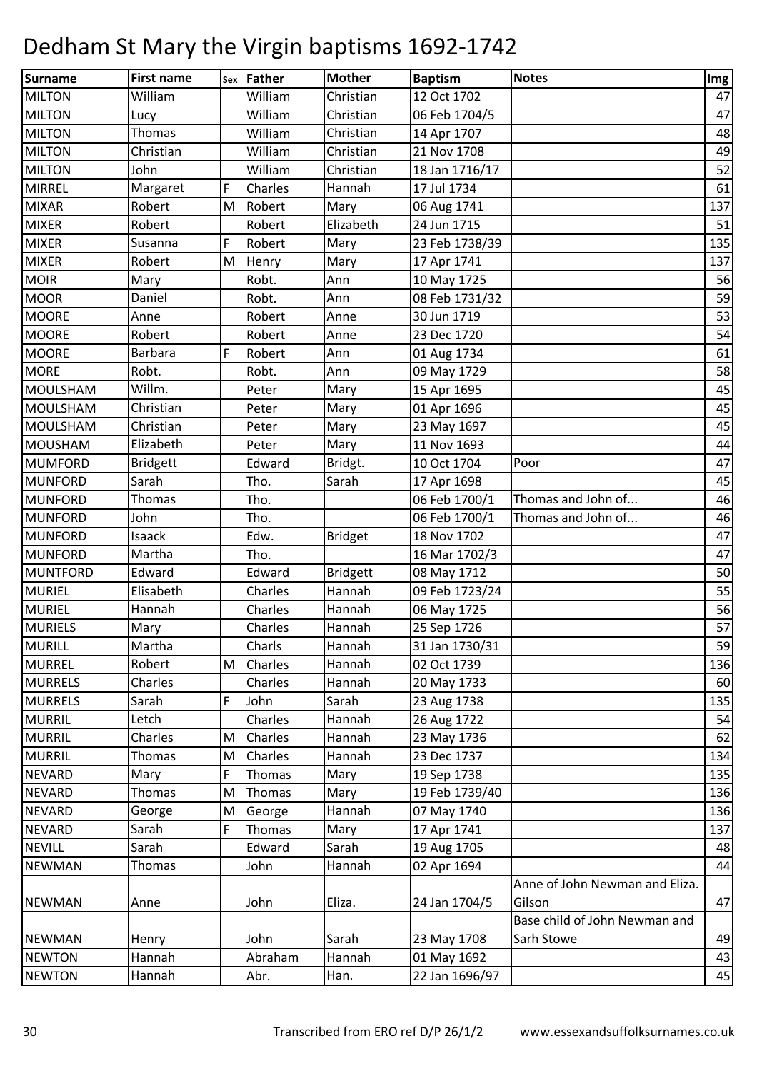# Dedham St Mary the Virgin baptisms 1692-1742

| Surname | First name | Sex | Father | Mother | Baptism | Notes | Img |
|---|---|---|---|---|---|---|---|
| MILTON | William | | William | Christian | 12 Oct 1702 | | 47 |
| MILTON | Lucy | | William | Christian | 06 Feb 1704/5 | | 47 |
| MILTON | Thomas | | William | Christian | 14 Apr 1707 | | 48 |
| MILTON | Christian | | William | Christian | 21 Nov 1708 | | 49 |
| MILTON | John | | William | Christian | 18 Jan 1716/17 | | 52 |
| MIRREL | Margaret | F | Charles | Hannah | 17 Jul 1734 | | 61 |
| MIXAR | Robert | M | Robert | Mary | 06 Aug 1741 | | 137 |
| MIXER | Robert | | Robert | Elizabeth | 24 Jun 1715 | | 51 |
| MIXER | Susanna | F | Robert | Mary | 23 Feb 1738/39 | | 135 |
| MIXER | Robert | M | Henry | Mary | 17 Apr 1741 | | 137 |
| MOIR | Mary | | Robt. | Ann | 10 May 1725 | | 56 |
| MOOR | Daniel | | Robt. | Ann | 08 Feb 1731/32 | | 59 |
| MOORE | Anne | | Robert | Anne | 30 Jun 1719 | | 53 |
| MOORE | Robert | | Robert | Anne | 23 Dec 1720 | | 54 |
| MOORE | Barbara | F | Robert | Ann | 01 Aug 1734 | | 61 |
| MORE | Robt. | | Robt. | Ann | 09 May 1729 | | 58 |
| MOULSHAM | Willm. | | Peter | Mary | 15 Apr 1695 | | 45 |
| MOULSHAM | Christian | | Peter | Mary | 01 Apr 1696 | | 45 |
| MOULSHAM | Christian | | Peter | Mary | 23 May 1697 | | 45 |
| MOUSHAM | Elizabeth | | Peter | Mary | 11 Nov 1693 | | 44 |
| MUMFORD | Bridgett | | Edward | Bridgt. | 10 Oct 1704 | Poor | 47 |
| MUNFORD | Sarah | | Tho. | Sarah | 17 Apr 1698 | | 45 |
| MUNFORD | Thomas | | Tho. | | 06 Feb 1700/1 | Thomas and John of... | 46 |
| MUNFORD | John | | Tho. | | 06 Feb 1700/1 | Thomas and John of... | 46 |
| MUNFORD | Isaack | | Edw. | Bridget | 18 Nov 1702 | | 47 |
| MUNFORD | Martha | | Tho. | | 16 Mar 1702/3 | | 47 |
| MUNTFORD | Edward | | Edward | Bridgett | 08 May 1712 | | 50 |
| MURIEL | Elisabeth | | Charles | Hannah | 09 Feb 1723/24 | | 55 |
| MURIEL | Hannah | | Charles | Hannah | 06 May 1725 | | 56 |
| MURIELS | Mary | | Charles | Hannah | 25 Sep 1726 | | 57 |
| MURILL | Martha | | Charls | Hannah | 31 Jan 1730/31 | | 59 |
| MURREL | Robert | M | Charles | Hannah | 02 Oct 1739 | | 136 |
| MURRELS | Charles | | Charles | Hannah | 20 May 1733 | | 60 |
| MURRELS | Sarah | F | John | Sarah | 23 Aug 1738 | | 135 |
| MURRIL | Letch | | Charles | Hannah | 26 Aug 1722 | | 54 |
| MURRIL | Charles | M | Charles | Hannah | 23 May 1736 | | 62 |
| MURRIL | Thomas | M | Charles | Hannah | 23 Dec 1737 | | 134 |
| NEVARD | Mary | F | Thomas | Mary | 19 Sep 1738 | | 135 |
| NEVARD | Thomas | M | Thomas | Mary | 19 Feb 1739/40 | | 136 |
| NEVARD | George | M | George | Hannah | 07 May 1740 | | 136 |
| NEVARD | Sarah | F | Thomas | Mary | 17 Apr 1741 | | 137 |
| NEVILL | Sarah | | Edward | Sarah | 19 Aug 1705 | | 48 |
| NEWMAN | Thomas | | John | Hannah | 02 Apr 1694 | | 44 |
| NEWMAN | Anne | | John | Eliza. | 24 Jan 1704/5 | Anne of John Newman and Eliza. Gilson | 47 |
| NEWMAN | Henry | | John | Sarah | 23 May 1708 | Base child of John Newman and Sarh Stowe | 49 |
| NEWTON | Hannah | | Abraham | Hannah | 01 May 1692 | | 43 |
| NEWTON | Hannah | | Abr. | Han. | 22 Jan 1696/97 | | 45 |

Transcribed from ERO ref D/P 26/1/2 www.essexandsuffolksurnames.co.uk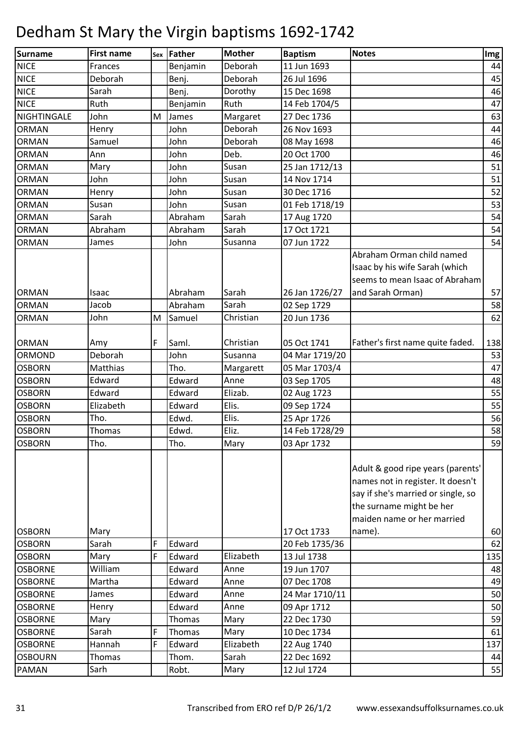# Dedham St Mary the Virgin baptisms 1692-1742

| Surname | First name | Sex | Father | Mother | Baptism | Notes | Img |
|---|---|---|---|---|---|---|---|
| NICE | Frances | | Benjamin | Deborah | 11 Jun 1693 | | 44 |
| NICE | Deborah | | Benj. | Deborah | 26 Jul 1696 | | 45 |
| NICE | Sarah | | Benj. | Dorothy | 15 Dec 1698 | | 46 |
| NICE | Ruth | | Benjamin | Ruth | 14 Feb 1704/5 | | 47 |
| NIGHTINGALE | John | M | James | Margaret | 27 Dec 1736 | | 63 |
| ORMAN | Henry | | John | Deborah | 26 Nov 1693 | | 44 |
| ORMAN | Samuel | | John | Deborah | 08 May 1698 | | 46 |
| ORMAN | Ann | | John | Deb. | 20 Oct 1700 | | 46 |
| ORMAN | Mary | | John | Susan | 25 Jan 1712/13 | | 51 |
| ORMAN | John | | John | Susan | 14 Nov 1714 | | 51 |
| ORMAN | Henry | | John | Susan | 30 Dec 1716 | | 52 |
| ORMAN | Susan | | John | Susan | 01 Feb 1718/19 | | 53 |
| ORMAN | Sarah | | Abraham | Sarah | 17 Aug 1720 | | 54 |
| ORMAN | Abraham | | Abraham | Sarah | 17 Oct 1721 | | 54 |
| ORMAN | James | | John | Susanna | 07 Jun 1722 | | 54 |
| ORMAN | Isaac | | Abraham | Sarah | 26 Jan 1726/27 | Abraham Orman child named Isaac by his wife Sarah (which seems to mean Isaac of Abraham and Sarah Orman) | 57 |
| ORMAN | Jacob | | Abraham | Sarah | 02 Sep 1729 | | 58 |
| ORMAN | John | M | Samuel | Christian | 20 Jun 1736 | | 62 |
| ORMAN | Amy | F | Saml. | Christian | 05 Oct 1741 | Father's first name quite faded. | 138 |
| ORMOND | Deborah | | John | Susanna | 04 Mar 1719/20 | | 53 |
| OSBORN | Matthias | | Tho. | Margarett | 05 Mar 1703/4 | | 47 |
| OSBORN | Edward | | Edward | Anne | 03 Sep 1705 | | 48 |
| OSBORN | Edward | | Edward | Elizab. | 02 Aug 1723 | | 55 |
| OSBORN | Elizabeth | | Edward | Elis. | 09 Sep 1724 | | 55 |
| OSBORN | Tho. | | Edwd. | Elis. | 25 Apr 1726 | | 56 |
| OSBORN | Thomas | | Edwd. | Eliz. | 14 Feb 1728/29 | | 58 |
| OSBORN | Tho. | | Tho. | Mary | 03 Apr 1732 | | 59 |
| OSBORN | Mary | | | | 17 Oct 1733 | Adult & good ripe years (parents' names not in register. It doesn't say if she's married or single, so the surname might be her maiden name or her married name). | 60 |
| OSBORN | Sarah | F | Edward | | 20 Feb 1735/36 | | 62 |
| OSBORN | Mary | F | Edward | Elizabeth | 13 Jul 1738 | | 135 |
| OSBORNE | William | | Edward | Anne | 19 Jun 1707 | | 48 |
| OSBORNE | Martha | | Edward | Anne | 07 Dec 1708 | | 49 |
| OSBORNE | James | | Edward | Anne | 24 Mar 1710/11 | | 50 |
| OSBORNE | Henry | | Edward | Anne | 09 Apr 1712 | | 50 |
| OSBORNE | Mary | | Thomas | Mary | 22 Dec 1730 | | 59 |
| OSBORNE | Sarah | F | Thomas | Mary | 10 Dec 1734 | | 61 |
| OSBORNE | Hannah | F | Edward | Elizabeth | 22 Aug 1740 | | 137 |
| OSBOURN | Thomas | | Thom. | Sarah | 22 Dec 1692 | | 44 |
| PAMAN | Sarh | | Robt. | Mary | 12 Jul 1724 | | 55 |

Transcribed from ERO ref D/P 26/1/2 www.essexandsuffolksurnames.co.uk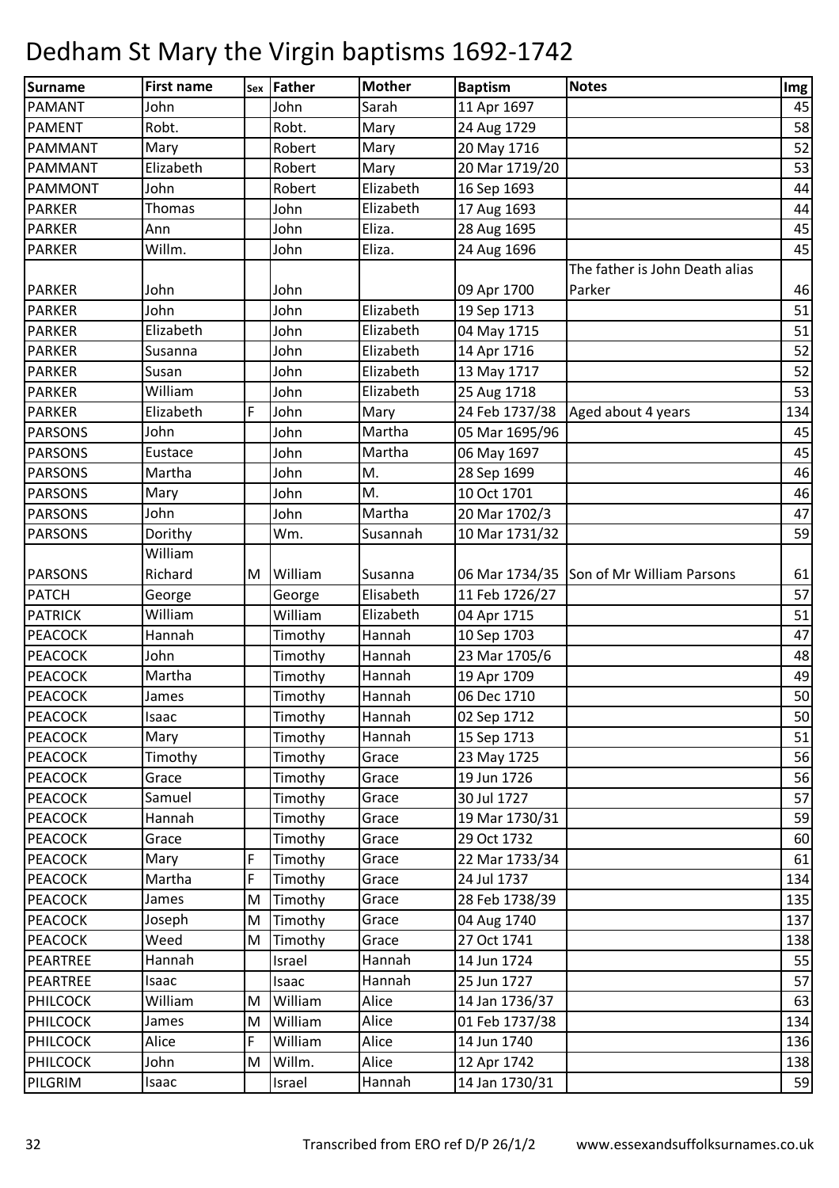# Dedham St Mary the Virgin baptisms 1692-1742

| Surname | First name | Sex | Father | Mother | Baptism | Notes | Img |
|---|---|---|---|---|---|---|---|
| PAMANT | John | | John | Sarah | 11 Apr 1697 | | 45 |
| PAMENT | Robt. | | Robt. | Mary | 24 Aug 1729 | | 58 |
| PAMMANT | Mary | | Robert | Mary | 20 May 1716 | | 52 |
| PAMMANT | Elizabeth | | Robert | Mary | 20 Mar 1719/20 | | 53 |
| PAMMONT | John | | Robert | Elizabeth | 16 Sep 1693 | | 44 |
| PARKER | Thomas | | John | Elizabeth | 17 Aug 1693 | | 44 |
| PARKER | Ann | | John | Eliza. | 28 Aug 1695 | | 45 |
| PARKER | Willm. | | John | Eliza. | 24 Aug 1696 | | 45 |
| PARKER | John | | John | | 09 Apr 1700 | The father is John Death alias Parker | 46 |
| PARKER | John | | John | Elizabeth | 19 Sep 1713 | | 51 |
| PARKER | Elizabeth | | John | Elizabeth | 04 May 1715 | | 51 |
| PARKER | Susanna | | John | Elizabeth | 14 Apr 1716 | | 52 |
| PARKER | Susan | | John | Elizabeth | 13 May 1717 | | 52 |
| PARKER | William | | John | Elizabeth | 25 Aug 1718 | | 53 |
| PARKER | Elizabeth | F | John | Mary | 24 Feb 1737/38 | Aged about 4 years | 134 |
| PARSONS | John | | John | Martha | 05 Mar 1695/96 | | 45 |
| PARSONS | Eustace | | John | Martha | 06 May 1697 | | 45 |
| PARSONS | Martha | | John | M. | 28 Sep 1699 | | 46 |
| PARSONS | Mary | | John | M. | 10 Oct 1701 | | 46 |
| PARSONS | John | | John | Martha | 20 Mar 1702/3 | | 47 |
| PARSONS | Dorithy | | Wm. | Susannah | 10 Mar 1731/32 | | 59 |
| PARSONS | William Richard | M | William | Susanna | 06 Mar 1734/35 | Son of Mr William Parsons | 61 |
| PATCH | George | | George | Elisabeth | 11 Feb 1726/27 | | 57 |
| PATRICK | William | | William | Elizabeth | 04 Apr 1715 | | 51 |
| PEACOCK | Hannah | | Timothy | Hannah | 10 Sep 1703 | | 47 |
| PEACOCK | John | | Timothy | Hannah | 23 Mar 1705/6 | | 48 |
| PEACOCK | Martha | | Timothy | Hannah | 19 Apr 1709 | | 49 |
| PEACOCK | James | | Timothy | Hannah | 06 Dec 1710 | | 50 |
| PEACOCK | Isaac | | Timothy | Hannah | 02 Sep 1712 | | 50 |
| PEACOCK | Mary | | Timothy | Hannah | 15 Sep 1713 | | 51 |
| PEACOCK | Timothy | | Timothy | Grace | 23 May 1725 | | 56 |
| PEACOCK | Grace | | Timothy | Grace | 19 Jun 1726 | | 56 |
| PEACOCK | Samuel | | Timothy | Grace | 30 Jul 1727 | | 57 |
| PEACOCK | Hannah | | Timothy | Grace | 19 Mar 1730/31 | | 59 |
| PEACOCK | Grace | | Timothy | Grace | 29 Oct 1732 | | 60 |
| PEACOCK | Mary | F | Timothy | Grace | 22 Mar 1733/34 | | 61 |
| PEACOCK | Martha | F | Timothy | Grace | 24 Jul 1737 | | 134 |
| PEACOCK | James | M | Timothy | Grace | 28 Feb 1738/39 | | 135 |
| PEACOCK | Joseph | M | Timothy | Grace | 04 Aug 1740 | | 137 |
| PEACOCK | Weed | M | Timothy | Grace | 27 Oct 1741 | | 138 |
| PEARTREE | Hannah | | Israel | Hannah | 14 Jun 1724 | | 55 |
| PEARTREE | Isaac | | Isaac | Hannah | 25 Jun 1727 | | 57 |
| PHILCOCK | William | M | William | Alice | 14 Jan 1736/37 | | 63 |
| PHILCOCK | James | M | William | Alice | 01 Feb 1737/38 | | 134 |
| PHILCOCK | Alice | F | William | Alice | 14 Jun 1740 | | 136 |
| PHILCOCK | John | M | Willm. | Alice | 12 Apr 1742 | | 138 |
| PILGRIM | Isaac | | Israel | Hannah | 14 Jan 1730/31 | | 59 |

Transcribed from ERO ref D/P 26/1/2 www.essexandsuffolksurnames.co.uk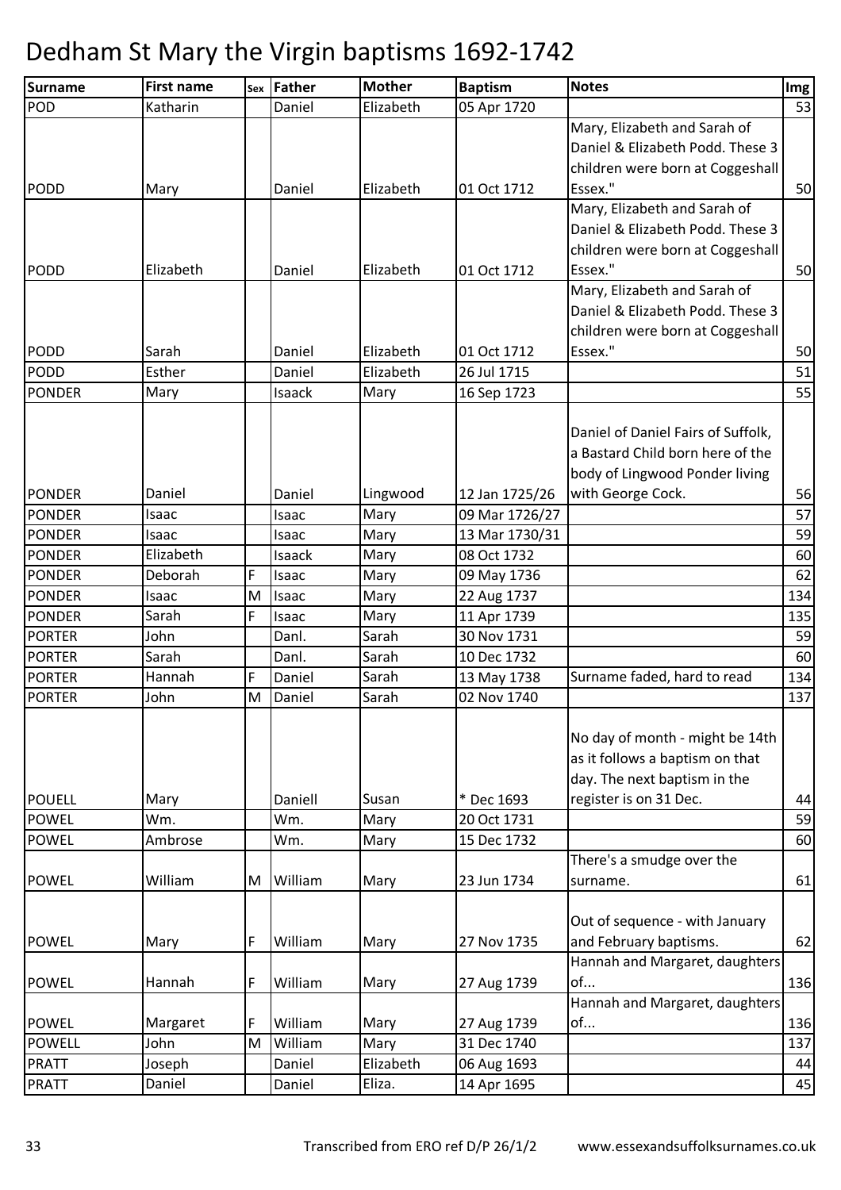# Dedham St Mary the Virgin baptisms 1692-1742

| Surname | First name | Sex | Father | Mother | Baptism | Notes | Img |
|---|---|---|---|---|---|---|---|
| POD | Katharin | | Daniel | Elizabeth | 05 Apr 1720 | | 53 |
| PODD | Mary | | Daniel | Elizabeth | 01 Oct 1712 | Mary, Elizabeth and Sarah of Daniel & Elizabeth Podd. These 3 children were born at Coggeshall Essex." | 50 |
| PODD | Elizabeth | | Daniel | Elizabeth | 01 Oct 1712 | Mary, Elizabeth and Sarah of Daniel & Elizabeth Podd. These 3 children were born at Coggeshall Essex." | 50 |
| PODD | Sarah | | Daniel | Elizabeth | 01 Oct 1712 | Mary, Elizabeth and Sarah of Daniel & Elizabeth Podd. These 3 children were born at Coggeshall Essex." | 50 |
| PODD | Esther | | Daniel | Elizabeth | 26 Jul 1715 | | 51 |
| PONDER | Mary | | Isaack | Mary | 16 Sep 1723 | | 55 |
| PONDER | Daniel | | Daniel | Lingwood | 12 Jan 1725/26 | Daniel of Daniel Fairs of Suffolk, a Bastard Child born here of the body of Lingwood Ponder living with George Cock. | 56 |
| PONDER | Isaac | | Isaac | Mary | 09 Mar 1726/27 | | 57 |
| PONDER | Isaac | | Isaac | Mary | 13 Mar 1730/31 | | 59 |
| PONDER | Elizabeth | | Isaack | Mary | 08 Oct 1732 | | 60 |
| PONDER | Deborah | F | Isaac | Mary | 09 May 1736 | | 62 |
| PONDER | Isaac | M | Isaac | Mary | 22 Aug 1737 | | 134 |
| PONDER | Sarah | F | Isaac | Mary | 11 Apr 1739 | | 135 |
| PORTER | John | | Danl. | Sarah | 30 Nov 1731 | | 59 |
| PORTER | Sarah | | Danl. | Sarah | 10 Dec 1732 | | 60 |
| PORTER | Hannah | F | Daniel | Sarah | 13 May 1738 | Surname faded, hard to read | 134 |
| PORTER | John | M | Daniel | Sarah | 02 Nov 1740 | | 137 |
| POUELL | Mary | | Daniell | Susan | * Dec 1693 | No day of month - might be 14th as it follows a baptism on that day. The next baptism in the register is on 31 Dec. | 44 |
| POWEL | Wm. | | Wm. | Mary | 20 Oct 1731 | | 59 |
| POWEL | Ambrose | | Wm. | Mary | 15 Dec 1732 | | 60 |
| POWEL | William | M | William | Mary | 23 Jun 1734 | There's a smudge over the surname. | 61 |
| POWEL | Mary | F | William | Mary | 27 Nov 1735 | Out of sequence - with January and February baptisms. | 62 |
| POWEL | Hannah | F | William | Mary | 27 Aug 1739 | Hannah and Margaret, daughters of... | 136 |
| POWEL | Margaret | F | William | Mary | 27 Aug 1739 | Hannah and Margaret, daughters of... | 136 |
| POWELL | John | M | William | Mary | 31 Dec 1740 | | 137 |
| PRATT | Joseph | | Daniel | Elizabeth | 06 Aug 1693 | | 44 |
| PRATT | Daniel | | Daniel | Eliza. | 14 Apr 1695 | | 45 |

Transcribed from ERO ref D/P 26/1/2 www.essexandsuffolksurnames.co.uk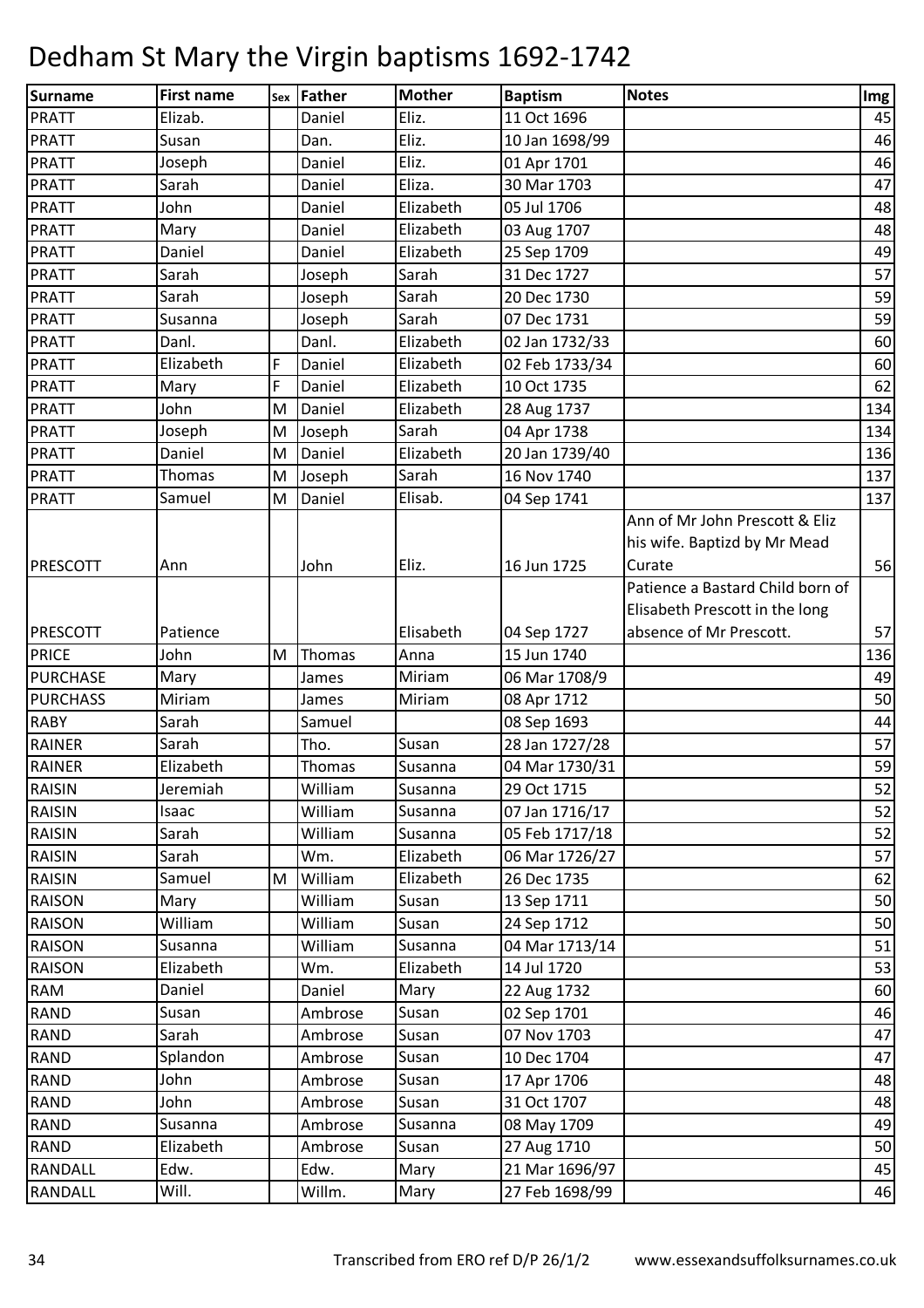# Dedham St Mary the Virgin baptisms 1692-1742

| Surname | First name | Sex | Father | Mother | Baptism | Notes | Img |
|---|---|---|---|---|---|---|---|
| PRATT | Elizab. | | Daniel | Eliz. | 11 Oct 1696 | | 45 |
| PRATT | Susan | | Dan. | Eliz. | 10 Jan 1698/99 | | 46 |
| PRATT | Joseph | | Daniel | Eliz. | 01 Apr 1701 | | 46 |
| PRATT | Sarah | | Daniel | Eliza. | 30 Mar 1703 | | 47 |
| PRATT | John | | Daniel | Elizabeth | 05 Jul 1706 | | 48 |
| PRATT | Mary | | Daniel | Elizabeth | 03 Aug 1707 | | 48 |
| PRATT | Daniel | | Daniel | Elizabeth | 25 Sep 1709 | | 49 |
| PRATT | Sarah | | Joseph | Sarah | 31 Dec 1727 | | 57 |
| PRATT | Sarah | | Joseph | Sarah | 20 Dec 1730 | | 59 |
| PRATT | Susanna | | Joseph | Sarah | 07 Dec 1731 | | 59 |
| PRATT | Danl. | | Danl. | Elizabeth | 02 Jan 1732/33 | | 60 |
| PRATT | Elizabeth | F | Daniel | Elizabeth | 02 Feb 1733/34 | | 60 |
| PRATT | Mary | F | Daniel | Elizabeth | 10 Oct 1735 | | 62 |
| PRATT | John | M | Daniel | Elizabeth | 28 Aug 1737 | | 134 |
| PRATT | Joseph | M | Joseph | Sarah | 04 Apr 1738 | | 134 |
| PRATT | Daniel | M | Daniel | Elizabeth | 20 Jan 1739/40 | | 136 |
| PRATT | Thomas | M | Joseph | Sarah | 16 Nov 1740 | | 137 |
| PRATT | Samuel | M | Daniel | Elisab. | 04 Sep 1741 | | 137 |
| PRESCOTT | Ann | | John | Eliz. | 16 Jun 1725 | Ann of Mr John Prescott & Eliz his wife. Baptizd by Mr Mead Curate | 56 |
| PRESCOTT | Patience | | | Elisabeth | 04 Sep 1727 | Patience a Bastard Child born of Elisabeth Prescott in the long absence of Mr Prescott. | 57 |
| PRICE | John | M | Thomas | Anna | 15 Jun 1740 | | 136 |
| PURCHASE | Mary | | James | Miriam | 06 Mar 1708/9 | | 49 |
| PURCHASS | Miriam | | James | Miriam | 08 Apr 1712 | | 50 |
| RABY | Sarah | | Samuel | | 08 Sep 1693 | | 44 |
| RAINER | Sarah | | Tho. | Susan | 28 Jan 1727/28 | | 57 |
| RAINER | Elizabeth | | Thomas | Susanna | 04 Mar 1730/31 | | 59 |
| RAISIN | Jeremiah | | William | Susanna | 29 Oct 1715 | | 52 |
| RAISIN | Isaac | | William | Susanna | 07 Jan 1716/17 | | 52 |
| RAISIN | Sarah | | William | Susanna | 05 Feb 1717/18 | | 52 |
| RAISIN | Sarah | | Wm. | Elizabeth | 06 Mar 1726/27 | | 57 |
| RAISIN | Samuel | M | William | Elizabeth | 26 Dec 1735 | | 62 |
| RAISON | Mary | | William | Susan | 13 Sep 1711 | | 50 |
| RAISON | William | | William | Susan | 24 Sep 1712 | | 50 |
| RAISON | Susanna | | William | Susanna | 04 Mar 1713/14 | | 51 |
| RAISON | Elizabeth | | Wm. | Elizabeth | 14 Jul 1720 | | 53 |
| RAM | Daniel | | Daniel | Mary | 22 Aug 1732 | | 60 |
| RAND | Susan | | Ambrose | Susan | 02 Sep 1701 | | 46 |
| RAND | Sarah | | Ambrose | Susan | 07 Nov 1703 | | 47 |
| RAND | Splandon | | Ambrose | Susan | 10 Dec 1704 | | 47 |
| RAND | John | | Ambrose | Susan | 17 Apr 1706 | | 48 |
| RAND | John | | Ambrose | Susan | 31 Oct 1707 | | 48 |
| RAND | Susanna | | Ambrose | Susanna | 08 May 1709 | | 49 |
| RAND | Elizabeth | | Ambrose | Susan | 27 Aug 1710 | | 50 |
| RANDALL | Edw. | | Edw. | Mary | 21 Mar 1696/97 | | 45 |
| RANDALL | Will. | | Willm. | Mary | 27 Feb 1698/99 | | 46 |

Transcribed from ERO ref D/P 26/1/2 www.essexandsuffolksurnames.co.uk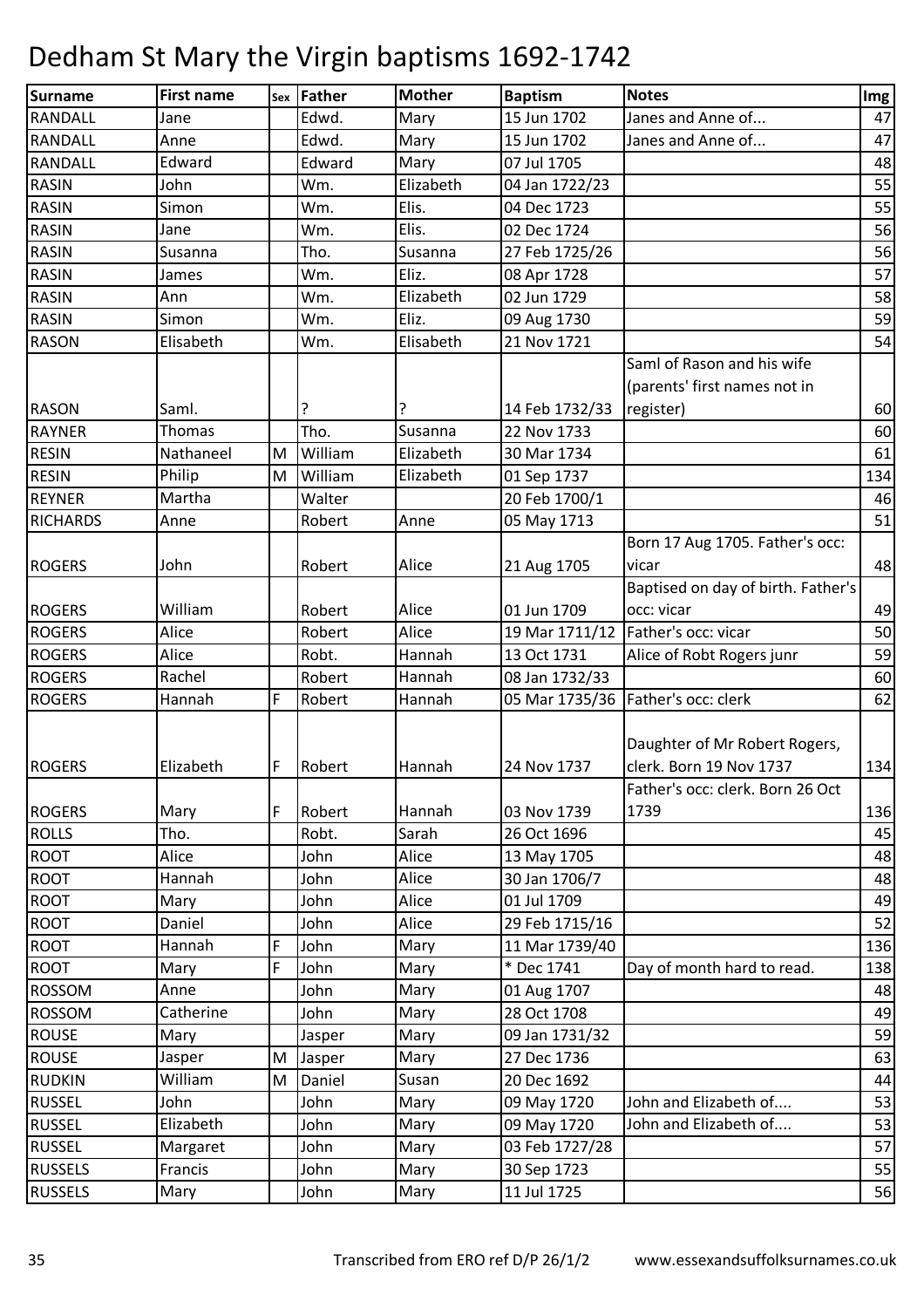# Dedham St Mary the Virgin baptisms 1692-1742

| Surname | First name | Sex | Father | Mother | Baptism | Notes | Img |
|---|---|---|---|---|---|---|---|
| RANDALL | Jane | | Edwd. | Mary | 15 Jun 1702 | Janes and Anne of... | 47 |
| RANDALL | Anne | | Edwd. | Mary | 15 Jun 1702 | Janes and Anne of... | 47 |
| RANDALL | Edward | | Edward | Mary | 07 Jul 1705 | | 48 |
| RASIN | John | | Wm. | Elizabeth | 04 Jan 1722/23 | | 55 |
| RASIN | Simon | | Wm. | Elis. | 04 Dec 1723 | | 55 |
| RASIN | Jane | | Wm. | Elis. | 02 Dec 1724 | | 56 |
| RASIN | Susanna | | Tho. | Susanna | 27 Feb 1725/26 | | 56 |
| RASIN | James | | Wm. | Eliz. | 08 Apr 1728 | | 57 |
| RASIN | Ann | | Wm. | Elizabeth | 02 Jun 1729 | | 58 |
| RASIN | Simon | | Wm. | Eliz. | 09 Aug 1730 | | 59 |
| RASON | Elisabeth | | Wm. | Elisabeth | 21 Nov 1721 | | 54 |
| RASON | Saml. | | ? | ? | 14 Feb 1732/33 | Saml of Rason and his wife (parents' first names not in register) | 60 |
| RAYNER | Thomas | | Tho. | Susanna | 22 Nov 1733 | | 60 |
| RESIN | Nathaneel | M | William | Elizabeth | 30 Mar 1734 | | 61 |
| RESIN | Philip | M | William | Elizabeth | 01 Sep 1737 | | 134 |
| REYNER | Martha | | Walter | | 20 Feb 1700/1 | | 46 |
| RICHARDS | Anne | | Robert | Anne | 05 May 1713 | | 51 |
| ROGERS | John | | Robert | Alice | 21 Aug 1705 | Born 17 Aug 1705. Father's occ: vicar | 48 |
| ROGERS | William | | Robert | Alice | 01 Jun 1709 | Baptised on day of birth. Father's occ: vicar | 49 |
| ROGERS | Alice | | Robert | Alice | 19 Mar 1711/12 | Father's occ: vicar | 50 |
| ROGERS | Alice | | Robt. | Hannah | 13 Oct 1731 | Alice of Robt Rogers junr | 59 |
| ROGERS | Rachel | | Robert | Hannah | 08 Jan 1732/33 | | 60 |
| ROGERS | Hannah | F | Robert | Hannah | 05 Mar 1735/36 | Father's occ: clerk | 62 |
| ROGERS | Elizabeth | F | Robert | Hannah | 24 Nov 1737 | Daughter of Mr Robert Rogers, clerk. Born 19 Nov 1737 | 134 |
| ROGERS | Mary | F | Robert | Hannah | 03 Nov 1739 | Father's occ: clerk. Born 26 Oct 1739 | 136 |
| ROLLS | Tho. | | Robt. | Sarah | 26 Oct 1696 | | 45 |
| ROOT | Alice | | John | Alice | 13 May 1705 | | 48 |
| ROOT | Hannah | | John | Alice | 30 Jan 1706/7 | | 48 |
| ROOT | Mary | | John | Alice | 01 Jul 1709 | | 49 |
| ROOT | Daniel | | John | Alice | 29 Feb 1715/16 | | 52 |
| ROOT | Hannah | F | John | Mary | 11 Mar 1739/40 | | 136 |
| ROOT | Mary | F | John | Mary | * Dec 1741 | Day of month hard to read. | 138 |
| ROSSOM | Anne | | John | Mary | 01 Aug 1707 | | 48 |
| ROSSOM | Catherine | | John | Mary | 28 Oct 1708 | | 49 |
| ROUSE | Mary | | Jasper | Mary | 09 Jan 1731/32 | | 59 |
| ROUSE | Jasper | M | Jasper | Mary | 27 Dec 1736 | | 63 |
| RUDKIN | William | M | Daniel | Susan | 20 Dec 1692 | | 44 |
| RUSSEL | John | | John | Mary | 09 May 1720 | John and Elizabeth of.... | 53 |
| RUSSEL | Elizabeth | | John | Mary | 09 May 1720 | John and Elizabeth of.... | 53 |
| RUSSEL | Margaret | | John | Mary | 03 Feb 1727/28 | | 57 |
| RUSSELS | Francis | | John | Mary | 30 Sep 1723 | | 55 |
| RUSSELS | Mary | | John | Mary | 11 Jul 1725 | | 56 |

Transcribed from ERO ref D/P 26/1/2 www.essexandsuffolksurnames.co.uk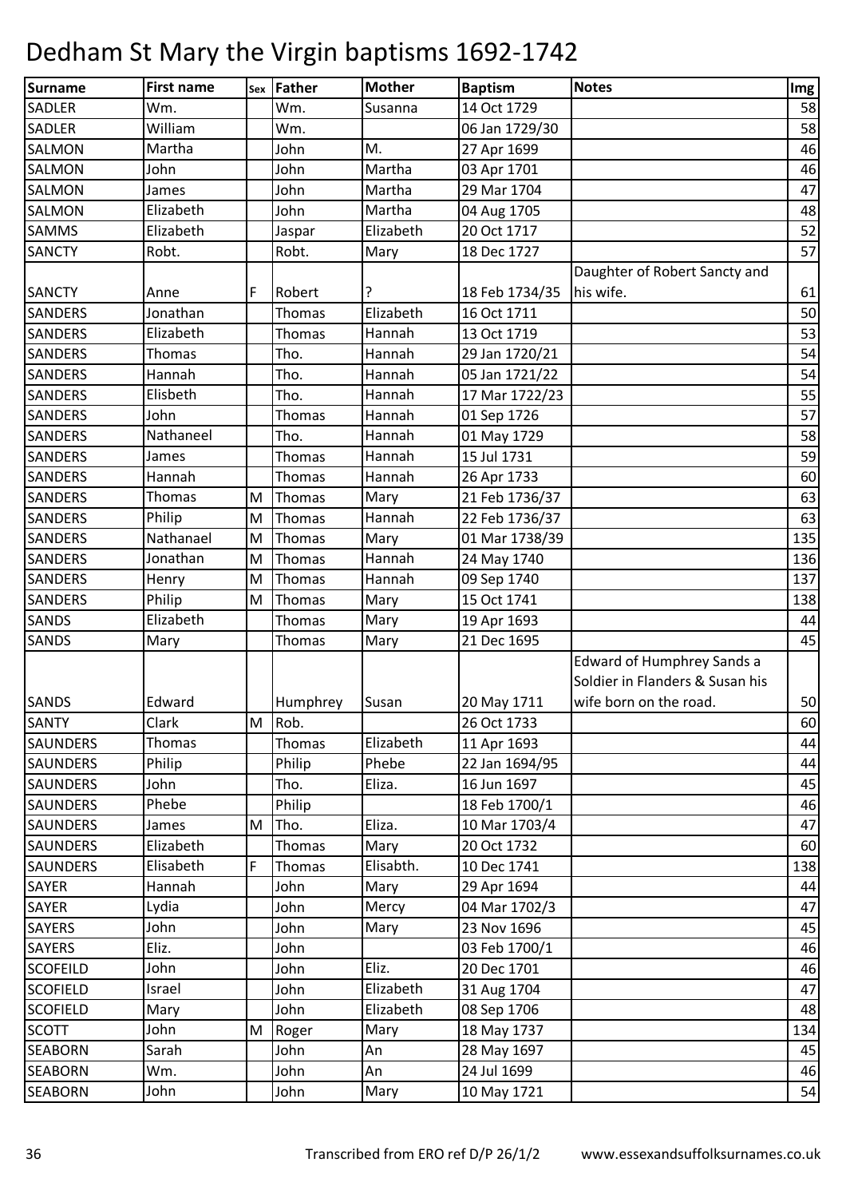# Dedham St Mary the Virgin baptisms 1692-1742

| Surname | First name | Sex | Father | Mother | Baptism | Notes | Img |
|---|---|---|---|---|---|---|---|
| SADLER | Wm. | | Wm. | Susanna | 14 Oct 1729 | | 58 |
| SADLER | William | | Wm. | | 06 Jan 1729/30 | | 58 |
| SALMON | Martha | | John | M. | 27 Apr 1699 | | 46 |
| SALMON | John | | John | Martha | 03 Apr 1701 | | 46 |
| SALMON | James | | John | Martha | 29 Mar 1704 | | 47 |
| SALMON | Elizabeth | | John | Martha | 04 Aug 1705 | | 48 |
| SAMMS | Elizabeth | | Jaspar | Elizabeth | 20 Oct 1717 | | 52 |
| SANCTY | Robt. | | Robt. | Mary | 18 Dec 1727 | | 57 |
| SANCTY | Anne | F | Robert | ? | 18 Feb 1734/35 | Daughter of Robert Sancty and his wife. | 61 |
| SANDERS | Jonathan | | Thomas | Elizabeth | 16 Oct 1711 | | 50 |
| SANDERS | Elizabeth | | Thomas | Hannah | 13 Oct 1719 | | 53 |
| SANDERS | Thomas | | Tho. | Hannah | 29 Jan 1720/21 | | 54 |
| SANDERS | Hannah | | Tho. | Hannah | 05 Jan 1721/22 | | 54 |
| SANDERS | Elisbeth | | Tho. | Hannah | 17 Mar 1722/23 | | 55 |
| SANDERS | John | | Thomas | Hannah | 01 Sep 1726 | | 57 |
| SANDERS | Nathaneel | | Tho. | Hannah | 01 May 1729 | | 58 |
| SANDERS | James | | Thomas | Hannah | 15 Jul 1731 | | 59 |
| SANDERS | Hannah | | Thomas | Hannah | 26 Apr 1733 | | 60 |
| SANDERS | Thomas | M | Thomas | Mary | 21 Feb 1736/37 | | 63 |
| SANDERS | Philip | M | Thomas | Hannah | 22 Feb 1736/37 | | 63 |
| SANDERS | Nathanael | M | Thomas | Mary | 01 Mar 1738/39 | | 135 |
| SANDERS | Jonathan | M | Thomas | Hannah | 24 May 1740 | | 136 |
| SANDERS | Henry | M | Thomas | Hannah | 09 Sep 1740 | | 137 |
| SANDERS | Philip | M | Thomas | Mary | 15 Oct 1741 | | 138 |
| SANDS | Elizabeth | | Thomas | Mary | 19 Apr 1693 | | 44 |
| SANDS | Mary | | Thomas | Mary | 21 Dec 1695 | | 45 |
| SANDS | Edward | | Humphrey | Susan | 20 May 1711 | Edward of Humphrey Sands a Soldier in Flanders & Susan his wife born on the road. | 50 |
| SANTY | Clark | M | Rob. | | 26 Oct 1733 | | 60 |
| SAUNDERS | Thomas | | Thomas | Elizabeth | 11 Apr 1693 | | 44 |
| SAUNDERS | Philip | | Philip | Phebe | 22 Jan 1694/95 | | 44 |
| SAUNDERS | John | | Tho. | Eliza. | 16 Jun 1697 | | 45 |
| SAUNDERS | Phebe | | Philip | | 18 Feb 1700/1 | | 46 |
| SAUNDERS | James | M | Tho. | Eliza. | 10 Mar 1703/4 | | 47 |
| SAUNDERS | Elizabeth | | Thomas | Mary | 20 Oct 1732 | | 60 |
| SAUNDERS | Elisabeth | F | Thomas | Elisabth. | 10 Dec 1741 | | 138 |
| SAYER | Hannah | | John | Mary | 29 Apr 1694 | | 44 |
| SAYER | Lydia | | John | Mercy | 04 Mar 1702/3 | | 47 |
| SAYERS | John | | John | Mary | 23 Nov 1696 | | 45 |
| SAYERS | Eliz. | | John | | 03 Feb 1700/1 | | 46 |
| SCOFEILD | John | | John | Eliz. | 20 Dec 1701 | | 46 |
| SCOFIELD | Israel | | John | Elizabeth | 31 Aug 1704 | | 47 |
| SCOFIELD | Mary | | John | Elizabeth | 08 Sep 1706 | | 48 |
| SCOTT | John | M | Roger | Mary | 18 May 1737 | | 134 |
| SEABORN | Sarah | | John | An | 28 May 1697 | | 45 |
| SEABORN | Wm. | | John | An | 24 Jul 1699 | | 46 |
| SEABORN | John | | John | Mary | 10 May 1721 | | 54 |

Transcribed from ERO ref D/P 26/1/2 www.essexandsuffolksurnames.co.uk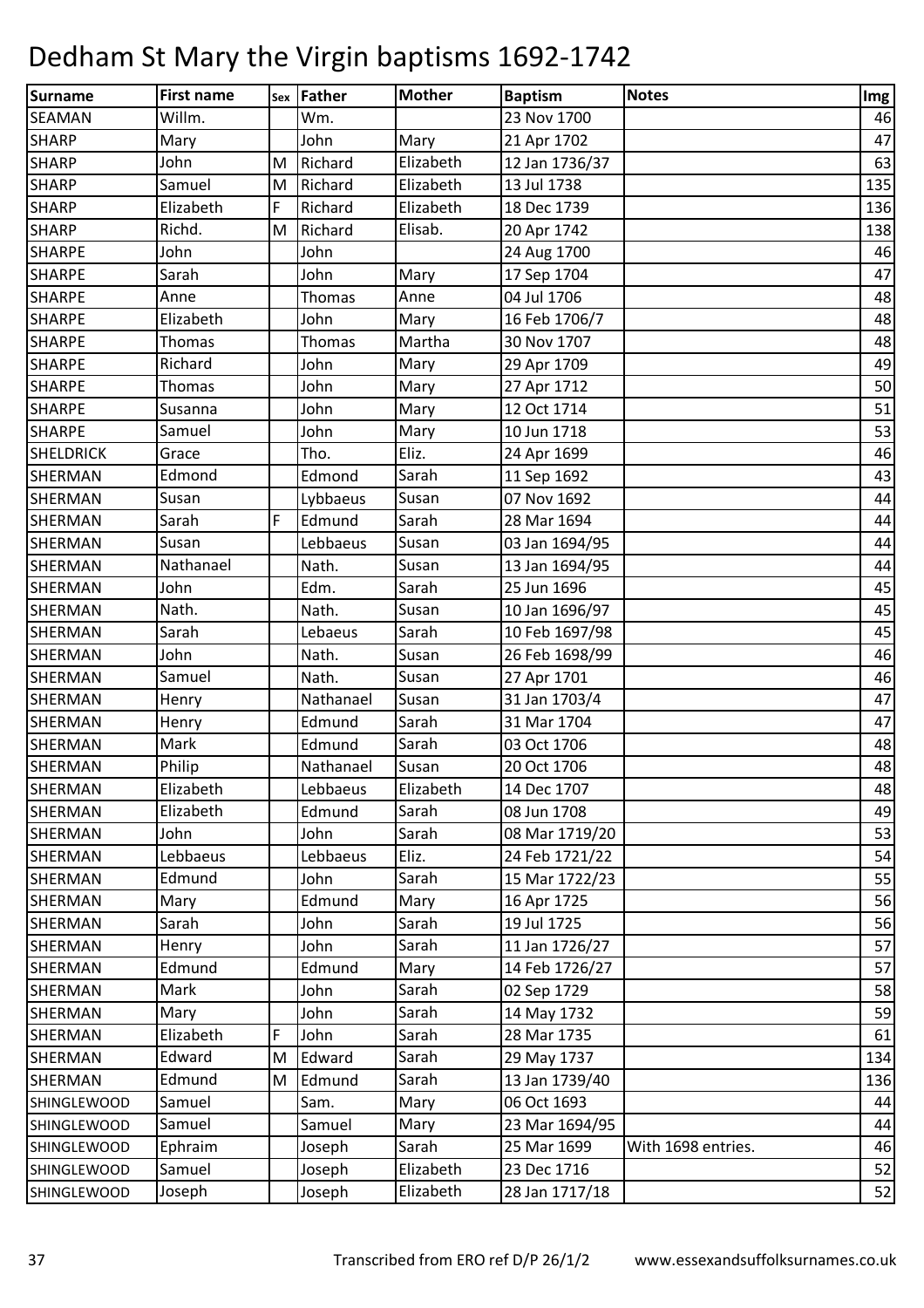# Dedham St Mary the Virgin baptisms 1692-1742

| Surname | First name | Sex | Father | Mother | Baptism | Notes | Img |
|---|---|---|---|---|---|---|---|
| SEAMAN | Willm. | | Wm. | | 23 Nov 1700 | | 46 |
| SHARP | Mary | | John | Mary | 21 Apr 1702 | | 47 |
| SHARP | John | M | Richard | Elizabeth | 12 Jan 1736/37 | | 63 |
| SHARP | Samuel | M | Richard | Elizabeth | 13 Jul 1738 | | 135 |
| SHARP | Elizabeth | F | Richard | Elizabeth | 18 Dec 1739 | | 136 |
| SHARP | Richd. | M | Richard | Elisab. | 20 Apr 1742 | | 138 |
| SHARPE | John | | John | | 24 Aug 1700 | | 46 |
| SHARPE | Sarah | | John | Mary | 17 Sep 1704 | | 47 |
| SHARPE | Anne | | Thomas | Anne | 04 Jul 1706 | | 48 |
| SHARPE | Elizabeth | | John | Mary | 16 Feb 1706/7 | | 48 |
| SHARPE | Thomas | | Thomas | Martha | 30 Nov 1707 | | 48 |
| SHARPE | Richard | | John | Mary | 29 Apr 1709 | | 49 |
| SHARPE | Thomas | | John | Mary | 27 Apr 1712 | | 50 |
| SHARPE | Susanna | | John | Mary | 12 Oct 1714 | | 51 |
| SHARPE | Samuel | | John | Mary | 10 Jun 1718 | | 53 |
| SHELDRICK | Grace | | Tho. | Eliz. | 24 Apr 1699 | | 46 |
| SHERMAN | Edmond | | Edmond | Sarah | 11 Sep 1692 | | 43 |
| SHERMAN | Susan | | Lybbaeus | Susan | 07 Nov 1692 | | 44 |
| SHERMAN | Sarah | F | Edmund | Sarah | 28 Mar 1694 | | 44 |
| SHERMAN | Susan | | Lebbaeus | Susan | 03 Jan 1694/95 | | 44 |
| SHERMAN | Nathanael | | Nath. | Susan | 13 Jan 1694/95 | | 44 |
| SHERMAN | John | | Edm. | Sarah | 25 Jun 1696 | | 45 |
| SHERMAN | Nath. | | Nath. | Susan | 10 Jan 1696/97 | | 45 |
| SHERMAN | Sarah | | Lebaeus | Sarah | 10 Feb 1697/98 | | 45 |
| SHERMAN | John | | Nath. | Susan | 26 Feb 1698/99 | | 46 |
| SHERMAN | Samuel | | Nath. | Susan | 27 Apr 1701 | | 46 |
| SHERMAN | Henry | | Nathanael | Susan | 31 Jan 1703/4 | | 47 |
| SHERMAN | Henry | | Edmund | Sarah | 31 Mar 1704 | | 47 |
| SHERMAN | Mark | | Edmund | Sarah | 03 Oct 1706 | | 48 |
| SHERMAN | Philip | | Nathanael | Susan | 20 Oct 1706 | | 48 |
| SHERMAN | Elizabeth | | Lebbaeus | Elizabeth | 14 Dec 1707 | | 48 |
| SHERMAN | Elizabeth | | Edmund | Sarah | 08 Jun 1708 | | 49 |
| SHERMAN | John | | John | Sarah | 08 Mar 1719/20 | | 53 |
| SHERMAN | Lebbaeus | | Lebbaeus | Eliz. | 24 Feb 1721/22 | | 54 |
| SHERMAN | Edmund | | John | Sarah | 15 Mar 1722/23 | | 55 |
| SHERMAN | Mary | | Edmund | Mary | 16 Apr 1725 | | 56 |
| SHERMAN | Sarah | | John | Sarah | 19 Jul 1725 | | 56 |
| SHERMAN | Henry | | John | Sarah | 11 Jan 1726/27 | | 57 |
| SHERMAN | Edmund | | Edmund | Mary | 14 Feb 1726/27 | | 57 |
| SHERMAN | Mark | | John | Sarah | 02 Sep 1729 | | 58 |
| SHERMAN | Mary | | John | Sarah | 14 May 1732 | | 59 |
| SHERMAN | Elizabeth | F | John | Sarah | 28 Mar 1735 | | 61 |
| SHERMAN | Edward | M | Edward | Sarah | 29 May 1737 | | 134 |
| SHERMAN | Edmund | M | Edmund | Sarah | 13 Jan 1739/40 | | 136 |
| SHINGLEWOOD | Samuel | | Sam. | Mary | 06 Oct 1693 | | 44 |
| SHINGLEWOOD | Samuel | | Samuel | Mary | 23 Mar 1694/95 | | 44 |
| SHINGLEWOOD | Ephraim | | Joseph | Sarah | 25 Mar 1699 | With 1698 entries. | 46 |
| SHINGLEWOOD | Samuel | | Joseph | Elizabeth | 23 Dec 1716 | | 52 |
| SHINGLEWOOD | Joseph | | Joseph | Elizabeth | 28 Jan 1717/18 | | 52 |

Transcribed from ERO ref D/P 26/1/2 www.essexandsuffolksurnames.co.uk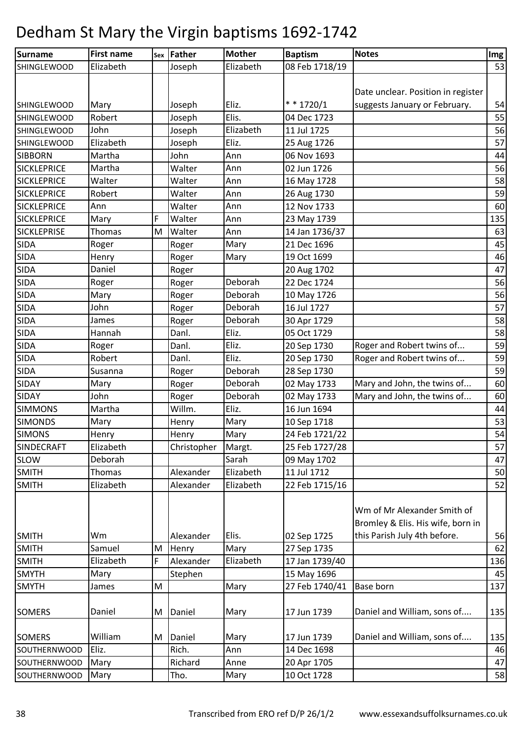# Dedham St Mary the Virgin baptisms 1692-1742

| Surname | First name | Sex | Father | Mother | Baptism | Notes | Img |
|---|---|---|---|---|---|---|---|
| SHINGLEWOOD | Elizabeth | | Joseph | Elizabeth | 08 Feb 1718/19 | | 53 |
| SHINGLEWOOD | Mary | | Joseph | Eliz. | * * 1720/1 | Date unclear. Position in register suggests January or February. | 54 |
| SHINGLEWOOD | Robert | | Joseph | Elis. | 04 Dec 1723 | | 55 |
| SHINGLEWOOD | John | | Joseph | Elizabeth | 11 Jul 1725 | | 56 |
| SHINGLEWOOD | Elizabeth | | Joseph | Eliz. | 25 Aug 1726 | | 57 |
| SIBBORN | Martha | | John | Ann | 06 Nov 1693 | | 44 |
| SICKLEPRICE | Martha | | Walter | Ann | 02 Jun 1726 | | 56 |
| SICKLEPRICE | Walter | | Walter | Ann | 16 May 1728 | | 58 |
| SICKLEPRICE | Robert | | Walter | Ann | 26 Aug 1730 | | 59 |
| SICKLEPRICE | Ann | | Walter | Ann | 12 Nov 1733 | | 60 |
| SICKLEPRICE | Mary | F | Walter | Ann | 23 May 1739 | | 135 |
| SICKLEPRISE | Thomas | M | Walter | Ann | 14 Jan 1736/37 | | 63 |
| SIDA | Roger | | Roger | Mary | 21 Dec 1696 | | 45 |
| SIDA | Henry | | Roger | Mary | 19 Oct 1699 | | 46 |
| SIDA | Daniel | | Roger | | 20 Aug 1702 | | 47 |
| SIDA | Roger | | Roger | Deborah | 22 Dec 1724 | | 56 |
| SIDA | Mary | | Roger | Deborah | 10 May 1726 | | 56 |
| SIDA | John | | Roger | Deborah | 16 Jul 1727 | | 57 |
| SIDA | James | | Roger | Deborah | 30 Apr 1729 | | 58 |
| SIDA | Hannah | | Danl. | Eliz. | 05 Oct 1729 | | 58 |
| SIDA | Roger | | Danl. | Eliz. | 20 Sep 1730 | Roger and Robert twins of... | 59 |
| SIDA | Robert | | Danl. | Eliz. | 20 Sep 1730 | Roger and Robert twins of... | 59 |
| SIDA | Susanna | | Roger | Deborah | 28 Sep 1730 | | 59 |
| SIDAY | Mary | | Roger | Deborah | 02 May 1733 | Mary and John, the twins of... | 60 |
| SIDAY | John | | Roger | Deborah | 02 May 1733 | Mary and John, the twins of... | 60 |
| SIMMONS | Martha | | Willm. | Eliz. | 16 Jun 1694 | | 44 |
| SIMONDS | Mary | | Henry | Mary | 10 Sep 1718 | | 53 |
| SIMONS | Henry | | Henry | Mary | 24 Feb 1721/22 | | 54 |
| SINDECRAFT | Elizabeth | | Christopher | Margt. | 25 Feb 1727/28 | | 57 |
| SLOW | Deborah | | | Sarah | 09 May 1702 | | 47 |
| SMITH | Thomas | | Alexander | Elizabeth | 11 Jul 1712 | | 50 |
| SMITH | Elizabeth | | Alexander | Elizabeth | 22 Feb 1715/16 | | 52 |
| SMITH | Wm | | Alexander | Elis. | 02 Sep 1725 | Wm of Mr Alexander Smith of Bromley & Elis. His wife, born in this Parish July 4th before. | 56 |
| SMITH | Samuel | M | Henry | Mary | 27 Sep 1735 | | 62 |
| SMITH | Elizabeth | F | Alexander | Elizabeth | 17 Jan 1739/40 | | 136 |
| SMYTH | Mary | | Stephen | | 15 May 1696 | | 45 |
| SMYTH | James | M | | Mary | 27 Feb 1740/41 | Base born | 137 |
| SOMERS | Daniel | M | Daniel | Mary | 17 Jun 1739 | Daniel and William, sons of.... | 135 |
| SOMERS | William | M | Daniel | Mary | 17 Jun 1739 | Daniel and William, sons of.... | 135 |
| SOUTHERNWOOD | Eliz. | | Rich. | Ann | 14 Dec 1698 | | 46 |
| SOUTHERNWOOD | Mary | | Richard | Anne | 20 Apr 1705 | | 47 |
| SOUTHERNWOOD | Mary | | Tho. | Mary | 10 Oct 1728 | | 58 |

Transcribed from ERO ref D/P 26/1/2 www.essexandsuffolksurnames.co.uk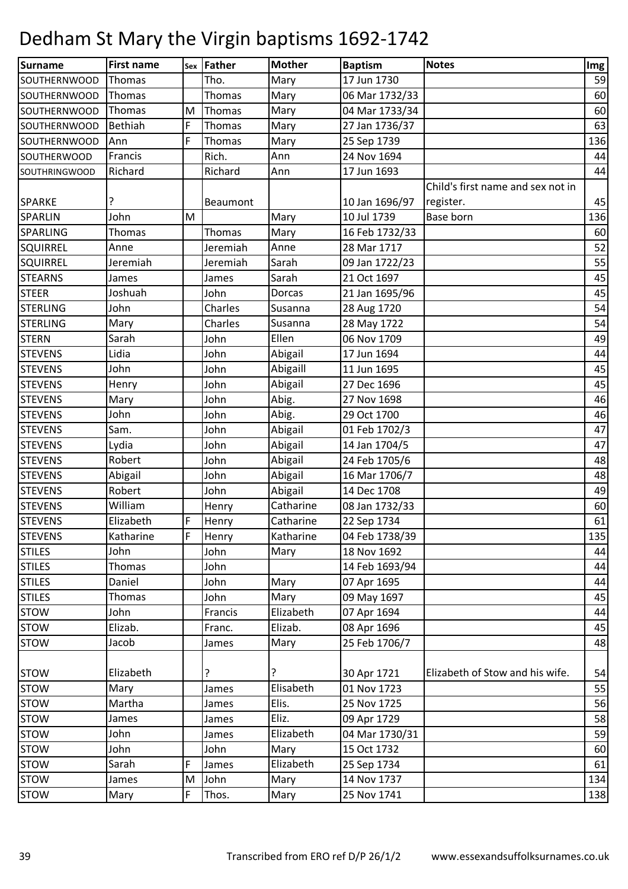# Dedham St Mary the Virgin baptisms 1692-1742

| Surname | First name | Sex | Father | Mother | Baptism | Notes | Img |
|---|---|---|---|---|---|---|---|
| SOUTHERNWOOD | Thomas | | Tho. | Mary | 17 Jun 1730 | | 59 |
| SOUTHERNWOOD | Thomas | | Thomas | Mary | 06 Mar 1732/33 | | 60 |
| SOUTHERNWOOD | Thomas | M | Thomas | Mary | 04 Mar 1733/34 | | 60 |
| SOUTHERNWOOD | Bethiah | F | Thomas | Mary | 27 Jan 1736/37 | | 63 |
| SOUTHERNWOOD | Ann | F | Thomas | Mary | 25 Sep 1739 | | 136 |
| SOUTHERWOOD | Francis | | Rich. | Ann | 24 Nov 1694 | | 44 |
| SOUTHRINGWOOD | Richard | | Richard | Ann | 17 Jun 1693 | | 44 |
| SPARKE | ? | | Beaumont | | 10 Jan 1696/97 | Child's first name and sex not in register. | 45 |
| SPARLIN | John | M | | Mary | 10 Jul 1739 | Base born | 136 |
| SPARLING | Thomas | | Thomas | Mary | 16 Feb 1732/33 | | 60 |
| SQUIRREL | Anne | | Jeremiah | Anne | 28 Mar 1717 | | 52 |
| SQUIRREL | Jeremiah | | Jeremiah | Sarah | 09 Jan 1722/23 | | 55 |
| STEARNS | James | | James | Sarah | 21 Oct 1697 | | 45 |
| STEER | Joshuah | | John | Dorcas | 21 Jan 1695/96 | | 45 |
| STERLING | John | | Charles | Susanna | 28 Aug 1720 | | 54 |
| STERLING | Mary | | Charles | Susanna | 28 May 1722 | | 54 |
| STERN | Sarah | | John | Ellen | 06 Nov 1709 | | 49 |
| STEVENS | Lidia | | John | Abigail | 17 Jun 1694 | | 44 |
| STEVENS | John | | John | Abigaill | 11 Jun 1695 | | 45 |
| STEVENS | Henry | | John | Abigail | 27 Dec 1696 | | 45 |
| STEVENS | Mary | | John | Abig. | 27 Nov 1698 | | 46 |
| STEVENS | John | | John | Abig. | 29 Oct 1700 | | 46 |
| STEVENS | Sam. | | John | Abigail | 01 Feb 1702/3 | | 47 |
| STEVENS | Lydia | | John | Abigail | 14 Jan 1704/5 | | 47 |
| STEVENS | Robert | | John | Abigail | 24 Feb 1705/6 | | 48 |
| STEVENS | Abigail | | John | Abigail | 16 Mar 1706/7 | | 48 |
| STEVENS | Robert | | John | Abigail | 14 Dec 1708 | | 49 |
| STEVENS | William | | Henry | Catharine | 08 Jan 1732/33 | | 60 |
| STEVENS | Elizabeth | F | Henry | Catharine | 22 Sep 1734 | | 61 |
| STEVENS | Katharine | F | Henry | Katharine | 04 Feb 1738/39 | | 135 |
| STILES | John | | John | Mary | 18 Nov 1692 | | 44 |
| STILES | Thomas | | John | | 14 Feb 1693/94 | | 44 |
| STILES | Daniel | | John | Mary | 07 Apr 1695 | | 44 |
| STILES | Thomas | | John | Mary | 09 May 1697 | | 45 |
| STOW | John | | Francis | Elizabeth | 07 Apr 1694 | | 44 |
| STOW | Elizab. | | Franc. | Elizab. | 08 Apr 1696 | | 45 |
| STOW | Jacob | | James | Mary | 25 Feb 1706/7 | | 48 |
| STOW | Elizabeth | | ? | ? | 30 Apr 1721 | Elizabeth of Stow and his wife. | 54 |
| STOW | Mary | | James | Elisabeth | 01 Nov 1723 | | 55 |
| STOW | Martha | | James | Elis. | 25 Nov 1725 | | 56 |
| STOW | James | | James | Eliz. | 09 Apr 1729 | | 58 |
| STOW | John | | James | Elizabeth | 04 Mar 1730/31 | | 59 |
| STOW | John | | John | Mary | 15 Oct 1732 | | 60 |
| STOW | Sarah | F | James | Elizabeth | 25 Sep 1734 | | 61 |
| STOW | James | M | John | Mary | 14 Nov 1737 | | 134 |
| STOW | Mary | F | Thos. | Mary | 25 Nov 1741 | | 138 |

Transcribed from ERO ref D/P 26/1/2 www.essexandsuffolksurnames.co.uk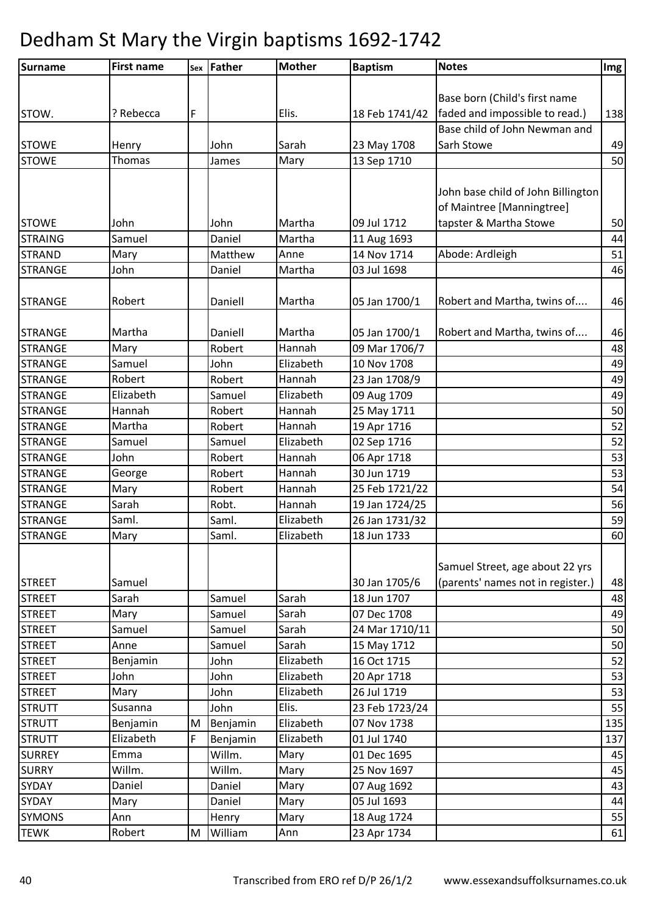# Dedham St Mary the Virgin baptisms 1692-1742

| Surname | First name | Sex | Father | Mother | Baptism | Notes | Img |
|---|---|---|---|---|---|---|---|
| STOW. | ? Rebecca | F | | Elis. | 18 Feb 1741/42 | Base born (Child's first name faded and impossible to read.) | 138 |
| STOWE | Henry | | John | Sarah | 23 May 1708 | Base child of John Newman and Sarh Stowe | 49 |
| STOWE | Thomas | | James | Mary | 13 Sep 1710 | | 50 |
| STOWE | John | | John | Martha | 09 Jul 1712 | John base child of John Billington of Maintree [Manningtree] tapster & Martha Stowe | 50 |
| STRAING | Samuel | | Daniel | Martha | 11 Aug 1693 | | 44 |
| STRAND | Mary | | Matthew | Anne | 14 Nov 1714 | Abode: Ardleigh | 51 |
| STRANGE | John | | Daniel | Martha | 03 Jul 1698 | | 46 |
| STRANGE | Robert | | Daniell | Martha | 05 Jan 1700/1 | Robert and Martha, twins of.... | 46 |
| STRANGE | Martha | | Daniell | Martha | 05 Jan 1700/1 | Robert and Martha, twins of.... | 46 |
| STRANGE | Mary | | Robert | Hannah | 09 Mar 1706/7 | | 48 |
| STRANGE | Samuel | | John | Elizabeth | 10 Nov 1708 | | 49 |
| STRANGE | Robert | | Robert | Hannah | 23 Jan 1708/9 | | 49 |
| STRANGE | Elizabeth | | Samuel | Elizabeth | 09 Aug 1709 | | 49 |
| STRANGE | Hannah | | Robert | Hannah | 25 May 1711 | | 50 |
| STRANGE | Martha | | Robert | Hannah | 19 Apr 1716 | | 52 |
| STRANGE | Samuel | | Samuel | Elizabeth | 02 Sep 1716 | | 52 |
| STRANGE | John | | Robert | Hannah | 06 Apr 1718 | | 53 |
| STRANGE | George | | Robert | Hannah | 30 Jun 1719 | | 53 |
| STRANGE | Mary | | Robert | Hannah | 25 Feb 1721/22 | | 54 |
| STRANGE | Sarah | | Robt. | Hannah | 19 Jan 1724/25 | | 56 |
| STRANGE | Saml. | | Saml. | Elizabeth | 26 Jan 1731/32 | | 59 |
| STRANGE | Mary | | Saml. | Elizabeth | 18 Jun 1733 | | 60 |
| STREET | Samuel | | | | 30 Jan 1705/6 | Samuel Street, age about 22 yrs (parents' names not in register.) | 48 |
| STREET | Sarah | | Samuel | Sarah | 18 Jun 1707 | | 48 |
| STREET | Mary | | Samuel | Sarah | 07 Dec 1708 | | 49 |
| STREET | Samuel | | Samuel | Sarah | 24 Mar 1710/11 | | 50 |
| STREET | Anne | | Samuel | Sarah | 15 May 1712 | | 50 |
| STREET | Benjamin | | John | Elizabeth | 16 Oct 1715 | | 52 |
| STREET | John | | John | Elizabeth | 20 Apr 1718 | | 53 |
| STREET | Mary | | John | Elizabeth | 26 Jul 1719 | | 53 |
| STRUTT | Susanna | | John | Elis. | 23 Feb 1723/24 | | 55 |
| STRUTT | Benjamin | M | Benjamin | Elizabeth | 07 Nov 1738 | | 135 |
| STRUTT | Elizabeth | F | Benjamin | Elizabeth | 01 Jul 1740 | | 137 |
| SURREY | Emma | | Willm. | Mary | 01 Dec 1695 | | 45 |
| SURRY | Willm. | | Willm. | Mary | 25 Nov 1697 | | 45 |
| SYDAY | Daniel | | Daniel | Mary | 07 Aug 1692 | | 43 |
| SYDAY | Mary | | Daniel | Mary | 05 Jul 1693 | | 44 |
| SYMONS | Ann | | Henry | Mary | 18 Aug 1724 | | 55 |
| TEWK | Robert | M | William | Ann | 23 Apr 1734 | | 61 |

Transcribed from ERO ref D/P 26/1/2 www.essexandsuffolksurnames.co.uk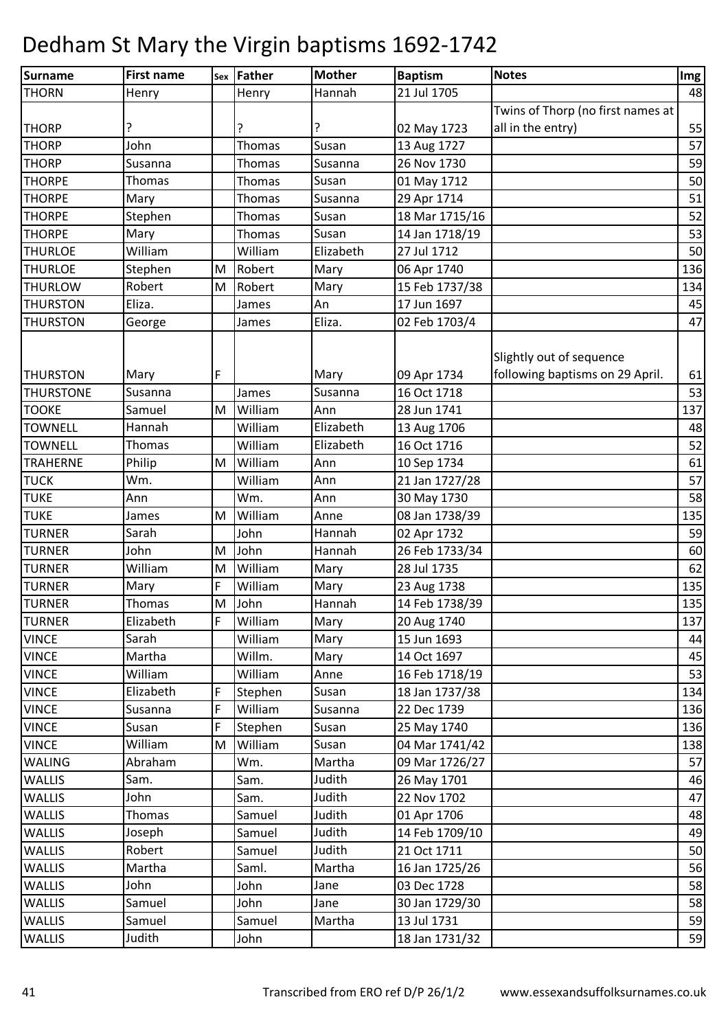# Dedham St Mary the Virgin baptisms 1692-1742

| Surname | First name | Sex | Father | Mother | Baptism | Notes | Img |
|---|---|---|---|---|---|---|---|
| THORN | Henry | | Henry | Hannah | 21 Jul 1705 | | 48 |
| THORP | ? | | ? | ? | 02 May 1723 | Twins of Thorp (no first names at all in the entry) | 55 |
| THORP | John | | Thomas | Susan | 13 Aug 1727 | | 57 |
| THORP | Susanna | | Thomas | Susanna | 26 Nov 1730 | | 59 |
| THORPE | Thomas | | Thomas | Susan | 01 May 1712 | | 50 |
| THORPE | Mary | | Thomas | Susanna | 29 Apr 1714 | | 51 |
| THORPE | Stephen | | Thomas | Susan | 18 Mar 1715/16 | | 52 |
| THORPE | Mary | | Thomas | Susan | 14 Jan 1718/19 | | 53 |
| THURLOE | William | | William | Elizabeth | 27 Jul 1712 | | 50 |
| THURLOE | Stephen | M | Robert | Mary | 06 Apr 1740 | | 136 |
| THURLOW | Robert | M | Robert | Mary | 15 Feb 1737/38 | | 134 |
| THURSTON | Eliza. | | James | An | 17 Jun 1697 | | 45 |
| THURSTON | George | | James | Eliza. | 02 Feb 1703/4 | | 47 |
| THURSTON | Mary | F | | Mary | 09 Apr 1734 | Slightly out of sequence following baptisms on 29 April. | 61 |
| THURSTONE | Susanna | | James | Susanna | 16 Oct 1718 | | 53 |
| TOOKE | Samuel | M | William | Ann | 28 Jun 1741 | | 137 |
| TOWNELL | Hannah | | William | Elizabeth | 13 Aug 1706 | | 48 |
| TOWNELL | Thomas | | William | Elizabeth | 16 Oct 1716 | | 52 |
| TRAHERNE | Philip | M | William | Ann | 10 Sep 1734 | | 61 |
| TUCK | Wm. | | William | Ann | 21 Jan 1727/28 | | 57 |
| TUKE | Ann | | Wm. | Ann | 30 May 1730 | | 58 |
| TUKE | James | M | William | Anne | 08 Jan 1738/39 | | 135 |
| TURNER | Sarah | | John | Hannah | 02 Apr 1732 | | 59 |
| TURNER | John | M | John | Hannah | 26 Feb 1733/34 | | 60 |
| TURNER | William | M | William | Mary | 28 Jul 1735 | | 62 |
| TURNER | Mary | F | William | Mary | 23 Aug 1738 | | 135 |
| TURNER | Thomas | M | John | Hannah | 14 Feb 1738/39 | | 135 |
| TURNER | Elizabeth | F | William | Mary | 20 Aug 1740 | | 137 |
| VINCE | Sarah | | William | Mary | 15 Jun 1693 | | 44 |
| VINCE | Martha | | Willm. | Mary | 14 Oct 1697 | | 45 |
| VINCE | William | | William | Anne | 16 Feb 1718/19 | | 53 |
| VINCE | Elizabeth | F | Stephen | Susan | 18 Jan 1737/38 | | 134 |
| VINCE | Susanna | F | William | Susanna | 22 Dec 1739 | | 136 |
| VINCE | Susan | F | Stephen | Susan | 25 May 1740 | | 136 |
| VINCE | William | M | William | Susan | 04 Mar 1741/42 | | 138 |
| WALING | Abraham | | Wm. | Martha | 09 Mar 1726/27 | | 57 |
| WALLIS | Sam. | | Sam. | Judith | 26 May 1701 | | 46 |
| WALLIS | John | | Sam. | Judith | 22 Nov 1702 | | 47 |
| WALLIS | Thomas | | Samuel | Judith | 01 Apr 1706 | | 48 |
| WALLIS | Joseph | | Samuel | Judith | 14 Feb 1709/10 | | 49 |
| WALLIS | Robert | | Samuel | Judith | 21 Oct 1711 | | 50 |
| WALLIS | Martha | | Saml. | Martha | 16 Jan 1725/26 | | 56 |
| WALLIS | John | | John | Jane | 03 Dec 1728 | | 58 |
| WALLIS | Samuel | | John | Jane | 30 Jan 1729/30 | | 58 |
| WALLIS | Samuel | | Samuel | Martha | 13 Jul 1731 | | 59 |
| WALLIS | Judith | | John | | 18 Jan 1731/32 | | 59 |

Transcribed from ERO ref D/P 26/1/2 www.essexandsuffolksurnames.co.uk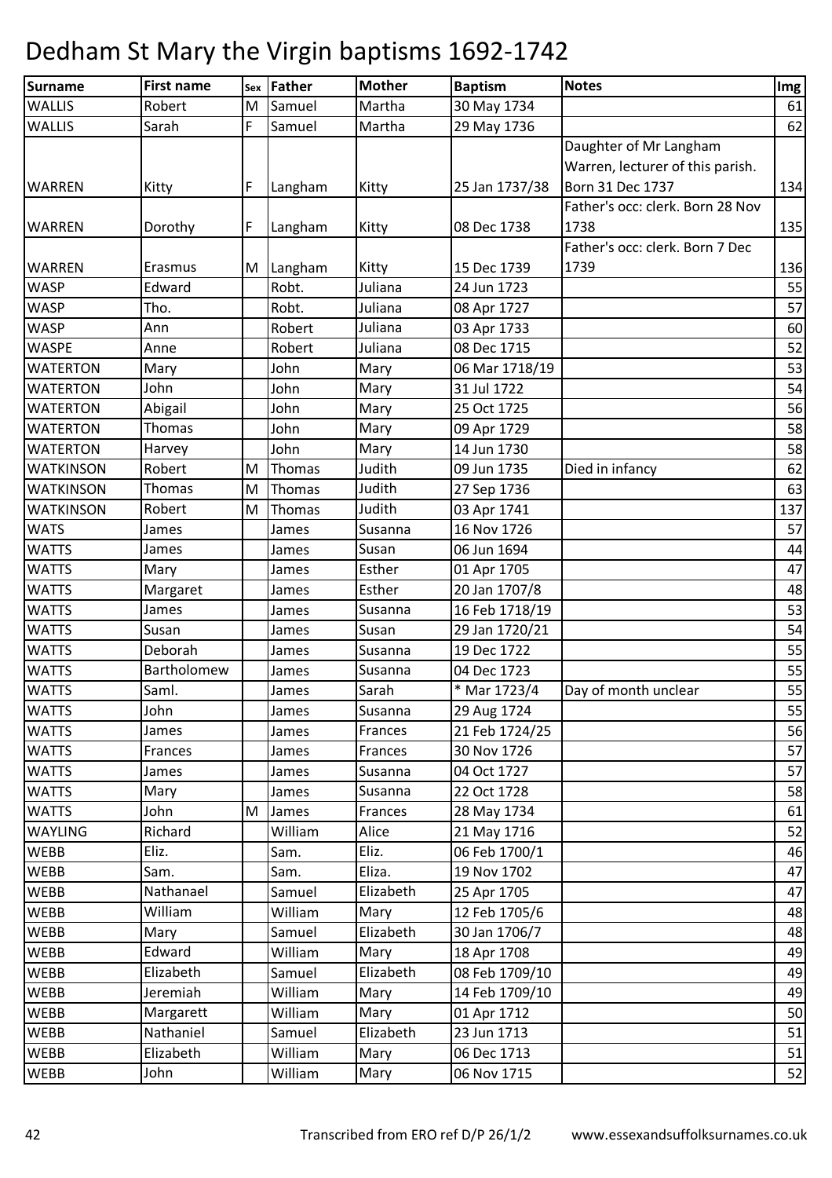# Dedham St Mary the Virgin baptisms 1692-1742

| Surname | First name | Sex | Father | Mother | Baptism | Notes | Img |
|---|---|---|---|---|---|---|---|
| WALLIS | Robert | M | Samuel | Martha | 30 May 1734 | | 61 |
| WALLIS | Sarah | F | Samuel | Martha | 29 May 1736 | | 62 |
| WARREN | Kitty | F | Langham | Kitty | 25 Jan 1737/38 | Daughter of Mr Langham Warren, lecturer of this parish. Born 31 Dec 1737 | 134 |
| WARREN | Dorothy | F | Langham | Kitty | 08 Dec 1738 | Father's occ: clerk. Born 28 Nov 1738 | 135 |
| WARREN | Erasmus | M | Langham | Kitty | 15 Dec 1739 | Father's occ: clerk. Born 7 Dec 1739 | 136 |
| WASP | Edward | | Robt. | Juliana | 24 Jun 1723 | | 55 |
| WASP | Tho. | | Robt. | Juliana | 08 Apr 1727 | | 57 |
| WASP | Ann | | Robert | Juliana | 03 Apr 1733 | | 60 |
| WASPE | Anne | | Robert | Juliana | 08 Dec 1715 | | 52 |
| WATERTON | Mary | | John | Mary | 06 Mar 1718/19 | | 53 |
| WATERTON | John | | John | Mary | 31 Jul 1722 | | 54 |
| WATERTON | Abigail | | John | Mary | 25 Oct 1725 | | 56 |
| WATERTON | Thomas | | John | Mary | 09 Apr 1729 | | 58 |
| WATERTON | Harvey | | John | Mary | 14 Jun 1730 | | 58 |
| WATKINSON | Robert | M | Thomas | Judith | 09 Jun 1735 | Died in infancy | 62 |
| WATKINSON | Thomas | M | Thomas | Judith | 27 Sep 1736 | | 63 |
| WATKINSON | Robert | M | Thomas | Judith | 03 Apr 1741 | | 137 |
| WATS | James | | James | Susanna | 16 Nov 1726 | | 57 |
| WATTS | James | | James | Susan | 06 Jun 1694 | | 44 |
| WATTS | Mary | | James | Esther | 01 Apr 1705 | | 47 |
| WATTS | Margaret | | James | Esther | 20 Jan 1707/8 | | 48 |
| WATTS | James | | James | Susanna | 16 Feb 1718/19 | | 53 |
| WATTS | Susan | | James | Susan | 29 Jan 1720/21 | | 54 |
| WATTS | Deborah | | James | Susanna | 19 Dec 1722 | | 55 |
| WATTS | Bartholomew | | James | Susanna | 04 Dec 1723 | | 55 |
| WATTS | Saml. | | James | Sarah | * Mar 1723/4 | Day of month unclear | 55 |
| WATTS | John | | James | Susanna | 29 Aug 1724 | | 55 |
| WATTS | James | | James | Frances | 21 Feb 1724/25 | | 56 |
| WATTS | Frances | | James | Frances | 30 Nov 1726 | | 57 |
| WATTS | James | | James | Susanna | 04 Oct 1727 | | 57 |
| WATTS | Mary | | James | Susanna | 22 Oct 1728 | | 58 |
| WATTS | John | M | James | Frances | 28 May 1734 | | 61 |
| WAYLING | Richard | | William | Alice | 21 May 1716 | | 52 |
| WEBB | Eliz. | | Sam. | Eliz. | 06 Feb 1700/1 | | 46 |
| WEBB | Sam. | | Sam. | Eliza. | 19 Nov 1702 | | 47 |
| WEBB | Nathanael | | Samuel | Elizabeth | 25 Apr 1705 | | 47 |
| WEBB | William | | William | Mary | 12 Feb 1705/6 | | 48 |
| WEBB | Mary | | Samuel | Elizabeth | 30 Jan 1706/7 | | 48 |
| WEBB | Edward | | William | Mary | 18 Apr 1708 | | 49 |
| WEBB | Elizabeth | | Samuel | Elizabeth | 08 Feb 1709/10 | | 49 |
| WEBB | Jeremiah | | William | Mary | 14 Feb 1709/10 | | 49 |
| WEBB | Margarett | | William | Mary | 01 Apr 1712 | | 50 |
| WEBB | Nathaniel | | Samuel | Elizabeth | 23 Jun 1713 | | 51 |
| WEBB | Elizabeth | | William | Mary | 06 Dec 1713 | | 51 |
| WEBB | John | | William | Mary | 06 Nov 1715 | | 52 |

Transcribed from ERO ref D/P 26/1/2 www.essexandsuffolksurnames.co.uk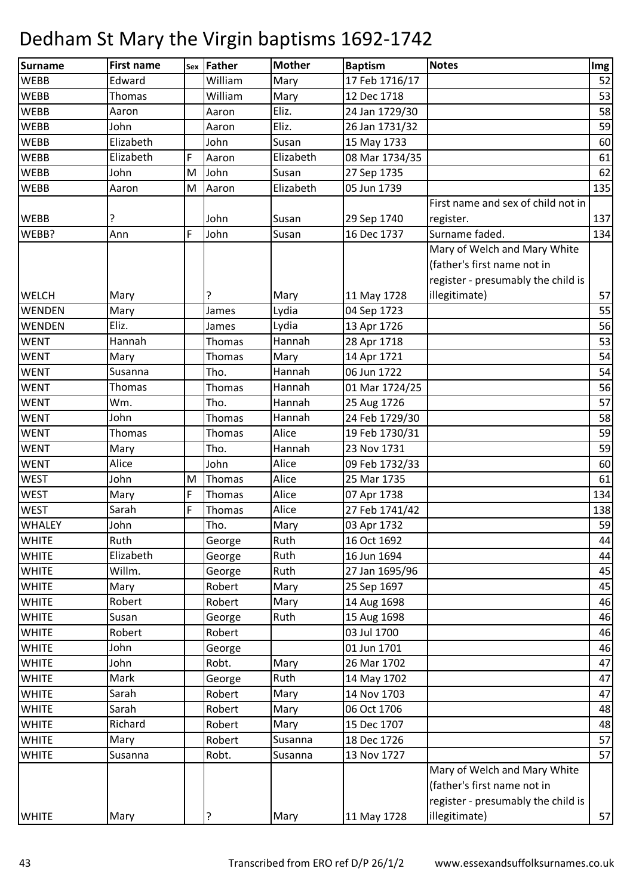# Dedham St Mary the Virgin baptisms 1692-1742

| Surname | First name | Sex | Father | Mother | Baptism | Notes | Img |
|---|---|---|---|---|---|---|---|
| WEBB | Edward | | William | Mary | 17 Feb 1716/17 | | 52 |
| WEBB | Thomas | | William | Mary | 12 Dec 1718 | | 53 |
| WEBB | Aaron | | Aaron | Eliz. | 24 Jan 1729/30 | | 58 |
| WEBB | John | | Aaron | Eliz. | 26 Jan 1731/32 | | 59 |
| WEBB | Elizabeth | | John | Susan | 15 May 1733 | | 60 |
| WEBB | Elizabeth | F | Aaron | Elizabeth | 08 Mar 1734/35 | | 61 |
| WEBB | John | M | John | Susan | 27 Sep 1735 | | 62 |
| WEBB | Aaron | M | Aaron | Elizabeth | 05 Jun 1739 | | 135 |
| WEBB | ? | | John | Susan | 29 Sep 1740 | First name and sex of child not in register. | 137 |
| WEBB? | Ann | F | John | Susan | 16 Dec 1737 | Surname faded. | 134 |
| WELCH | Mary | | ? | Mary | 11 May 1728 | Mary of Welch and Mary White (father's first name not in register - presumably the child is illegitimate) | 57 |
| WENDEN | Mary | | James | Lydia | 04 Sep 1723 | | 55 |
| WENDEN | Eliz. | | James | Lydia | 13 Apr 1726 | | 56 |
| WENT | Hannah | | Thomas | Hannah | 28 Apr 1718 | | 53 |
| WENT | Mary | | Thomas | Mary | 14 Apr 1721 | | 54 |
| WENT | Susanna | | Tho. | Hannah | 06 Jun 1722 | | 54 |
| WENT | Thomas | | Thomas | Hannah | 01 Mar 1724/25 | | 56 |
| WENT | Wm. | | Tho. | Hannah | 25 Aug 1726 | | 57 |
| WENT | John | | Thomas | Hannah | 24 Feb 1729/30 | | 58 |
| WENT | Thomas | | Thomas | Alice | 19 Feb 1730/31 | | 59 |
| WENT | Mary | | Tho. | Hannah | 23 Nov 1731 | | 59 |
| WENT | Alice | | John | Alice | 09 Feb 1732/33 | | 60 |
| WEST | John | M | Thomas | Alice | 25 Mar 1735 | | 61 |
| WEST | Mary | F | Thomas | Alice | 07 Apr 1738 | | 134 |
| WEST | Sarah | F | Thomas | Alice | 27 Feb 1741/42 | | 138 |
| WHALEY | John | | Tho. | Mary | 03 Apr 1732 | | 59 |
| WHITE | Ruth | | George | Ruth | 16 Oct 1692 | | 44 |
| WHITE | Elizabeth | | George | Ruth | 16 Jun 1694 | | 44 |
| WHITE | Willm. | | George | Ruth | 27 Jan 1695/96 | | 45 |
| WHITE | Mary | | Robert | Mary | 25 Sep 1697 | | 45 |
| WHITE | Robert | | Robert | Mary | 14 Aug 1698 | | 46 |
| WHITE | Susan | | George | Ruth | 15 Aug 1698 | | 46 |
| WHITE | Robert | | Robert | | 03 Jul 1700 | | 46 |
| WHITE | John | | George | | 01 Jun 1701 | | 46 |
| WHITE | John | | Robt. | Mary | 26 Mar 1702 | | 47 |
| WHITE | Mark | | George | Ruth | 14 May 1702 | | 47 |
| WHITE | Sarah | | Robert | Mary | 14 Nov 1703 | | 47 |
| WHITE | Sarah | | Robert | Mary | 06 Oct 1706 | | 48 |
| WHITE | Richard | | Robert | Mary | 15 Dec 1707 | | 48 |
| WHITE | Mary | | Robert | Susanna | 18 Dec 1726 | | 57 |
| WHITE | Susanna | | Robt. | Susanna | 13 Nov 1727 | | 57 |
| WHITE | Mary | | ? | Mary | 11 May 1728 | Mary of Welch and Mary White (father's first name not in register - presumably the child is illegitimate) | 57 |

Transcribed from ERO ref D/P 26/1/2 www.essexandsuffolksurnames.co.uk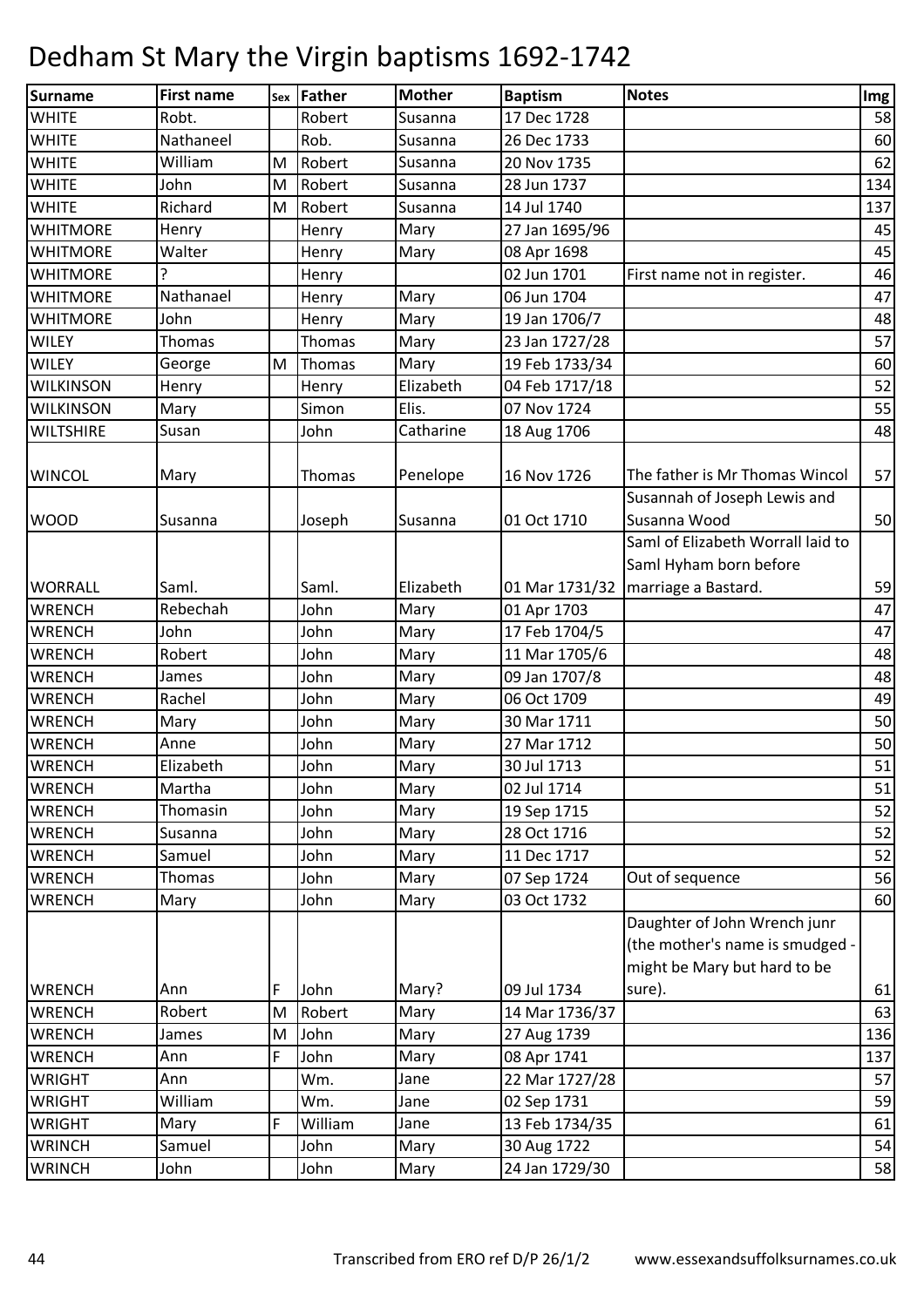# Dedham St Mary the Virgin baptisms 1692-1742

| Surname | First name | Sex | Father | Mother | Baptism | Notes | Img |
|---|---|---|---|---|---|---|---|
| WHITE | Robt. | | Robert | Susanna | 17 Dec 1728 | | 58 |
| WHITE | Nathaneel | | Rob. | Susanna | 26 Dec 1733 | | 60 |
| WHITE | William | M | Robert | Susanna | 20 Nov 1735 | | 62 |
| WHITE | John | M | Robert | Susanna | 28 Jun 1737 | | 134 |
| WHITE | Richard | M | Robert | Susanna | 14 Jul 1740 | | 137 |
| WHITMORE | Henry | | Henry | Mary | 27 Jan 1695/96 | | 45 |
| WHITMORE | Walter | | Henry | Mary | 08 Apr 1698 | | 45 |
| WHITMORE | ? | | Henry | | 02 Jun 1701 | First name not in register. | 46 |
| WHITMORE | Nathanael | | Henry | Mary | 06 Jun 1704 | | 47 |
| WHITMORE | John | | Henry | Mary | 19 Jan 1706/7 | | 48 |
| WILEY | Thomas | | Thomas | Mary | 23 Jan 1727/28 | | 57 |
| WILEY | George | M | Thomas | Mary | 19 Feb 1733/34 | | 60 |
| WILKINSON | Henry | | Henry | Elizabeth | 04 Feb 1717/18 | | 52 |
| WILKINSON | Mary | | Simon | Elis. | 07 Nov 1724 | | 55 |
| WILTSHIRE | Susan | | John | Catharine | 18 Aug 1706 | | 48 |
| WINCOL | Mary | | Thomas | Penelope | 16 Nov 1726 | The father is Mr Thomas Wincol | 57 |
| WOOD | Susanna | | Joseph | Susanna | 01 Oct 1710 | Susannah of Joseph Lewis and Susanna Wood | 50 |
| WORRALL | Saml. | | Saml. | Elizabeth | 01 Mar 1731/32 | Saml of Elizabeth Worrall laid to Saml Hyham born before marriage a Bastard. | 59 |
| WRENCH | Rebechah | | John | Mary | 01 Apr 1703 | | 47 |
| WRENCH | John | | John | Mary | 17 Feb 1704/5 | | 47 |
| WRENCH | Robert | | John | Mary | 11 Mar 1705/6 | | 48 |
| WRENCH | James | | John | Mary | 09 Jan 1707/8 | | 48 |
| WRENCH | Rachel | | John | Mary | 06 Oct 1709 | | 49 |
| WRENCH | Mary | | John | Mary | 30 Mar 1711 | | 50 |
| WRENCH | Anne | | John | Mary | 27 Mar 1712 | | 50 |
| WRENCH | Elizabeth | | John | Mary | 30 Jul 1713 | | 51 |
| WRENCH | Martha | | John | Mary | 02 Jul 1714 | | 51 |
| WRENCH | Thomasin | | John | Mary | 19 Sep 1715 | | 52 |
| WRENCH | Susanna | | John | Mary | 28 Oct 1716 | | 52 |
| WRENCH | Samuel | | John | Mary | 11 Dec 1717 | | 52 |
| WRENCH | Thomas | | John | Mary | 07 Sep 1724 | Out of sequence | 56 |
| WRENCH | Mary | | John | Mary | 03 Oct 1732 | | 60 |
| WRENCH | Ann | F | John | Mary? | 09 Jul 1734 | Daughter of John Wrench junr (the mother's name is smudged - might be Mary but hard to be sure). | 61 |
| WRENCH | Robert | M | Robert | Mary | 14 Mar 1736/37 | | 63 |
| WRENCH | James | M | John | Mary | 27 Aug 1739 | | 136 |
| WRENCH | Ann | F | John | Mary | 08 Apr 1741 | | 137 |
| WRIGHT | Ann | | Wm. | Jane | 22 Mar 1727/28 | | 57 |
| WRIGHT | William | | Wm. | Jane | 02 Sep 1731 | | 59 |
| WRIGHT | Mary | F | William | Jane | 13 Feb 1734/35 | | 61 |
| WRINCH | Samuel | | John | Mary | 30 Aug 1722 | | 54 |
| WRINCH | John | | John | Mary | 24 Jan 1729/30 | | 58 |

Transcribed from ERO ref D/P 26/1/2 www.essexandsuffolksurnames.co.uk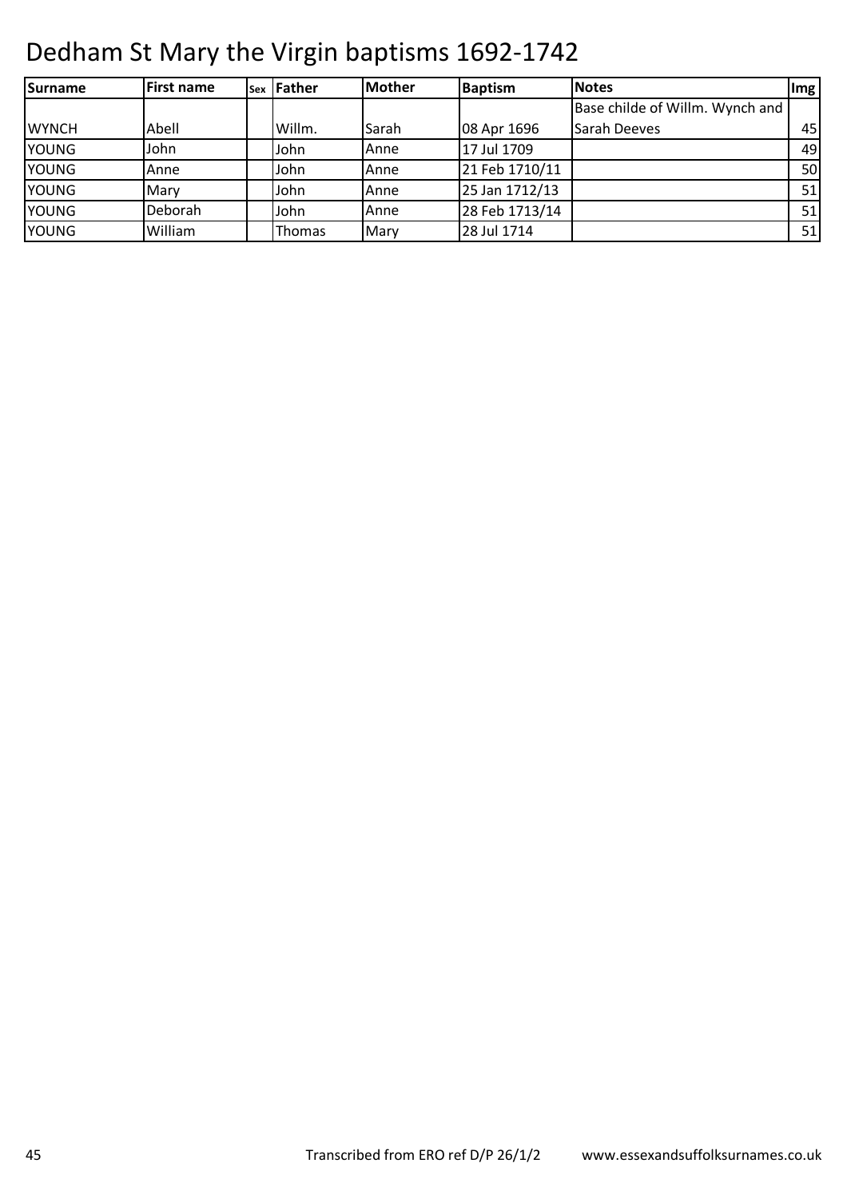# Dedham St Mary the Virgin baptisms 1692-1742

| Surname | First name | Sex | Father | Mother | Baptism | Notes | Img |
|---|---|---|---|---|---|---|---|
| WYNCH | Abell | | Willm. | Sarah | 08 Apr 1696 | Base childe of Willm. Wynch and Sarah Deeves | 45 |
| YOUNG | John | | John | Anne | 17 Jul 1709 | | 49 |
| YOUNG | Anne | | John | Anne | 21 Feb 1710/11 | | 50 |
| YOUNG | Mary | | John | Anne | 25 Jan 1712/13 | | 51 |
| YOUNG | Deborah | | John | Anne | 28 Feb 1713/14 | | 51 |
| YOUNG | William | | Thomas | Mary | 28 Jul 1714 | | 51 |

Transcribed from ERO ref D/P 26/1/2 www.essexandsuffolksurnames.co.uk